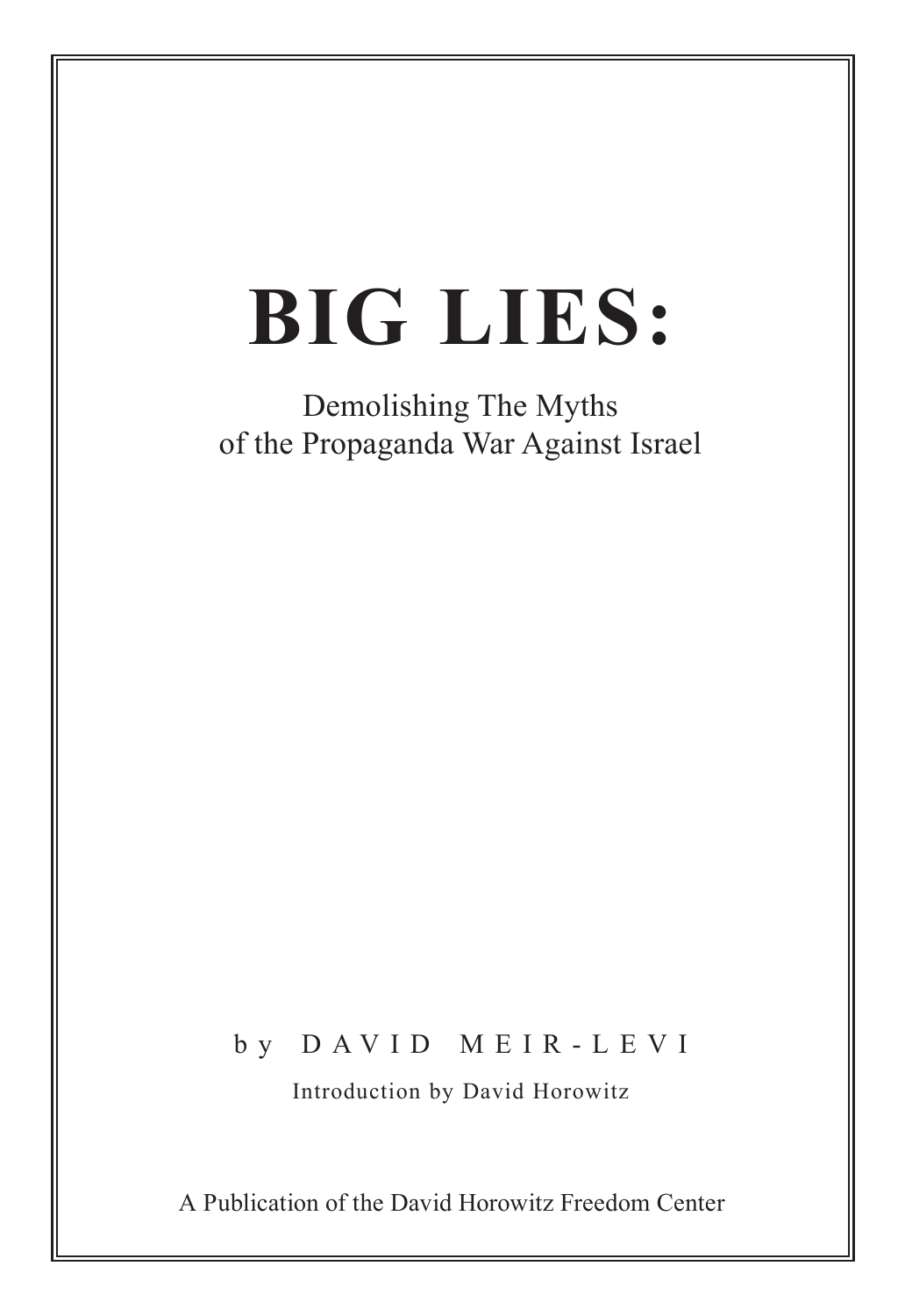# BIG LIES:

Demolishing The Myths
of the Propaganda War Against Israel

by DAVID MEIR-LEVI

Introduction by David Horowitz

A Publication of the David Horowitz Freedom Center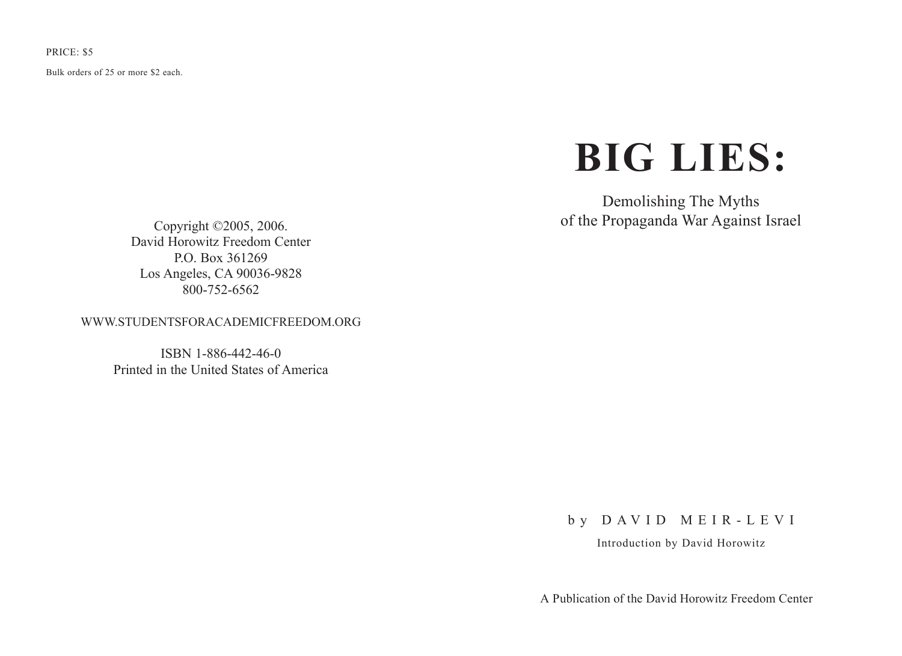PRICE: $5

Bulk orders of 25 or more $2 each.

Copyright ©2005, 2006.
David Horowitz Freedom Center
P.O. Box 361269
Los Angeles, CA 90036-9828
800-752-6562

WWW.STUDENTSFORACADEMICFREEDOM.ORG

ISBN 1-886-442-46-0
Printed in the United States of America

# BIG LIES:

## Demolishing The Myths of the Propaganda War Against Israel

by DAVID MEIR-LEVI

Introduction by David Horowitz

A Publication of the David Horowitz Freedom Center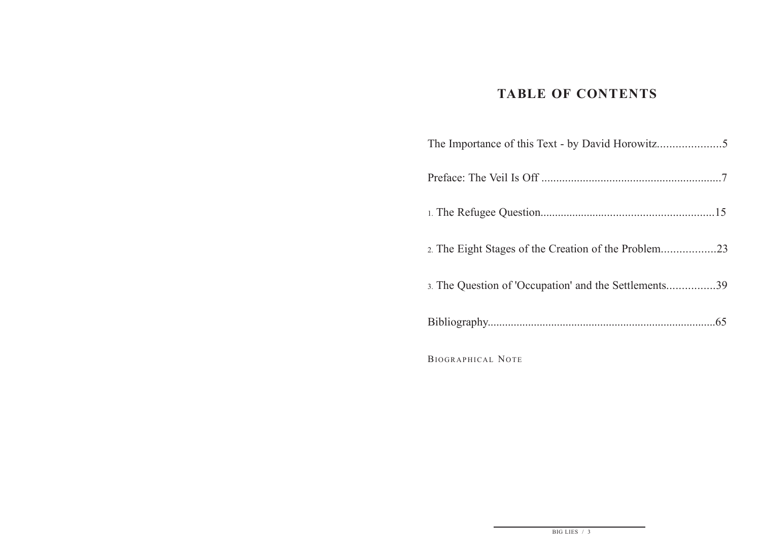# TABLE OF CONTENTS

The Importance of this Text - by David Horowitz.....................5

Preface: The Veil Is Off .............................................................7

1. The Refugee Question...........................................................15

2. The Eight Stages of the Creation of the Problem..................23

3. The Question of 'Occupation' and the Settlements................39

Bibliography..............................................................................65

Biographical Note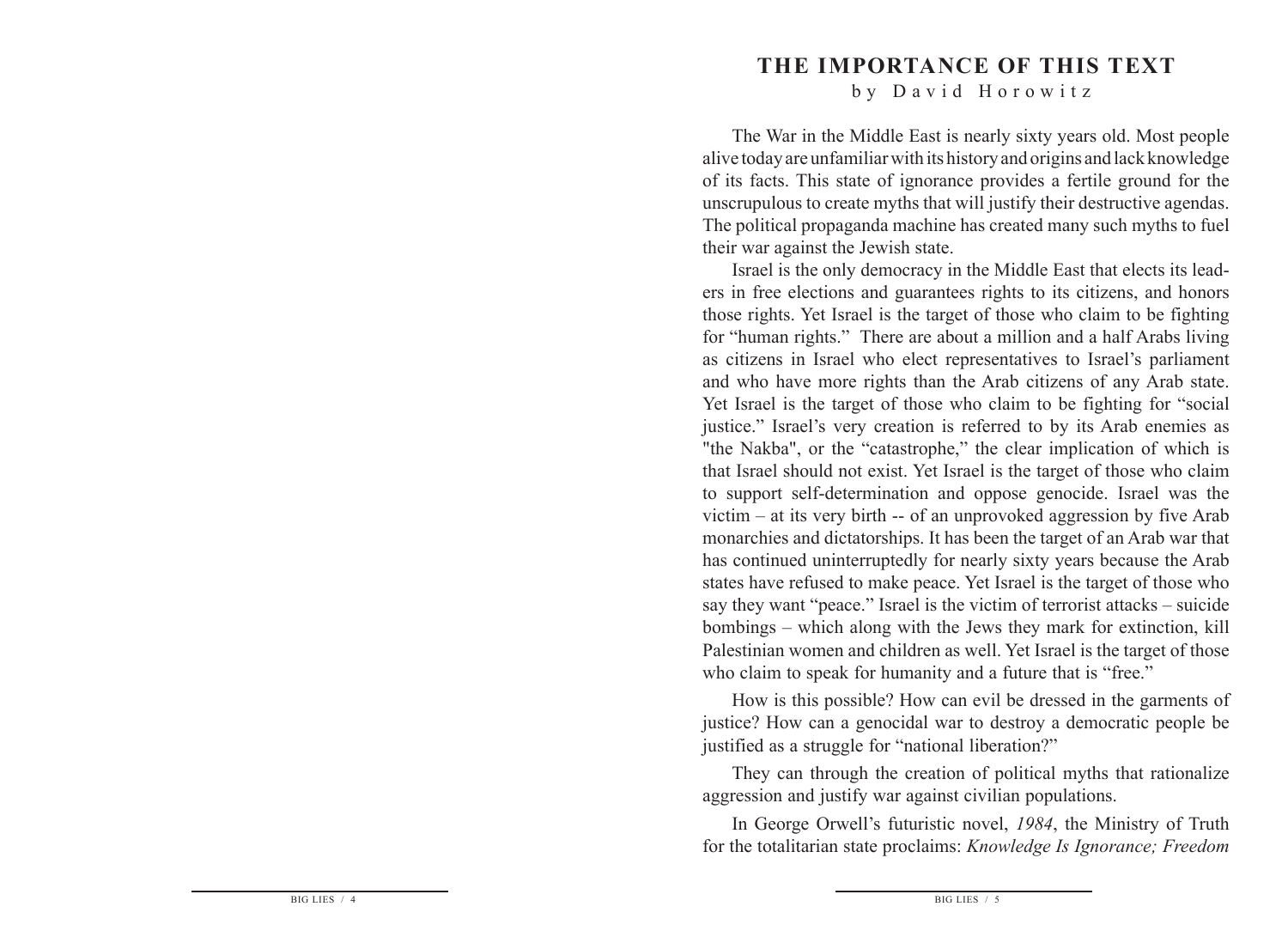## THE IMPORTANCE OF THIS TEXT

by David Horowitz

The War in the Middle East is nearly sixty years old. Most people alive today are unfamiliar with its history and origins and lack knowledge of its facts. This state of ignorance provides a fertile ground for the unscrupulous to create myths that will justify their destructive agendas. The political propaganda machine has created many such myths to fuel their war against the Jewish state.

Israel is the only democracy in the Middle East that elects its leaders in free elections and guarantees rights to its citizens, and honors those rights. Yet Israel is the target of those who claim to be fighting for "human rights." There are about a million and a half Arabs living as citizens in Israel who elect representatives to Israel's parliament and who have more rights than the Arab citizens of any Arab state. Yet Israel is the target of those who claim to be fighting for "social justice." Israel's very creation is referred to by its Arab enemies as "the Nakba", or the "catastrophe," the clear implication of which is that Israel should not exist. Yet Israel is the target of those who claim to support self-determination and oppose genocide. Israel was the victim – at its very birth -- of an unprovoked aggression by five Arab monarchies and dictatorships. It has been the target of an Arab war that has continued uninterruptedly for nearly sixty years because the Arab states have refused to make peace. Yet Israel is the target of those who say they want "peace." Israel is the victim of terrorist attacks – suicide bombings – which along with the Jews they mark for extinction, kill Palestinian women and children as well. Yet Israel is the target of those who claim to speak for humanity and a future that is "free."

How is this possible? How can evil be dressed in the garments of justice? How can a genocidal war to destroy a democratic people be justified as a struggle for "national liberation?"

They can through the creation of political myths that rationalize aggression and justify war against civilian populations.

In George Orwell's futuristic novel, *1984*, the Ministry of Truth for the totalitarian state proclaims: *Knowledge Is Ignorance; Freedom*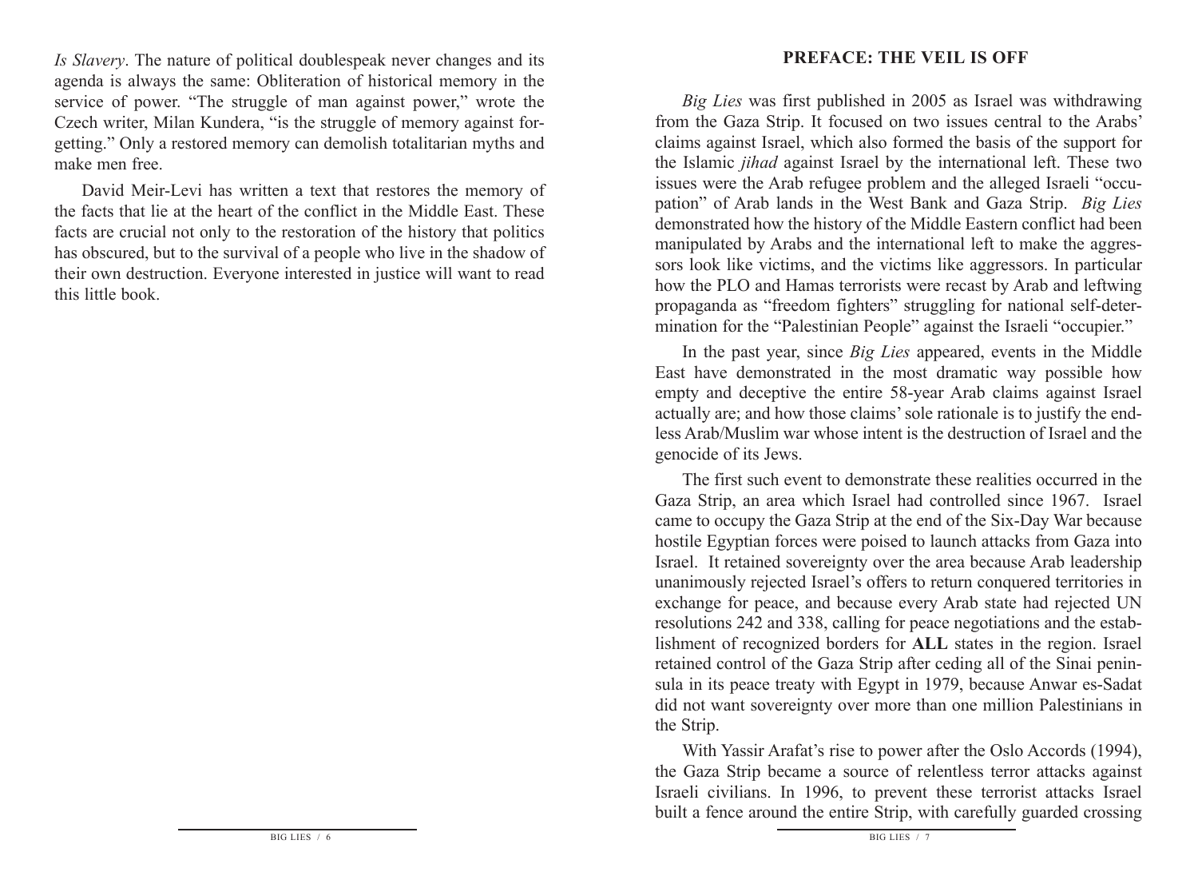*Is Slavery*. The nature of political doublespeak never changes and its agenda is always the same: Obliteration of historical memory in the service of power. "The struggle of man against power," wrote the Czech writer, Milan Kundera, "is the struggle of memory against forgetting." Only a restored memory can demolish totalitarian myths and make men free.

David Meir-Levi has written a text that restores the memory of the facts that lie at the heart of the conflict in the Middle East. These facts are crucial not only to the restoration of the history that politics has obscured, but to the survival of a people who live in the shadow of their own destruction. Everyone interested in justice will want to read this little book.

## PREFACE: THE VEIL IS OFF

*Big Lies* was first published in 2005 as Israel was withdrawing from the Gaza Strip. It focused on two issues central to the Arabs' claims against Israel, which also formed the basis of the support for the Islamic *jihad* against Israel by the international left. These two issues were the Arab refugee problem and the alleged Israeli "occupation" of Arab lands in the West Bank and Gaza Strip. *Big Lies* demonstrated how the history of the Middle Eastern conflict had been manipulated by Arabs and the international left to make the aggressors look like victims, and the victims like aggressors. In particular how the PLO and Hamas terrorists were recast by Arab and leftwing propaganda as "freedom fighters" struggling for national self-determination for the "Palestinian People" against the Israeli "occupier."

In the past year, since *Big Lies* appeared, events in the Middle East have demonstrated in the most dramatic way possible how empty and deceptive the entire 58-year Arab claims against Israel actually are; and how those claims' sole rationale is to justify the endless Arab/Muslim war whose intent is the destruction of Israel and the genocide of its Jews.

The first such event to demonstrate these realities occurred in the Gaza Strip, an area which Israel had controlled since 1967. Israel came to occupy the Gaza Strip at the end of the Six-Day War because hostile Egyptian forces were poised to launch attacks from Gaza into Israel. It retained sovereignty over the area because Arab leadership unanimously rejected Israel's offers to return conquered territories in exchange for peace, and because every Arab state had rejected UN resolutions 242 and 338, calling for peace negotiations and the establishment of recognized borders for **ALL** states in the region. Israel retained control of the Gaza Strip after ceding all of the Sinai peninsula in its peace treaty with Egypt in 1979, because Anwar es-Sadat did not want sovereignty over more than one million Palestinians in the Strip.

With Yassir Arafat's rise to power after the Oslo Accords (1994), the Gaza Strip became a source of relentless terror attacks against Israeli civilians. In 1996, to prevent these terrorist attacks Israel built a fence around the entire Strip, with carefully guarded crossing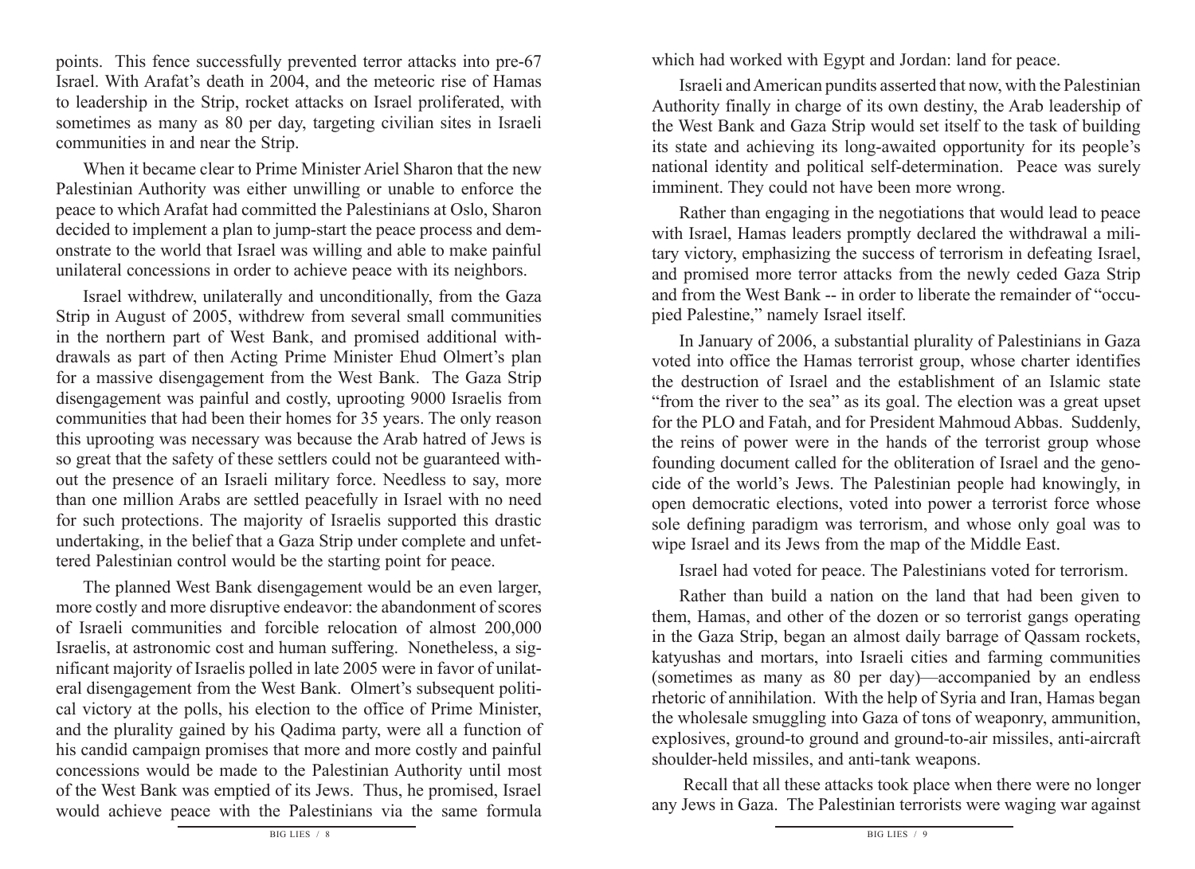points. This fence successfully prevented terror attacks into pre-67 Israel. With Arafat's death in 2004, and the meteoric rise of Hamas to leadership in the Strip, rocket attacks on Israel proliferated, with sometimes as many as 80 per day, targeting civilian sites in Israeli communities in and near the Strip.

When it became clear to Prime Minister Ariel Sharon that the new Palestinian Authority was either unwilling or unable to enforce the peace to which Arafat had committed the Palestinians at Oslo, Sharon decided to implement a plan to jump-start the peace process and demonstrate to the world that Israel was willing and able to make painful unilateral concessions in order to achieve peace with its neighbors.

Israel withdrew, unilaterally and unconditionally, from the Gaza Strip in August of 2005, withdrew from several small communities in the northern part of West Bank, and promised additional withdrawals as part of then Acting Prime Minister Ehud Olmert's plan for a massive disengagement from the West Bank. The Gaza Strip disengagement was painful and costly, uprooting 9000 Israelis from communities that had been their homes for 35 years. The only reason this uprooting was necessary was because the Arab hatred of Jews is so great that the safety of these settlers could not be guaranteed without the presence of an Israeli military force. Needless to say, more than one million Arabs are settled peacefully in Israel with no need for such protections. The majority of Israelis supported this drastic undertaking, in the belief that a Gaza Strip under complete and unfettered Palestinian control would be the starting point for peace.

The planned West Bank disengagement would be an even larger, more costly and more disruptive endeavor: the abandonment of scores of Israeli communities and forcible relocation of almost 200,000 Israelis, at astronomic cost and human suffering. Nonetheless, a significant majority of Israelis polled in late 2005 were in favor of unilateral disengagement from the West Bank. Olmert's subsequent political victory at the polls, his election to the office of Prime Minister, and the plurality gained by his Qadima party, were all a function of his candid campaign promises that more and more costly and painful concessions would be made to the Palestinian Authority until most of the West Bank was emptied of its Jews. Thus, he promised, Israel would achieve peace with the Palestinians via the same formula which had worked with Egypt and Jordan: land for peace.

Israeli and American pundits asserted that now, with the Palestinian Authority finally in charge of its own destiny, the Arab leadership of the West Bank and Gaza Strip would set itself to the task of building its state and achieving its long-awaited opportunity for its people's national identity and political self-determination. Peace was surely imminent. They could not have been more wrong.

Rather than engaging in the negotiations that would lead to peace with Israel, Hamas leaders promptly declared the withdrawal a military victory, emphasizing the success of terrorism in defeating Israel, and promised more terror attacks from the newly ceded Gaza Strip and from the West Bank -- in order to liberate the remainder of "occupied Palestine," namely Israel itself.

In January of 2006, a substantial plurality of Palestinians in Gaza voted into office the Hamas terrorist group, whose charter identifies the destruction of Israel and the establishment of an Islamic state "from the river to the sea" as its goal. The election was a great upset for the PLO and Fatah, and for President Mahmoud Abbas. Suddenly, the reins of power were in the hands of the terrorist group whose founding document called for the obliteration of Israel and the genocide of the world's Jews. The Palestinian people had knowingly, in open democratic elections, voted into power a terrorist force whose sole defining paradigm was terrorism, and whose only goal was to wipe Israel and its Jews from the map of the Middle East.

Israel had voted for peace. The Palestinians voted for terrorism.

Rather than build a nation on the land that had been given to them, Hamas, and other of the dozen or so terrorist gangs operating in the Gaza Strip, began an almost daily barrage of Qassam rockets, katyushas and mortars, into Israeli cities and farming communities (sometimes as many as 80 per day)—accompanied by an endless rhetoric of annihilation. With the help of Syria and Iran, Hamas began the wholesale smuggling into Gaza of tons of weaponry, ammunition, explosives, ground-to ground and ground-to-air missiles, anti-aircraft shoulder-held missiles, and anti-tank weapons.

Recall that all these attacks took place when there were no longer any Jews in Gaza. The Palestinian terrorists were waging war against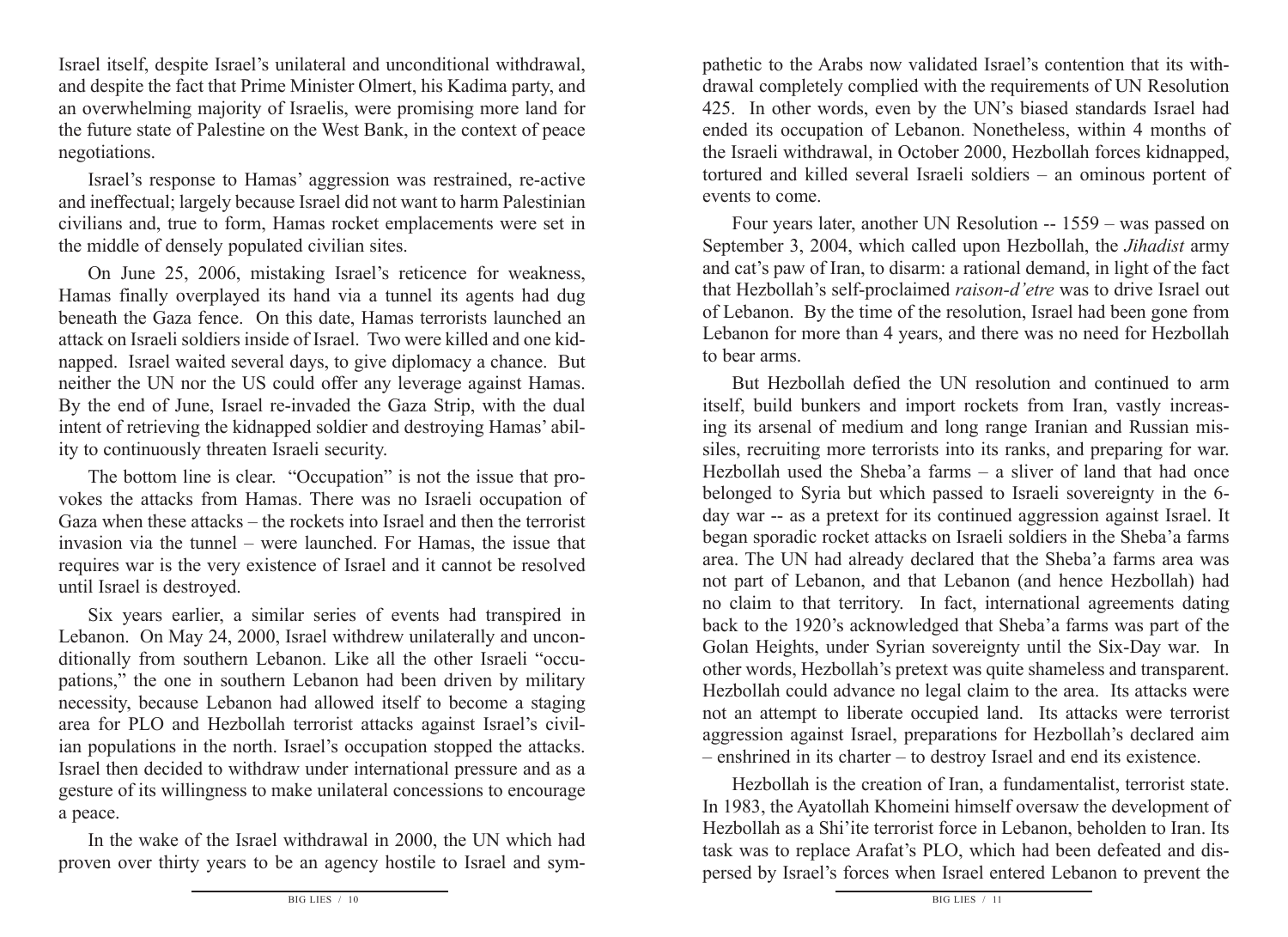Israel itself, despite Israel's unilateral and unconditional withdrawal, and despite the fact that Prime Minister Olmert, his Kadima party, and an overwhelming majority of Israelis, were promising more land for the future state of Palestine on the West Bank, in the context of peace negotiations.

Israel's response to Hamas' aggression was restrained, re-active and ineffectual; largely because Israel did not want to harm Palestinian civilians and, true to form, Hamas rocket emplacements were set in the middle of densely populated civilian sites.

On June 25, 2006, mistaking Israel's reticence for weakness, Hamas finally overplayed its hand via a tunnel its agents had dug beneath the Gaza fence. On this date, Hamas terrorists launched an attack on Israeli soldiers inside of Israel. Two were killed and one kidnapped. Israel waited several days, to give diplomacy a chance. But neither the UN nor the US could offer any leverage against Hamas. By the end of June, Israel re-invaded the Gaza Strip, with the dual intent of retrieving the kidnapped soldier and destroying Hamas' ability to continuously threaten Israeli security.

The bottom line is clear. "Occupation" is not the issue that provokes the attacks from Hamas. There was no Israeli occupation of Gaza when these attacks – the rockets into Israel and then the terrorist invasion via the tunnel – were launched. For Hamas, the issue that requires war is the very existence of Israel and it cannot be resolved until Israel is destroyed.

Six years earlier, a similar series of events had transpired in Lebanon. On May 24, 2000, Israel withdrew unilaterally and unconditionally from southern Lebanon. Like all the other Israeli "occupations," the one in southern Lebanon had been driven by military necessity, because Lebanon had allowed itself to become a staging area for PLO and Hezbollah terrorist attacks against Israel's civilian populations in the north. Israel's occupation stopped the attacks. Israel then decided to withdraw under international pressure and as a gesture of its willingness to make unilateral concessions to encourage a peace.

In the wake of the Israel withdrawal in 2000, the UN which had proven over thirty years to be an agency hostile to Israel and sympathetic to the Arabs now validated Israel's contention that its withdrawal completely complied with the requirements of UN Resolution 425. In other words, even by the UN's biased standards Israel had ended its occupation of Lebanon. Nonetheless, within 4 months of the Israeli withdrawal, in October 2000, Hezbollah forces kidnapped, tortured and killed several Israeli soldiers – an ominous portent of events to come.

Four years later, another UN Resolution -- 1559 – was passed on September 3, 2004, which called upon Hezbollah, the *Jihadist* army and cat's paw of Iran, to disarm: a rational demand, in light of the fact that Hezbollah's self-proclaimed *raison-d'etre* was to drive Israel out of Lebanon. By the time of the resolution, Israel had been gone from Lebanon for more than 4 years, and there was no need for Hezbollah to bear arms.

But Hezbollah defied the UN resolution and continued to arm itself, build bunkers and import rockets from Iran, vastly increasing its arsenal of medium and long range Iranian and Russian missiles, recruiting more terrorists into its ranks, and preparing for war. Hezbollah used the Sheba'a farms – a sliver of land that had once belonged to Syria but which passed to Israeli sovereignty in the 6-day war -- as a pretext for its continued aggression against Israel. It began sporadic rocket attacks on Israeli soldiers in the Sheba'a farms area. The UN had already declared that the Sheba'a farms area was not part of Lebanon, and that Lebanon (and hence Hezbollah) had no claim to that territory. In fact, international agreements dating back to the 1920's acknowledged that Sheba'a farms was part of the Golan Heights, under Syrian sovereignty until the Six-Day war. In other words, Hezbollah's pretext was quite shameless and transparent. Hezbollah could advance no legal claim to the area. Its attacks were not an attempt to liberate occupied land. Its attacks were terrorist aggression against Israel, preparations for Hezbollah's declared aim – enshrined in its charter – to destroy Israel and end its existence.

Hezbollah is the creation of Iran, a fundamentalist, terrorist state. In 1983, the Ayatollah Khomeini himself oversaw the development of Hezbollah as a Shi'ite terrorist force in Lebanon, beholden to Iran. Its task was to replace Arafat's PLO, which had been defeated and dispersed by Israel's forces when Israel entered Lebanon to prevent the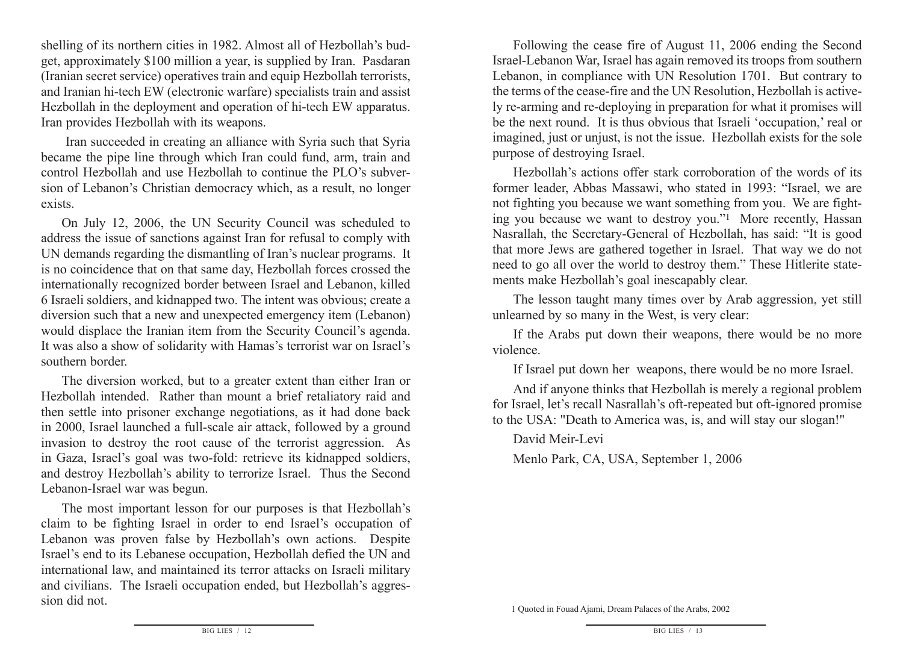shelling of its northern cities in 1982. Almost all of Hezbollah's budget, approximately $100 million a year, is supplied by Iran. Pasdaran (Iranian secret service) operatives train and equip Hezbollah terrorists, and Iranian hi-tech EW (electronic warfare) specialists train and assist Hezbollah in the deployment and operation of hi-tech EW apparatus. Iran provides Hezbollah with its weapons.

Iran succeeded in creating an alliance with Syria such that Syria became the pipe line through which Iran could fund, arm, train and control Hezbollah and use Hezbollah to continue the PLO's subversion of Lebanon's Christian democracy which, as a result, no longer exists.

On July 12, 2006, the UN Security Council was scheduled to address the issue of sanctions against Iran for refusal to comply with UN demands regarding the dismantling of Iran's nuclear programs. It is no coincidence that on that same day, Hezbollah forces crossed the internationally recognized border between Israel and Lebanon, killed 6 Israeli soldiers, and kidnapped two. The intent was obvious; create a diversion such that a new and unexpected emergency item (Lebanon) would displace the Iranian item from the Security Council's agenda. It was also a show of solidarity with Hamas's terrorist war on Israel's southern border.

The diversion worked, but to a greater extent than either Iran or Hezbollah intended. Rather than mount a brief retaliatory raid and then settle into prisoner exchange negotiations, as it had done back in 2000, Israel launched a full-scale air attack, followed by a ground invasion to destroy the root cause of the terrorist aggression. As in Gaza, Israel's goal was two-fold: retrieve its kidnapped soldiers, and destroy Hezbollah's ability to terrorize Israel. Thus the Second Lebanon-Israel war was begun.

The most important lesson for our purposes is that Hezbollah's claim to be fighting Israel in order to end Israel's occupation of Lebanon was proven false by Hezbollah's own actions. Despite Israel's end to its Lebanese occupation, Hezbollah defied the UN and international law, and maintained its terror attacks on Israeli military and civilians. The Israeli occupation ended, but Hezbollah's aggression did not.

Following the cease fire of August 11, 2006 ending the Second Israel-Lebanon War, Israel has again removed its troops from southern Lebanon, in compliance with UN Resolution 1701. But contrary to the terms of the cease-fire and the UN Resolution, Hezbollah is actively re-arming and re-deploying in preparation for what it promises will be the next round. It is thus obvious that Israeli 'occupation,' real or imagined, just or unjust, is not the issue. Hezbollah exists for the sole purpose of destroying Israel.

Hezbollah's actions offer stark corroboration of the words of its former leader, Abbas Massawi, who stated in 1993: "Israel, we are not fighting you because we want something from you. We are fighting you because we want to destroy you."[1] More recently, Hassan Nasrallah, the Secretary-General of Hezbollah, has said: "It is good that more Jews are gathered together in Israel. That way we do not need to go all over the world to destroy them." These Hitlerite statements make Hezbollah's goal inescapably clear.

The lesson taught many times over by Arab aggression, yet still unlearned by so many in the West, is very clear:

If the Arabs put down their weapons, there would be no more violence.

If Israel put down her weapons, there would be no more Israel.

And if anyone thinks that Hezbollah is merely a regional problem for Israel, let's recall Nasrallah's oft-repeated but oft-ignored promise to the USA: "Death to America was, is, and will stay our slogan!"

David Meir-Levi

Menlo Park, CA, USA, September 1, 2006

1 Quoted in Fouad Ajami, Dream Palaces of the Arabs, 2002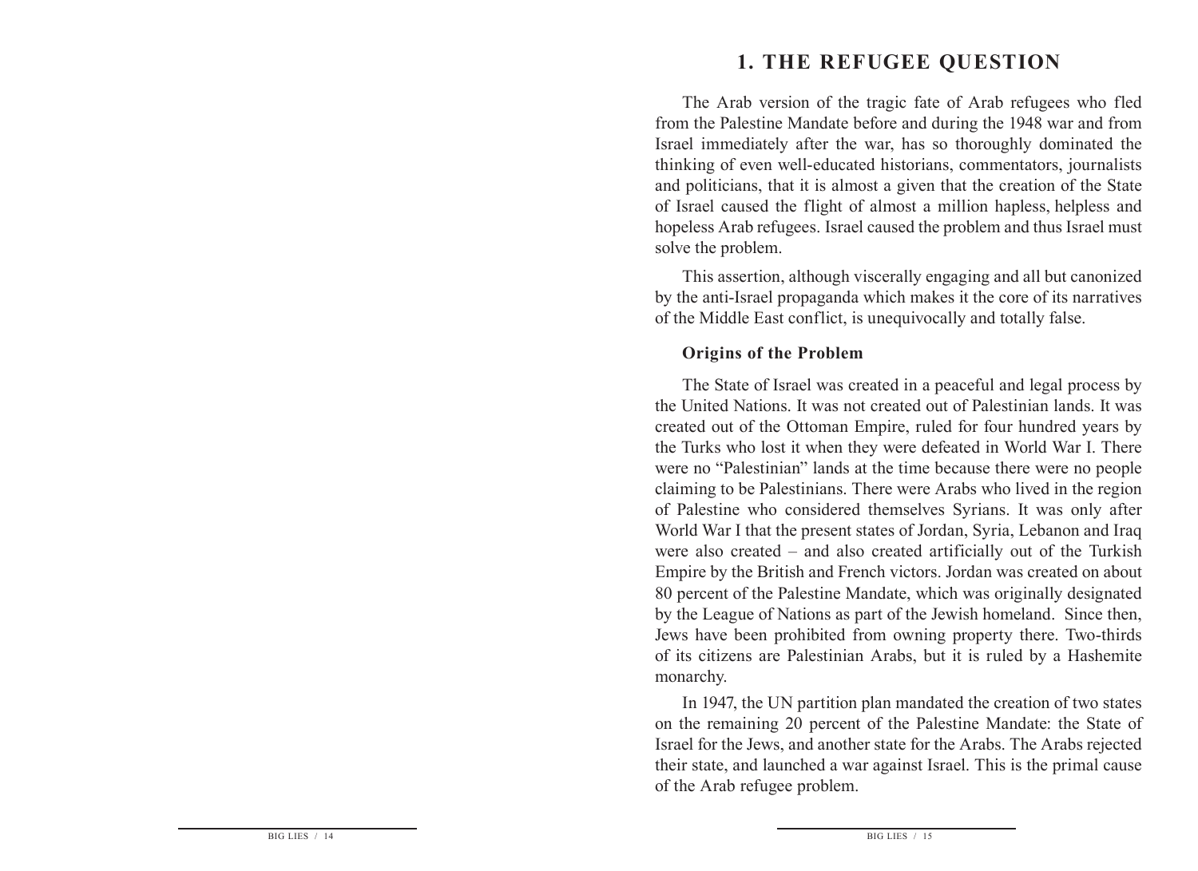# 1. THE REFUGEE QUESTION

The Arab version of the tragic fate of Arab refugees who fled from the Palestine Mandate before and during the 1948 war and from Israel immediately after the war, has so thoroughly dominated the thinking of even well-educated historians, commentators, journalists and politicians, that it is almost a given that the creation of the State of Israel caused the flight of almost a million hapless, helpless and hopeless Arab refugees. Israel caused the problem and thus Israel must solve the problem.

This assertion, although viscerally engaging and all but canonized by the anti-Israel propaganda which makes it the core of its narratives of the Middle East conflict, is unequivocally and totally false.

### Origins of the Problem

The State of Israel was created in a peaceful and legal process by the United Nations. It was not created out of Palestinian lands. It was created out of the Ottoman Empire, ruled for four hundred years by the Turks who lost it when they were defeated in World War I. There were no "Palestinian" lands at the time because there were no people claiming to be Palestinians. There were Arabs who lived in the region of Palestine who considered themselves Syrians. It was only after World War I that the present states of Jordan, Syria, Lebanon and Iraq were also created – and also created artificially out of the Turkish Empire by the British and French victors. Jordan was created on about 80 percent of the Palestine Mandate, which was originally designated by the League of Nations as part of the Jewish homeland. Since then, Jews have been prohibited from owning property there. Two-thirds of its citizens are Palestinian Arabs, but it is ruled by a Hashemite monarchy.

In 1947, the UN partition plan mandated the creation of two states on the remaining 20 percent of the Palestine Mandate: the State of Israel for the Jews, and another state for the Arabs. The Arabs rejected their state, and launched a war against Israel. This is the primal cause of the Arab refugee problem.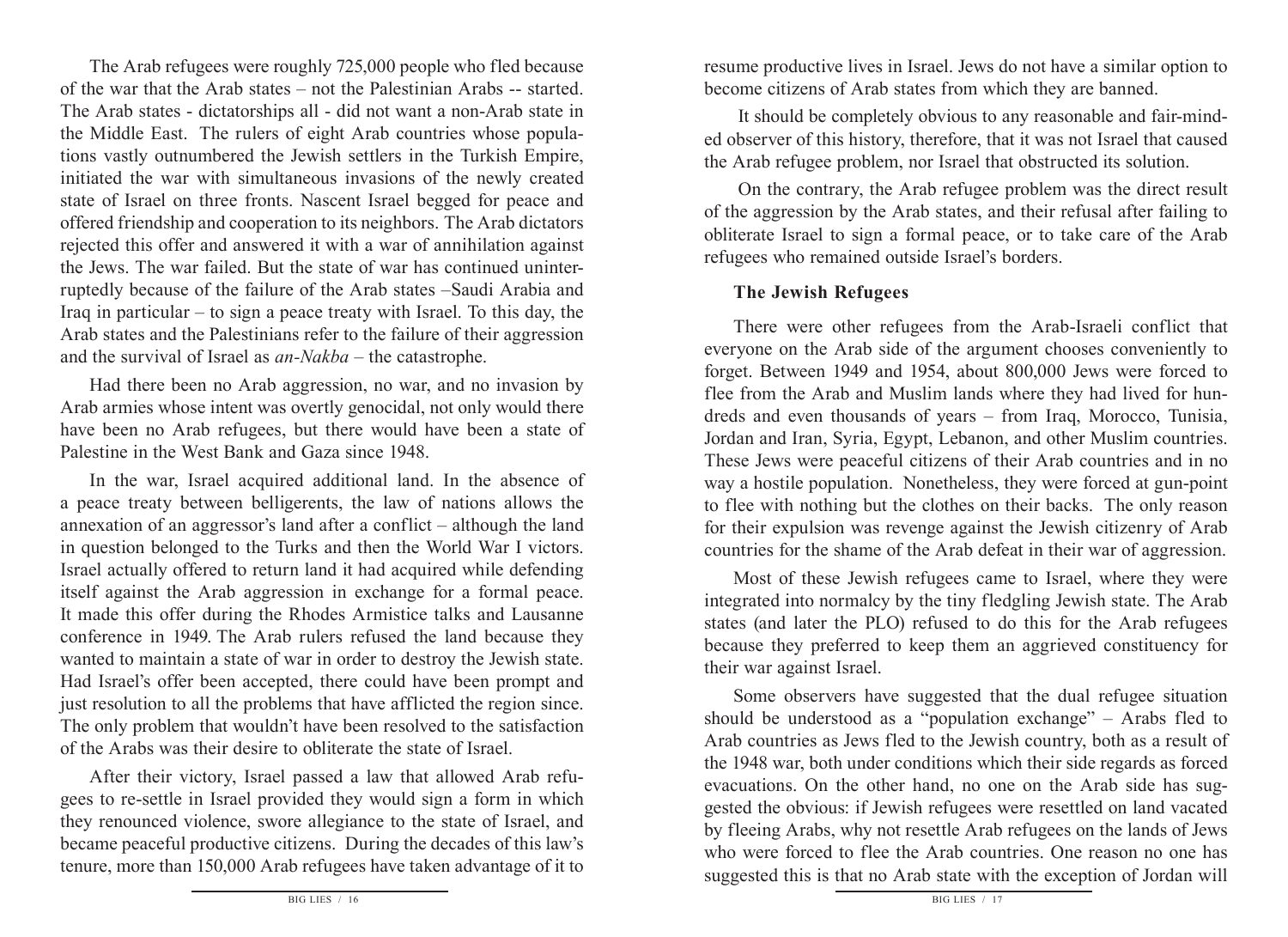The Arab refugees were roughly 725,000 people who fled because of the war that the Arab states – not the Palestinian Arabs -- started. The Arab states - dictatorships all - did not want a non-Arab state in the Middle East. The rulers of eight Arab countries whose populations vastly outnumbered the Jewish settlers in the Turkish Empire, initiated the war with simultaneous invasions of the newly created state of Israel on three fronts. Nascent Israel begged for peace and offered friendship and cooperation to its neighbors. The Arab dictators rejected this offer and answered it with a war of annihilation against the Jews. The war failed. But the state of war has continued uninterruptedly because of the failure of the Arab states –Saudi Arabia and Iraq in particular – to sign a peace treaty with Israel. To this day, the Arab states and the Palestinians refer to the failure of their aggression and the survival of Israel as *an-Nakba* – the catastrophe.

Had there been no Arab aggression, no war, and no invasion by Arab armies whose intent was overtly genocidal, not only would there have been no Arab refugees, but there would have been a state of Palestine in the West Bank and Gaza since 1948.

In the war, Israel acquired additional land. In the absence of a peace treaty between belligerents, the law of nations allows the annexation of an aggressor's land after a conflict – although the land in question belonged to the Turks and then the World War I victors. Israel actually offered to return land it had acquired while defending itself against the Arab aggression in exchange for a formal peace. It made this offer during the Rhodes Armistice talks and Lausanne conference in 1949. The Arab rulers refused the land because they wanted to maintain a state of war in order to destroy the Jewish state. Had Israel's offer been accepted, there could have been prompt and just resolution to all the problems that have afflicted the region since. The only problem that wouldn't have been resolved to the satisfaction of the Arabs was their desire to obliterate the state of Israel.

After their victory, Israel passed a law that allowed Arab refugees to re-settle in Israel provided they would sign a form in which they renounced violence, swore allegiance to the state of Israel, and became peaceful productive citizens. During the decades of this law's tenure, more than 150,000 Arab refugees have taken advantage of it to resume productive lives in Israel. Jews do not have a similar option to become citizens of Arab states from which they are banned.

It should be completely obvious to any reasonable and fair-minded observer of this history, therefore, that it was not Israel that caused the Arab refugee problem, nor Israel that obstructed its solution.

On the contrary, the Arab refugee problem was the direct result of the aggression by the Arab states, and their refusal after failing to obliterate Israel to sign a formal peace, or to take care of the Arab refugees who remained outside Israel's borders.

### The Jewish Refugees

There were other refugees from the Arab-Israeli conflict that everyone on the Arab side of the argument chooses conveniently to forget. Between 1949 and 1954, about 800,000 Jews were forced to flee from the Arab and Muslim lands where they had lived for hundreds and even thousands of years – from Iraq, Morocco, Tunisia, Jordan and Iran, Syria, Egypt, Lebanon, and other Muslim countries. These Jews were peaceful citizens of their Arab countries and in no way a hostile population. Nonetheless, they were forced at gun-point to flee with nothing but the clothes on their backs. The only reason for their expulsion was revenge against the Jewish citizenry of Arab countries for the shame of the Arab defeat in their war of aggression.

Most of these Jewish refugees came to Israel, where they were integrated into normalcy by the tiny fledgling Jewish state. The Arab states (and later the PLO) refused to do this for the Arab refugees because they preferred to keep them an aggrieved constituency for their war against Israel.

Some observers have suggested that the dual refugee situation should be understood as a "population exchange" – Arabs fled to Arab countries as Jews fled to the Jewish country, both as a result of the 1948 war, both under conditions which their side regards as forced evacuations. On the other hand, no one on the Arab side has suggested the obvious: if Jewish refugees were resettled on land vacated by fleeing Arabs, why not resettle Arab refugees on the lands of Jews who were forced to flee the Arab countries. One reason no one has suggested this is that no Arab state with the exception of Jordan will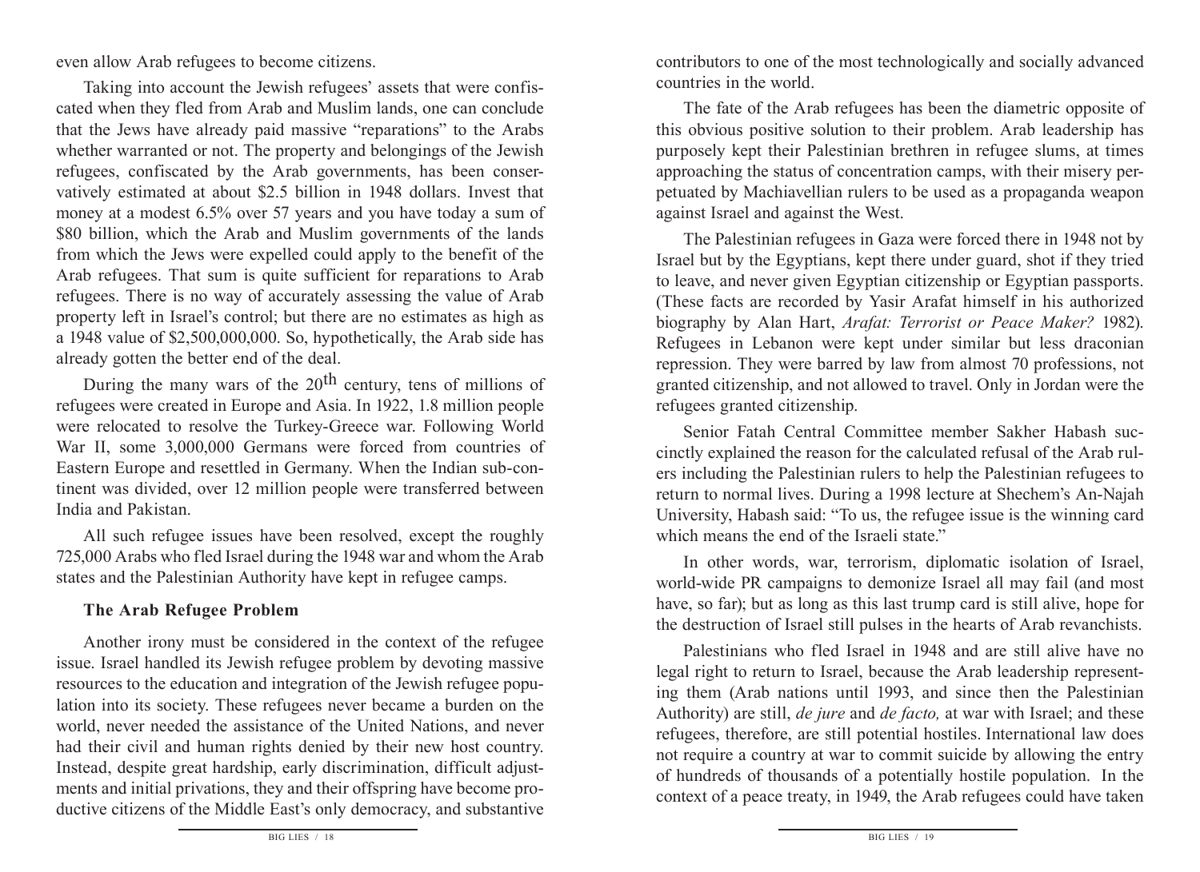even allow Arab refugees to become citizens.

Taking into account the Jewish refugees' assets that were confiscated when they fled from Arab and Muslim lands, one can conclude that the Jews have already paid massive "reparations" to the Arabs whether warranted or not. The property and belongings of the Jewish refugees, confiscated by the Arab governments, has been conservatively estimated at about $2.5 billion in 1948 dollars. Invest that money at a modest 6.5% over 57 years and you have today a sum of $80 billion, which the Arab and Muslim governments of the lands from which the Jews were expelled could apply to the benefit of the Arab refugees. That sum is quite sufficient for reparations to Arab refugees. There is no way of accurately assessing the value of Arab property left in Israel's control; but there are no estimates as high as a 1948 value of $2,500,000,000. So, hypothetically, the Arab side has already gotten the better end of the deal.

During the many wars of the 20th century, tens of millions of refugees were created in Europe and Asia. In 1922, 1.8 million people were relocated to resolve the Turkey-Greece war. Following World War II, some 3,000,000 Germans were forced from countries of Eastern Europe and resettled in Germany. When the Indian sub-continent was divided, over 12 million people were transferred between India and Pakistan.

All such refugee issues have been resolved, except the roughly 725,000 Arabs who fled Israel during the 1948 war and whom the Arab states and the Palestinian Authority have kept in refugee camps.

### The Arab Refugee Problem

Another irony must be considered in the context of the refugee issue. Israel handled its Jewish refugee problem by devoting massive resources to the education and integration of the Jewish refugee population into its society. These refugees never became a burden on the world, never needed the assistance of the United Nations, and never had their civil and human rights denied by their new host country. Instead, despite great hardship, early discrimination, difficult adjustments and initial privations, they and their offspring have become productive citizens of the Middle East's only democracy, and substantive contributors to one of the most technologically and socially advanced countries in the world.

The fate of the Arab refugees has been the diametric opposite of this obvious positive solution to their problem. Arab leadership has purposely kept their Palestinian brethren in refugee slums, at times approaching the status of concentration camps, with their misery perpetuated by Machiavellian rulers to be used as a propaganda weapon against Israel and against the West.

The Palestinian refugees in Gaza were forced there in 1948 not by Israel but by the Egyptians, kept there under guard, shot if they tried to leave, and never given Egyptian citizenship or Egyptian passports. (These facts are recorded by Yasir Arafat himself in his authorized biography by Alan Hart, *Arafat: Terrorist or Peace Maker?* 1982). Refugees in Lebanon were kept under similar but less draconian repression. They were barred by law from almost 70 professions, not granted citizenship, and not allowed to travel. Only in Jordan were the refugees granted citizenship.

Senior Fatah Central Committee member Sakher Habash succinctly explained the reason for the calculated refusal of the Arab rulers including the Palestinian rulers to help the Palestinian refugees to return to normal lives. During a 1998 lecture at Shechem's An-Najah University, Habash said: "To us, the refugee issue is the winning card which means the end of the Israeli state."

In other words, war, terrorism, diplomatic isolation of Israel, world-wide PR campaigns to demonize Israel all may fail (and most have, so far); but as long as this last trump card is still alive, hope for the destruction of Israel still pulses in the hearts of Arab revanchists.

Palestinians who fled Israel in 1948 and are still alive have no legal right to return to Israel, because the Arab leadership representing them (Arab nations until 1993, and since then the Palestinian Authority) are still, *de jure* and *de facto,* at war with Israel; and these refugees, therefore, are still potential hostiles. International law does not require a country at war to commit suicide by allowing the entry of hundreds of thousands of a potentially hostile population. In the context of a peace treaty, in 1949, the Arab refugees could have taken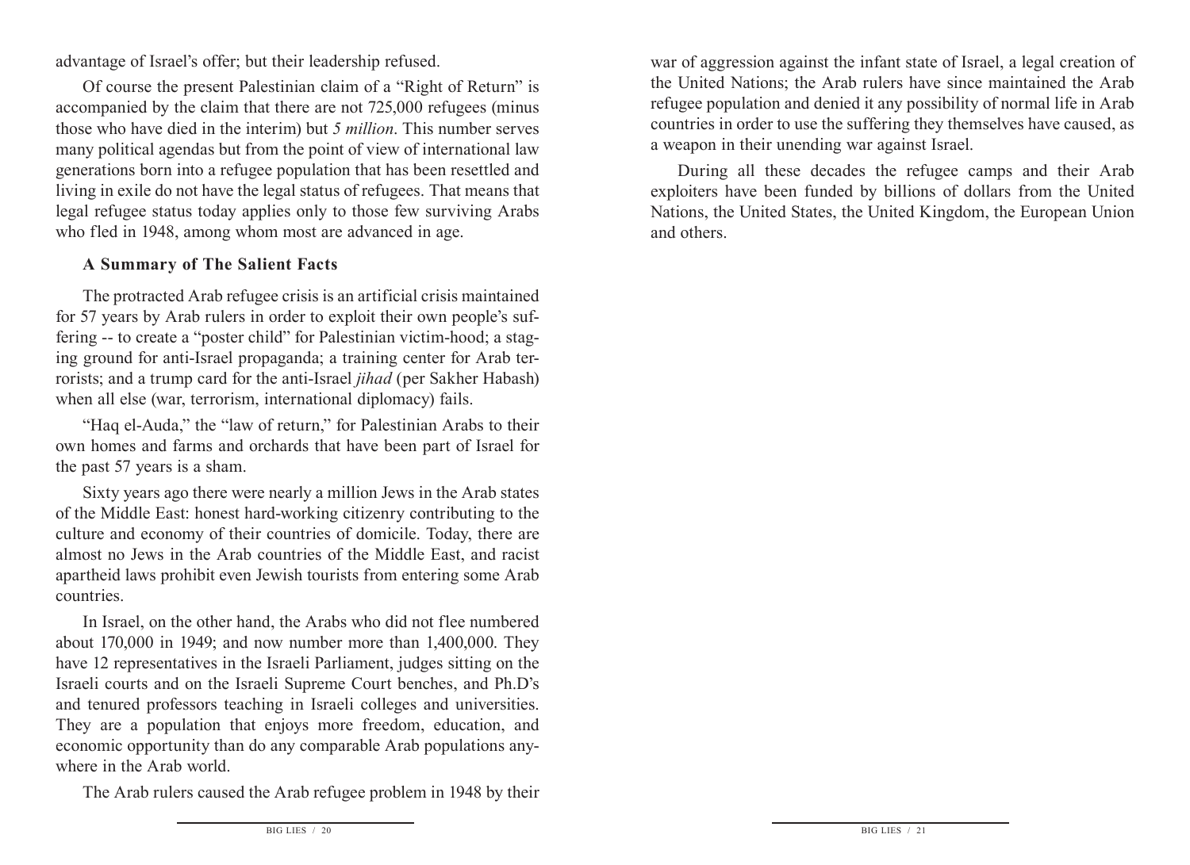advantage of Israel's offer; but their leadership refused.

Of course the present Palestinian claim of a "Right of Return" is accompanied by the claim that there are not 725,000 refugees (minus those who have died in the interim) but *5 million*. This number serves many political agendas but from the point of view of international law generations born into a refugee population that has been resettled and living in exile do not have the legal status of refugees. That means that legal refugee status today applies only to those few surviving Arabs who fled in 1948, among whom most are advanced in age.

### A Summary of The Salient Facts

The protracted Arab refugee crisis is an artificial crisis maintained for 57 years by Arab rulers in order to exploit their own people's suffering -- to create a "poster child" for Palestinian victim-hood; a staging ground for anti-Israel propaganda; a training center for Arab terrorists; and a trump card for the anti-Israel *jihad* (per Sakher Habash) when all else (war, terrorism, international diplomacy) fails.

"Haq el-Auda," the "law of return," for Palestinian Arabs to their own homes and farms and orchards that have been part of Israel for the past 57 years is a sham.

Sixty years ago there were nearly a million Jews in the Arab states of the Middle East: honest hard-working citizenry contributing to the culture and economy of their countries of domicile. Today, there are almost no Jews in the Arab countries of the Middle East, and racist apartheid laws prohibit even Jewish tourists from entering some Arab countries.

In Israel, on the other hand, the Arabs who did not flee numbered about 170,000 in 1949; and now number more than 1,400,000. They have 12 representatives in the Israeli Parliament, judges sitting on the Israeli courts and on the Israeli Supreme Court benches, and Ph.D's and tenured professors teaching in Israeli colleges and universities. They are a population that enjoys more freedom, education, and economic opportunity than do any comparable Arab populations anywhere in the Arab world.

The Arab rulers caused the Arab refugee problem in 1948 by their war of aggression against the infant state of Israel, a legal creation of the United Nations; the Arab rulers have since maintained the Arab refugee population and denied it any possibility of normal life in Arab countries in order to use the suffering they themselves have caused, as a weapon in their unending war against Israel.

During all these decades the refugee camps and their Arab exploiters have been funded by billions of dollars from the United Nations, the United States, the United Kingdom, the European Union and others.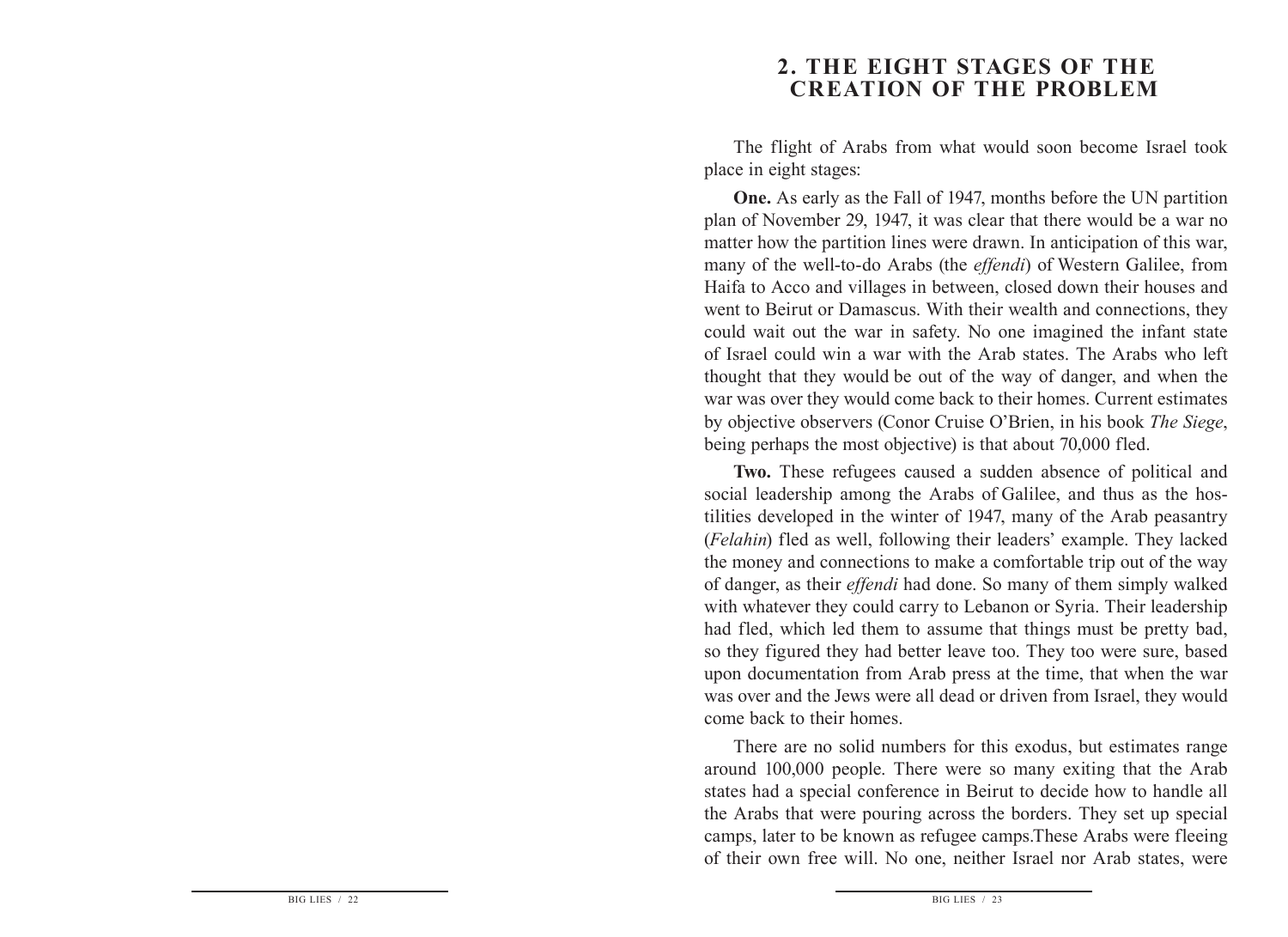## 2. THE EIGHT STAGES OF THE CREATION OF THE PROBLEM

The flight of Arabs from what would soon become Israel took place in eight stages:

**One.** As early as the Fall of 1947, months before the UN partition plan of November 29, 1947, it was clear that there would be a war no matter how the partition lines were drawn. In anticipation of this war, many of the well-to-do Arabs (the *effendi*) of Western Galilee, from Haifa to Acco and villages in between, closed down their houses and went to Beirut or Damascus. With their wealth and connections, they could wait out the war in safety. No one imagined the infant state of Israel could win a war with the Arab states. The Arabs who left thought that they would be out of the way of danger, and when the war was over they would come back to their homes. Current estimates by objective observers (Conor Cruise O'Brien, in his book *The Siege*, being perhaps the most objective) is that about 70,000 fled.

**Two.** These refugees caused a sudden absence of political and social leadership among the Arabs of Galilee, and thus as the hostilities developed in the winter of 1947, many of the Arab peasantry (*Felahin*) fled as well, following their leaders' example. They lacked the money and connections to make a comfortable trip out of the way of danger, as their *effendi* had done. So many of them simply walked with whatever they could carry to Lebanon or Syria. Their leadership had fled, which led them to assume that things must be pretty bad, so they figured they had better leave too. They too were sure, based upon documentation from Arab press at the time, that when the war was over and the Jews were all dead or driven from Israel, they would come back to their homes.

There are no solid numbers for this exodus, but estimates range around 100,000 people. There were so many exiting that the Arab states had a special conference in Beirut to decide how to handle all the Arabs that were pouring across the borders. They set up special camps, later to be known as refugee camps.These Arabs were fleeing of their own free will. No one, neither Israel nor Arab states, were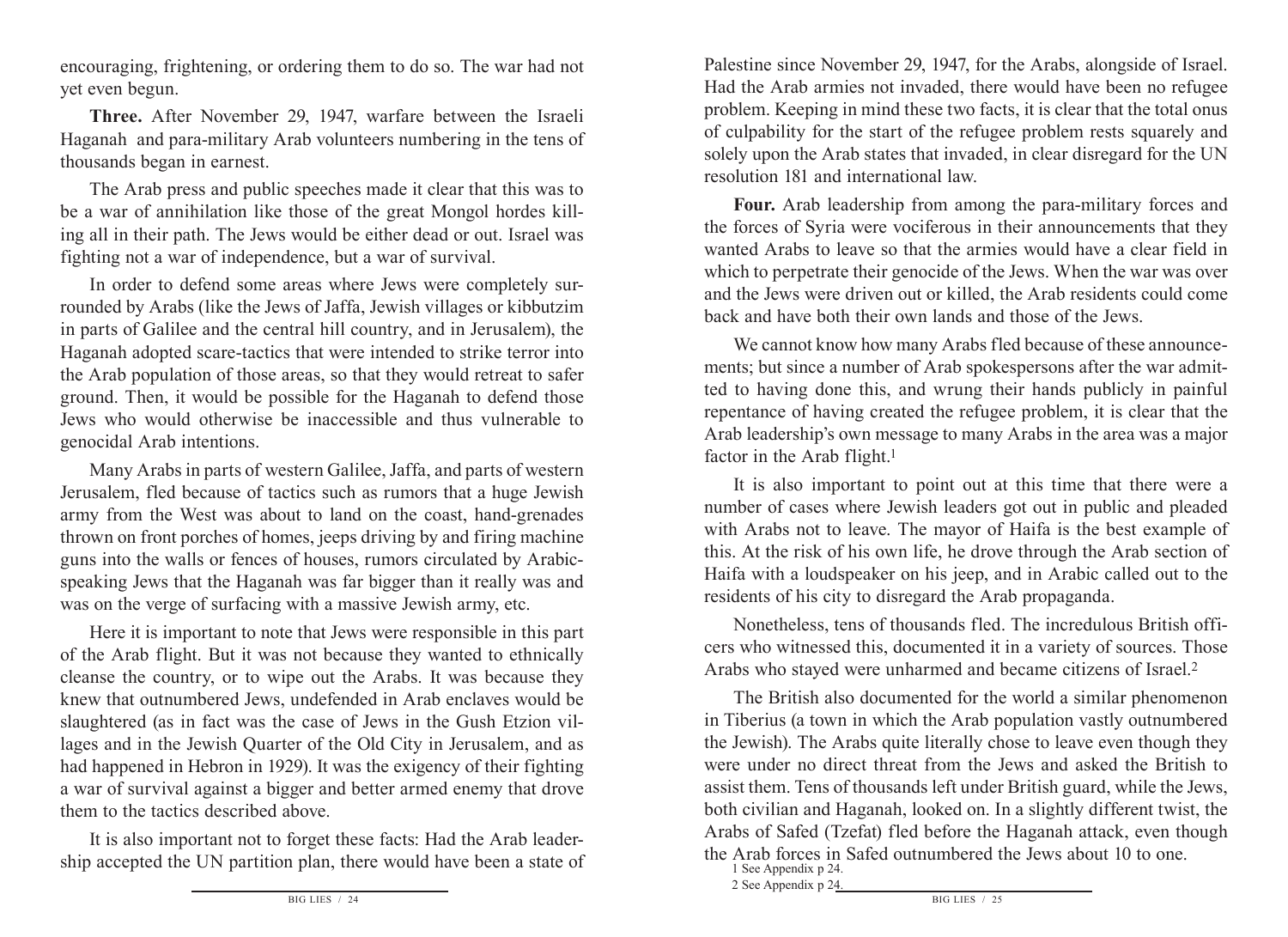encouraging, frightening, or ordering them to do so. The war had not yet even begun.

**Three.** After November 29, 1947, warfare between the Israeli Haganah and para-military Arab volunteers numbering in the tens of thousands began in earnest.

The Arab press and public speeches made it clear that this was to be a war of annihilation like those of the great Mongol hordes killing all in their path. The Jews would be either dead or out. Israel was fighting not a war of independence, but a war of survival.

In order to defend some areas where Jews were completely surrounded by Arabs (like the Jews of Jaffa, Jewish villages or kibbutzim in parts of Galilee and the central hill country, and in Jerusalem), the Haganah adopted scare-tactics that were intended to strike terror into the Arab population of those areas, so that they would retreat to safer ground. Then, it would be possible for the Haganah to defend those Jews who would otherwise be inaccessible and thus vulnerable to genocidal Arab intentions.

Many Arabs in parts of western Galilee, Jaffa, and parts of western Jerusalem, fled because of tactics such as rumors that a huge Jewish army from the West was about to land on the coast, hand-grenades thrown on front porches of homes, jeeps driving by and firing machine guns into the walls or fences of houses, rumors circulated by Arabic-speaking Jews that the Haganah was far bigger than it really was and was on the verge of surfacing with a massive Jewish army, etc.

Here it is important to note that Jews were responsible in this part of the Arab flight. But it was not because they wanted to ethnically cleanse the country, or to wipe out the Arabs. It was because they knew that outnumbered Jews, undefended in Arab enclaves would be slaughtered (as in fact was the case of Jews in the Gush Etzion villages and in the Jewish Quarter of the Old City in Jerusalem, and as had happened in Hebron in 1929). It was the exigency of their fighting a war of survival against a bigger and better armed enemy that drove them to the tactics described above.

It is also important not to forget these facts: Had the Arab leadership accepted the UN partition plan, there would have been a state of Palestine since November 29, 1947, for the Arabs, alongside of Israel. Had the Arab armies not invaded, there would have been no refugee problem. Keeping in mind these two facts, it is clear that the total onus of culpability for the start of the refugee problem rests squarely and solely upon the Arab states that invaded, in clear disregard for the UN resolution 181 and international law.

**Four.** Arab leadership from among the para-military forces and the forces of Syria were vociferous in their announcements that they wanted Arabs to leave so that the armies would have a clear field in which to perpetrate their genocide of the Jews. When the war was over and the Jews were driven out or killed, the Arab residents could come back and have both their own lands and those of the Jews.

We cannot know how many Arabs fled because of these announcements; but since a number of Arab spokespersons after the war admitted to having done this, and wrung their hands publicly in painful repentance of having created the refugee problem, it is clear that the Arab leadership's own message to many Arabs in the area was a major factor in the Arab flight.[1]

It is also important to point out at this time that there were a number of cases where Jewish leaders got out in public and pleaded with Arabs not to leave. The mayor of Haifa is the best example of this. At the risk of his own life, he drove through the Arab section of Haifa with a loudspeaker on his jeep, and in Arabic called out to the residents of his city to disregard the Arab propaganda.

Nonetheless, tens of thousands fled. The incredulous British officers who witnessed this, documented it in a variety of sources. Those Arabs who stayed were unharmed and became citizens of Israel.[2]

The British also documented for the world a similar phenomenon in Tiberius (a town in which the Arab population vastly outnumbered the Jewish). The Arabs quite literally chose to leave even though they were under no direct threat from the Jews and asked the British to assist them. Tens of thousands left under British guard, while the Jews, both civilian and Haganah, looked on. In a slightly different twist, the Arabs of Safed (Tzefat) fled before the Haganah attack, even though the Arab forces in Safed outnumbered the Jews about 10 to one.

[1] See Appendix p 24.

[2] See Appendix p 24.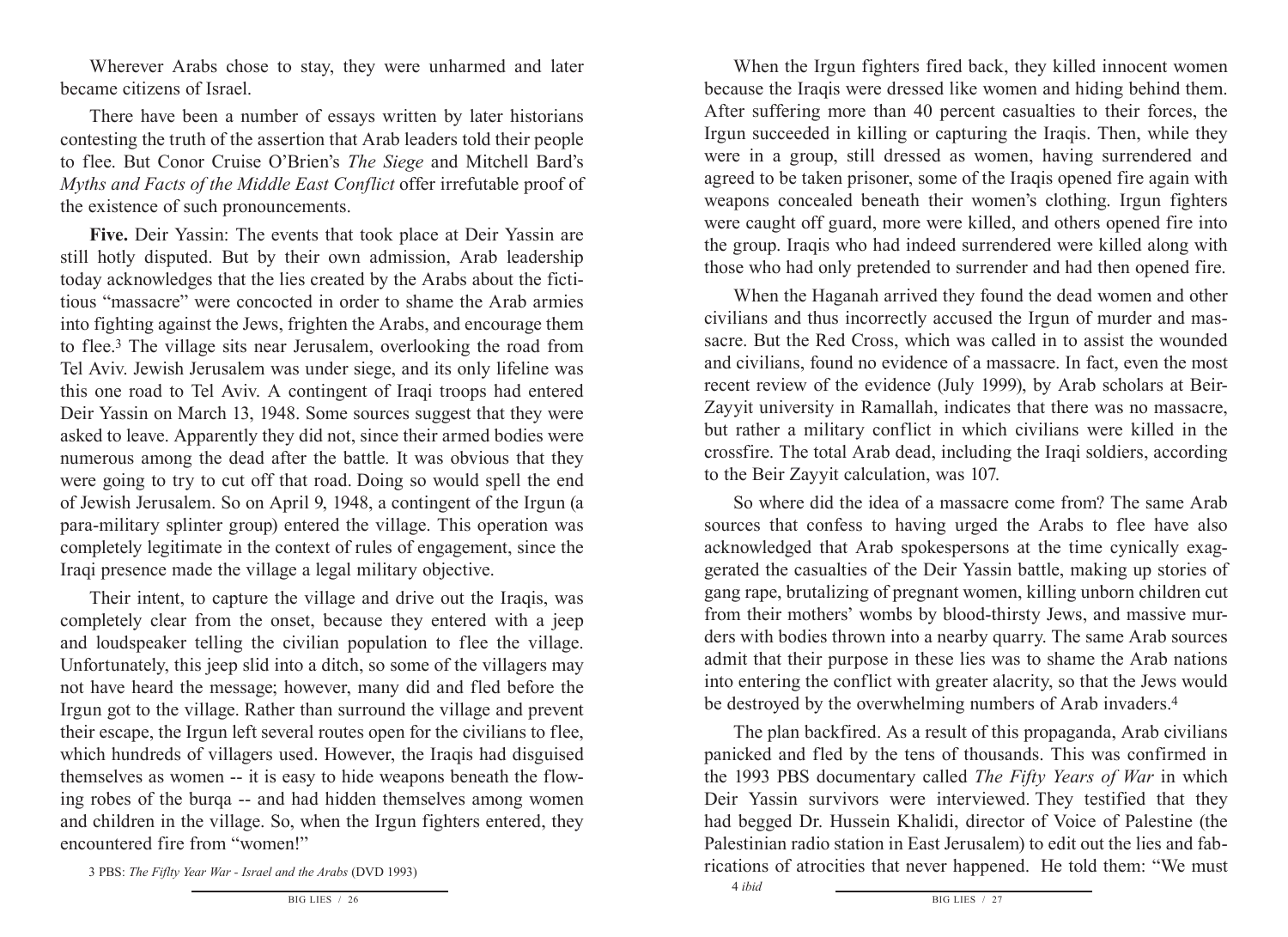Wherever Arabs chose to stay, they were unharmed and later became citizens of Israel.

There have been a number of essays written by later historians contesting the truth of the assertion that Arab leaders told their people to flee. But Conor Cruise O'Brien's *The Siege* and Mitchell Bard's *Myths and Facts of the Middle East Conflict* offer irrefutable proof of the existence of such pronouncements.

**Five.** Deir Yassin: The events that took place at Deir Yassin are still hotly disputed. But by their own admission, Arab leadership today acknowledges that the lies created by the Arabs about the fictitious "massacre" were concocted in order to shame the Arab armies into fighting against the Jews, frighten the Arabs, and encourage them to flee.[3] The village sits near Jerusalem, overlooking the road from Tel Aviv. Jewish Jerusalem was under siege, and its only lifeline was this one road to Tel Aviv. A contingent of Iraqi troops had entered Deir Yassin on March 13, 1948. Some sources suggest that they were asked to leave. Apparently they did not, since their armed bodies were numerous among the dead after the battle. It was obvious that they were going to try to cut off that road. Doing so would spell the end of Jewish Jerusalem. So on April 9, 1948, a contingent of the Irgun (a para-military splinter group) entered the village. This operation was completely legitimate in the context of rules of engagement, since the Iraqi presence made the village a legal military objective.

Their intent, to capture the village and drive out the Iraqis, was completely clear from the onset, because they entered with a jeep and loudspeaker telling the civilian population to flee the village. Unfortunately, this jeep slid into a ditch, so some of the villagers may not have heard the message; however, many did and fled before the Irgun got to the village. Rather than surround the village and prevent their escape, the Irgun left several routes open for the civilians to flee, which hundreds of villagers used. However, the Iraqis had disguised themselves as women -- it is easy to hide weapons beneath the flowing robes of the burqa -- and had hidden themselves among women and children in the village. So, when the Irgun fighters entered, they encountered fire from "women!"

When the Irgun fighters fired back, they killed innocent women because the Iraqis were dressed like women and hiding behind them. After suffering more than 40 percent casualties to their forces, the Irgun succeeded in killing or capturing the Iraqis. Then, while they were in a group, still dressed as women, having surrendered and agreed to be taken prisoner, some of the Iraqis opened fire again with weapons concealed beneath their women's clothing. Irgun fighters were caught off guard, more were killed, and others opened fire into the group. Iraqis who had indeed surrendered were killed along with those who had only pretended to surrender and had then opened fire.

When the Haganah arrived they found the dead women and other civilians and thus incorrectly accused the Irgun of murder and massacre. But the Red Cross, which was called in to assist the wounded and civilians, found no evidence of a massacre. In fact, even the most recent review of the evidence (July 1999), by Arab scholars at Beir-Zayyit university in Ramallah, indicates that there was no massacre, but rather a military conflict in which civilians were killed in the crossfire. The total Arab dead, including the Iraqi soldiers, according to the Beir Zayyit calculation, was 107.

So where did the idea of a massacre come from? The same Arab sources that confess to having urged the Arabs to flee have also acknowledged that Arab spokespersons at the time cynically exaggerated the casualties of the Deir Yassin battle, making up stories of gang rape, brutalizing of pregnant women, killing unborn children cut from their mothers' wombs by blood-thirsty Jews, and massive murders with bodies thrown into a nearby quarry. The same Arab sources admit that their purpose in these lies was to shame the Arab nations into entering the conflict with greater alacrity, so that the Jews would be destroyed by the overwhelming numbers of Arab invaders.[4]

The plan backfired. As a result of this propaganda, Arab civilians panicked and fled by the tens of thousands. This was confirmed in the 1993 PBS documentary called *The Fifty Years of War* in which Deir Yassin survivors were interviewed. They testified that they had begged Dr. Hussein Khalidi, director of Voice of Palestine (the Palestinian radio station in East Jerusalem) to edit out the lies and fabrications of atrocities that never happened. He told them: "We must

---

3 PBS: *The Fiflty Year War - Israel and the Arabs* (DVD 1993)

4 *ibid*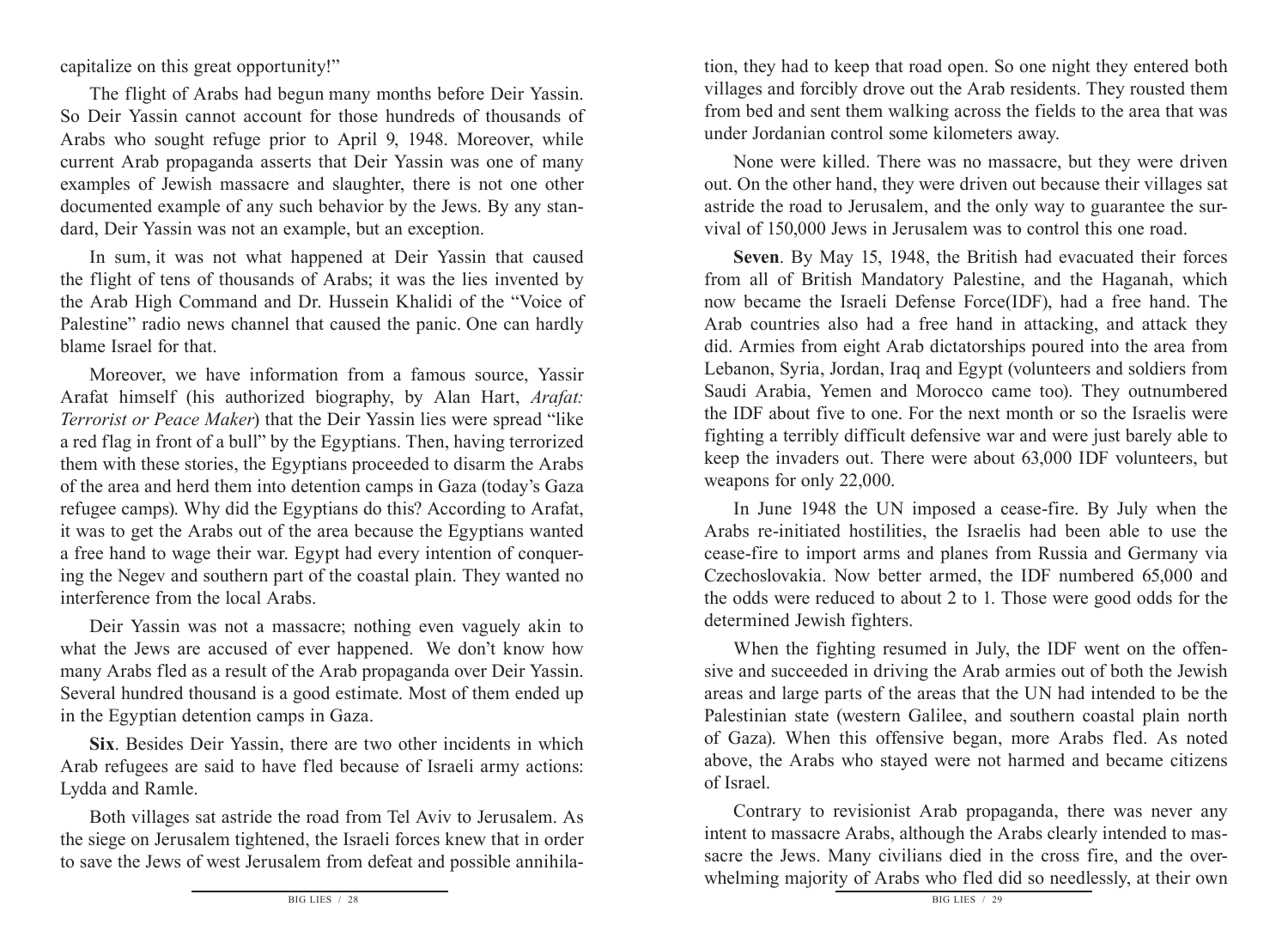capitalize on this great opportunity!"

The flight of Arabs had begun many months before Deir Yassin. So Deir Yassin cannot account for those hundreds of thousands of Arabs who sought refuge prior to April 9, 1948. Moreover, while current Arab propaganda asserts that Deir Yassin was one of many examples of Jewish massacre and slaughter, there is not one other documented example of any such behavior by the Jews. By any standard, Deir Yassin was not an example, but an exception.

In sum, it was not what happened at Deir Yassin that caused the flight of tens of thousands of Arabs; it was the lies invented by the Arab High Command and Dr. Hussein Khalidi of the "Voice of Palestine" radio news channel that caused the panic. One can hardly blame Israel for that.

Moreover, we have information from a famous source, Yassir Arafat himself (his authorized biography, by Alan Hart, *Arafat: Terrorist or Peace Maker*) that the Deir Yassin lies were spread "like a red flag in front of a bull" by the Egyptians. Then, having terrorized them with these stories, the Egyptians proceeded to disarm the Arabs of the area and herd them into detention camps in Gaza (today's Gaza refugee camps). Why did the Egyptians do this? According to Arafat, it was to get the Arabs out of the area because the Egyptians wanted a free hand to wage their war. Egypt had every intention of conquering the Negev and southern part of the coastal plain. They wanted no interference from the local Arabs.

Deir Yassin was not a massacre; nothing even vaguely akin to what the Jews are accused of ever happened. We don't know how many Arabs fled as a result of the Arab propaganda over Deir Yassin. Several hundred thousand is a good estimate. Most of them ended up in the Egyptian detention camps in Gaza.

**Six**. Besides Deir Yassin, there are two other incidents in which Arab refugees are said to have fled because of Israeli army actions: Lydda and Ramle.

Both villages sat astride the road from Tel Aviv to Jerusalem. As the siege on Jerusalem tightened, the Israeli forces knew that in order to save the Jews of west Jerusalem from defeat and possible annihilation, they had to keep that road open. So one night they entered both villages and forcibly drove out the Arab residents. They routed them from bed and sent them walking across the fields to the area that was under Jordanian control some kilometers away.

None were killed. There was no massacre, but they were driven out. On the other hand, they were driven out because their villages sat astride the road to Jerusalem, and the only way to guarantee the survival of 150,000 Jews in Jerusalem was to control this one road.

**Seven**. By May 15, 1948, the British had evacuated their forces from all of British Mandatory Palestine, and the Haganah, which now became the Israeli Defense Force(IDF), had a free hand. The Arab countries also had a free hand in attacking, and attack they did. Armies from eight Arab dictatorships poured into the area from Lebanon, Syria, Jordan, Iraq and Egypt (volunteers and soldiers from Saudi Arabia, Yemen and Morocco came too). They outnumbered the IDF about five to one. For the next month or so the Israelis were fighting a terribly difficult defensive war and were just barely able to keep the invaders out. There were about 63,000 IDF volunteers, but weapons for only 22,000.

In June 1948 the UN imposed a cease-fire. By July when the Arabs re-initiated hostilities, the Israelis had been able to use the cease-fire to import arms and planes from Russia and Germany via Czechoslovakia. Now better armed, the IDF numbered 65,000 and the odds were reduced to about 2 to 1. Those were good odds for the determined Jewish fighters.

When the fighting resumed in July, the IDF went on the offensive and succeeded in driving the Arab armies out of both the Jewish areas and large parts of the areas that the UN had intended to be the Palestinian state (western Galilee, and southern coastal plain north of Gaza). When this offensive began, more Arabs fled. As noted above, the Arabs who stayed were not harmed and became citizens of Israel.

Contrary to revisionist Arab propaganda, there was never any intent to massacre Arabs, although the Arabs clearly intended to massacre the Jews. Many civilians died in the cross fire, and the overwhelming majority of Arabs who fled did so needlessly, at their own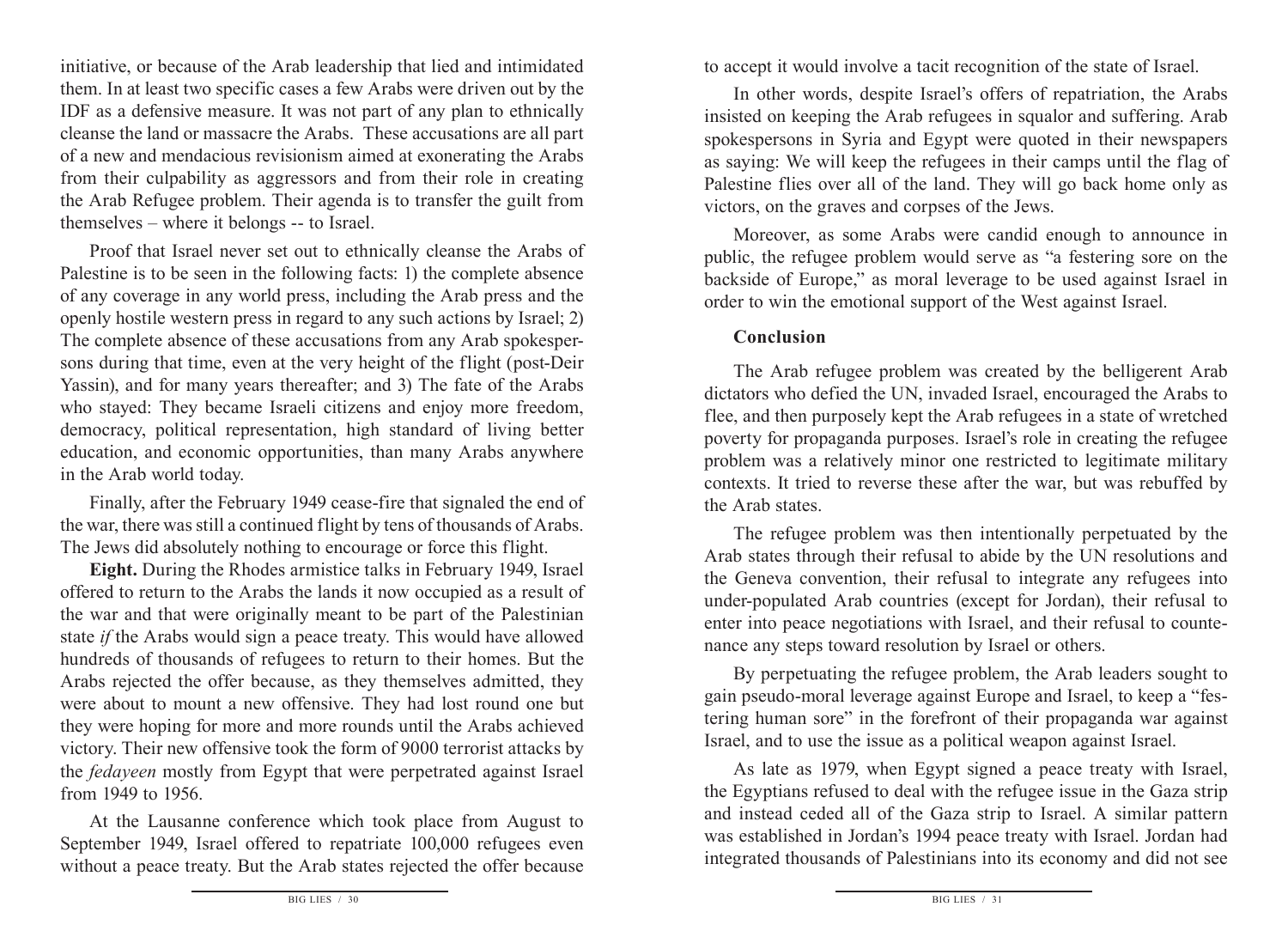initiative, or because of the Arab leadership that lied and intimidated them. In at least two specific cases a few Arabs were driven out by the IDF as a defensive measure. It was not part of any plan to ethnically cleanse the land or massacre the Arabs. These accusations are all part of a new and mendacious revisionism aimed at exonerating the Arabs from their culpability as aggressors and from their role in creating the Arab Refugee problem. Their agenda is to transfer the guilt from themselves – where it belongs -- to Israel.

Proof that Israel never set out to ethnically cleanse the Arabs of Palestine is to be seen in the following facts: 1) the complete absence of any coverage in any world press, including the Arab press and the openly hostile western press in regard to any such actions by Israel; 2) The complete absence of these accusations from any Arab spokespersons during that time, even at the very height of the flight (post-Deir Yassin), and for many years thereafter; and 3) The fate of the Arabs who stayed: They became Israeli citizens and enjoy more freedom, democracy, political representation, high standard of living better education, and economic opportunities, than many Arabs anywhere in the Arab world today.

Finally, after the February 1949 cease-fire that signaled the end of the war, there was still a continued flight by tens of thousands of Arabs. The Jews did absolutely nothing to encourage or force this flight.

**Eight.** During the Rhodes armistice talks in February 1949, Israel offered to return to the Arabs the lands it now occupied as a result of the war and that were originally meant to be part of the Palestinian state *if* the Arabs would sign a peace treaty. This would have allowed hundreds of thousands of refugees to return to their homes. But the Arabs rejected the offer because, as they themselves admitted, they were about to mount a new offensive. They had lost round one but they were hoping for more and more rounds until the Arabs achieved victory. Their new offensive took the form of 9000 terrorist attacks by the *fedayeen* mostly from Egypt that were perpetrated against Israel from 1949 to 1956.

At the Lausanne conference which took place from August to September 1949, Israel offered to repatriate 100,000 refugees even without a peace treaty. But the Arab states rejected the offer because to accept it would involve a tacit recognition of the state of Israel.

In other words, despite Israel's offers of repatriation, the Arabs insisted on keeping the Arab refugees in squalor and suffering. Arab spokespersons in Syria and Egypt were quoted in their newspapers as saying: We will keep the refugees in their camps until the flag of Palestine flies over all of the land. They will go back home only as victors, on the graves and corpses of the Jews.

Moreover, as some Arabs were candid enough to announce in public, the refugee problem would serve as "a festering sore on the backside of Europe," as moral leverage to be used against Israel in order to win the emotional support of the West against Israel.

### Conclusion

The Arab refugee problem was created by the belligerent Arab dictators who defied the UN, invaded Israel, encouraged the Arabs to flee, and then purposely kept the Arab refugees in a state of wretched poverty for propaganda purposes. Israel's role in creating the refugee problem was a relatively minor one restricted to legitimate military contexts. It tried to reverse these after the war, but was rebuffed by the Arab states.

The refugee problem was then intentionally perpetuated by the Arab states through their refusal to abide by the UN resolutions and the Geneva convention, their refusal to integrate any refugees into under-populated Arab countries (except for Jordan), their refusal to enter into peace negotiations with Israel, and their refusal to countenance any steps toward resolution by Israel or others.

By perpetuating the refugee problem, the Arab leaders sought to gain pseudo-moral leverage against Europe and Israel, to keep a "festering human sore" in the forefront of their propaganda war against Israel, and to use the issue as a political weapon against Israel.

As late as 1979, when Egypt signed a peace treaty with Israel, the Egyptians refused to deal with the refugee issue in the Gaza strip and instead ceded all of the Gaza strip to Israel. A similar pattern was established in Jordan's 1994 peace treaty with Israel. Jordan had integrated thousands of Palestinians into its economy and did not see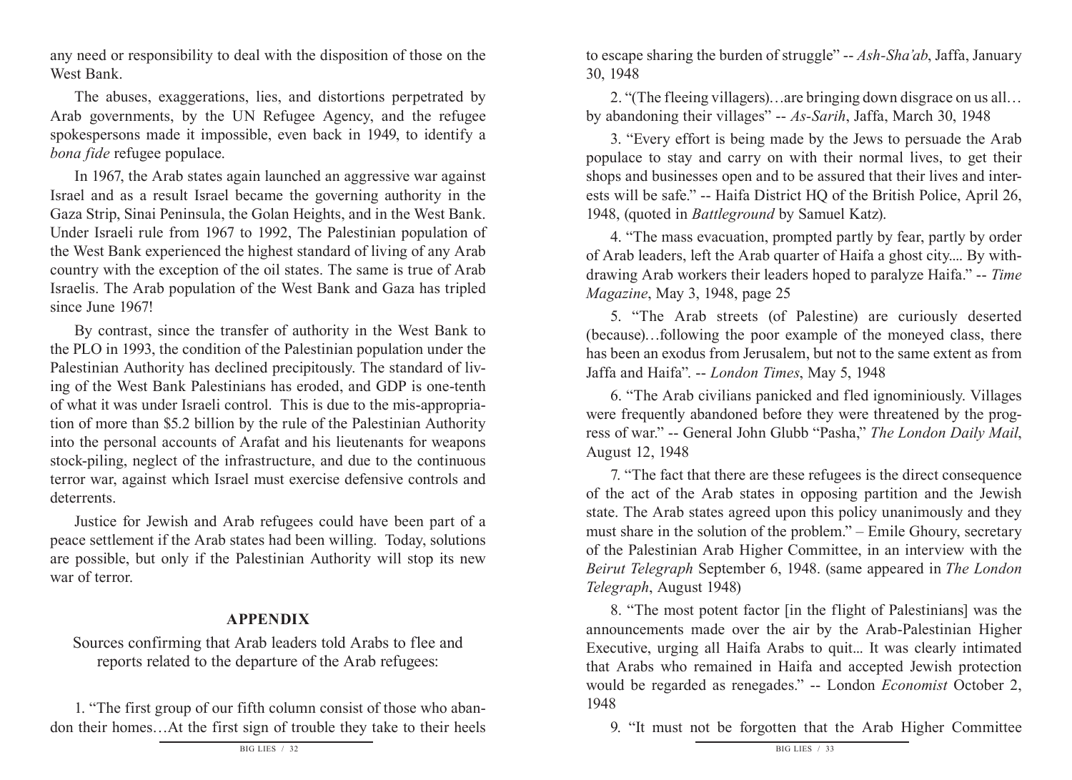any need or responsibility to deal with the disposition of those on the West Bank.

The abuses, exaggerations, lies, and distortions perpetrated by Arab governments, by the UN Refugee Agency, and the refugee spokespersons made it impossible, even back in 1949, to identify a *bona fide* refugee populace.

In 1967, the Arab states again launched an aggressive war against Israel and as a result Israel became the governing authority in the Gaza Strip, Sinai Peninsula, the Golan Heights, and in the West Bank. Under Israeli rule from 1967 to 1992, The Palestinian population of the West Bank experienced the highest standard of living of any Arab country with the exception of the oil states. The same is true of Arab Israelis. The Arab population of the West Bank and Gaza has tripled since June 1967!

By contrast, since the transfer of authority in the West Bank to the PLO in 1993, the condition of the Palestinian population under the Palestinian Authority has declined precipitously. The standard of living of the West Bank Palestinians has eroded, and GDP is one-tenth of what it was under Israeli control. This is due to the mis-appropriation of more than $5.2 billion by the rule of the Palestinian Authority into the personal accounts of Arafat and his lieutenants for weapons stock-piling, neglect of the infrastructure, and due to the continuous terror war, against which Israel must exercise defensive controls and deterrents.

Justice for Jewish and Arab refugees could have been part of a peace settlement if the Arab states had been willing. Today, solutions are possible, but only if the Palestinian Authority will stop its new war of terror.

## APPENDIX

Sources confirming that Arab leaders told Arabs to flee and reports related to the departure of the Arab refugees:

1. "The first group of our fifth column consist of those who abandon their homes…At the first sign of trouble they take to their heels to escape sharing the burden of struggle" -- *Ash-Sha'ab*, Jaffa, January 30, 1948

2. "(The fleeing villagers)…are bringing down disgrace on us all… by abandoning their villages" -- *As-Sarih*, Jaffa, March 30, 1948

3. "Every effort is being made by the Jews to persuade the Arab populace to stay and carry on with their normal lives, to get their shops and businesses open and to be assured that their lives and interests will be safe." -- Haifa District HQ of the British Police, April 26, 1948, (quoted in *Battleground* by Samuel Katz).

4. "The mass evacuation, prompted partly by fear, partly by order of Arab leaders, left the Arab quarter of Haifa a ghost city.... By withdrawing Arab workers their leaders hoped to paralyze Haifa." -- *Time Magazine*, May 3, 1948, page 25

5. "The Arab streets (of Palestine) are curiously deserted (because)…following the poor example of the moneyed class, there has been an exodus from Jerusalem, but not to the same extent as from Jaffa and Haifa". -- *London Times*, May 5, 1948

6. "The Arab civilians panicked and fled ignominiously. Villages were frequently abandoned before they were threatened by the progress of war." -- General John Glubb "Pasha," *The London Daily Mail*, August 12, 1948

7. "The fact that there are these refugees is the direct consequence of the act of the Arab states in opposing partition and the Jewish state. The Arab states agreed upon this policy unanimously and they must share in the solution of the problem." – Emile Ghoury, secretary of the Palestinian Arab Higher Committee, in an interview with the *Beirut Telegraph* September 6, 1948. (same appeared in *The London Telegraph*, August 1948)

8. "The most potent factor [in the flight of Palestinians] was the announcements made over the air by the Arab-Palestinian Higher Executive, urging all Haifa Arabs to quit... It was clearly intimated that Arabs who remained in Haifa and accepted Jewish protection would be regarded as renegades." -- London *Economist* October 2, 1948

9. "It must not be forgotten that the Arab Higher Committee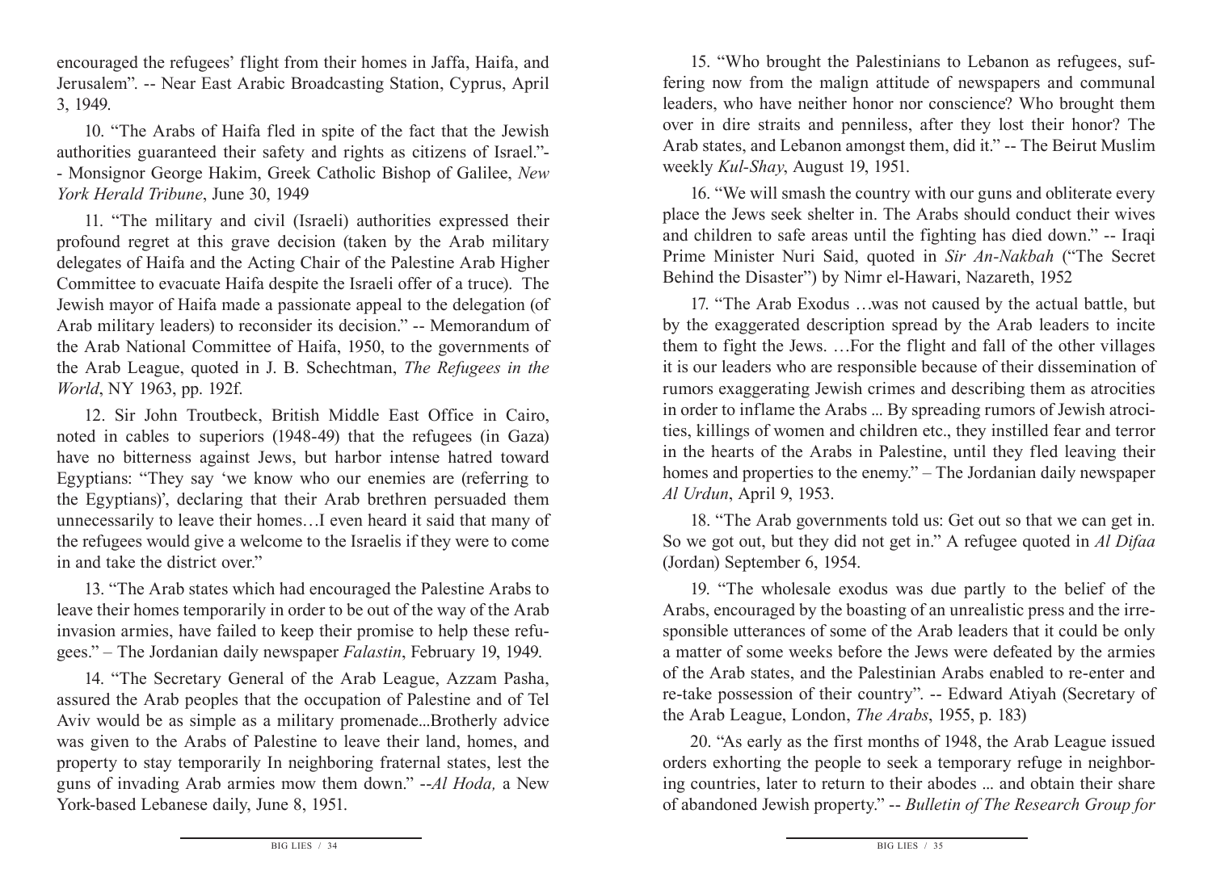encouraged the refugees' flight from their homes in Jaffa, Haifa, and Jerusalem". -- Near East Arabic Broadcasting Station, Cyprus, April 3, 1949.

10. "The Arabs of Haifa fled in spite of the fact that the Jewish authorities guaranteed their safety and rights as citizens of Israel."-- Monsignor George Hakim, Greek Catholic Bishop of Galilee, *New York Herald Tribune*, June 30, 1949

11. "The military and civil (Israeli) authorities expressed their profound regret at this grave decision (taken by the Arab military delegates of Haifa and the Acting Chair of the Palestine Arab Higher Committee to evacuate Haifa despite the Israeli offer of a truce). The Jewish mayor of Haifa made a passionate appeal to the delegation (of Arab military leaders) to reconsider its decision." -- Memorandum of the Arab National Committee of Haifa, 1950, to the governments of the Arab League, quoted in J. B. Schechtman, *The Refugees in the World*, NY 1963, pp. 192f.

12. Sir John Troutbeck, British Middle East Office in Cairo, noted in cables to superiors (1948-49) that the refugees (in Gaza) have no bitterness against Jews, but harbor intense hatred toward Egyptians: "They say 'we know who our enemies are (referring to the Egyptians)', declaring that their Arab brethren persuaded them unnecessarily to leave their homes…I even heard it said that many of the refugees would give a welcome to the Israelis if they were to come in and take the district over."

13. "The Arab states which had encouraged the Palestine Arabs to leave their homes temporarily in order to be out of the way of the Arab invasion armies, have failed to keep their promise to help these refugees." – The Jordanian daily newspaper *Falastin*, February 19, 1949.

14. "The Secretary General of the Arab League, Azzam Pasha, assured the Arab peoples that the occupation of Palestine and of Tel Aviv would be as simple as a military promenade...Brotherly advice was given to the Arabs of Palestine to leave their land, homes, and property to stay temporarily In neighboring fraternal states, lest the guns of invading Arab armies mow them down." --*Al Hoda,* a New York-based Lebanese daily, June 8, 1951.

15. "Who brought the Palestinians to Lebanon as refugees, suffering now from the malign attitude of newspapers and communal leaders, who have neither honor nor conscience? Who brought them over in dire straits and penniless, after they lost their honor? The Arab states, and Lebanon amongst them, did it." -- The Beirut Muslim weekly *Kul-Shay*, August 19, 1951.

16. "We will smash the country with our guns and obliterate every place the Jews seek shelter in. The Arabs should conduct their wives and children to safe areas until the fighting has died down." -- Iraqi Prime Minister Nuri Said, quoted in *Sir An-Nakbah* ("The Secret Behind the Disaster") by Nimr el-Hawari, Nazareth, 1952

17. "The Arab Exodus …was not caused by the actual battle, but by the exaggerated description spread by the Arab leaders to incite them to fight the Jews. …For the flight and fall of the other villages it is our leaders who are responsible because of their dissemination of rumors exaggerating Jewish crimes and describing them as atrocities in order to inflame the Arabs ... By spreading rumors of Jewish atrocities, killings of women and children etc., they instilled fear and terror in the hearts of the Arabs in Palestine, until they fled leaving their homes and properties to the enemy." – The Jordanian daily newspaper *Al Urdun*, April 9, 1953.

18. "The Arab governments told us: Get out so that we can get in. So we got out, but they did not get in." A refugee quoted in *Al Difaa* (Jordan) September 6, 1954.

19. "The wholesale exodus was due partly to the belief of the Arabs, encouraged by the boasting of an unrealistic press and the irresponsible utterances of some of the Arab leaders that it could be only a matter of some weeks before the Jews were defeated by the armies of the Arab states, and the Palestinian Arabs enabled to re-enter and re-take possession of their country". -- Edward Atiyah (Secretary of the Arab League, London, *The Arabs*, 1955, p. 183)

20. "As early as the first months of 1948, the Arab League issued orders exhorting the people to seek a temporary refuge in neighboring countries, later to return to their abodes ... and obtain their share of abandoned Jewish property." -- *Bulletin of The Research Group for*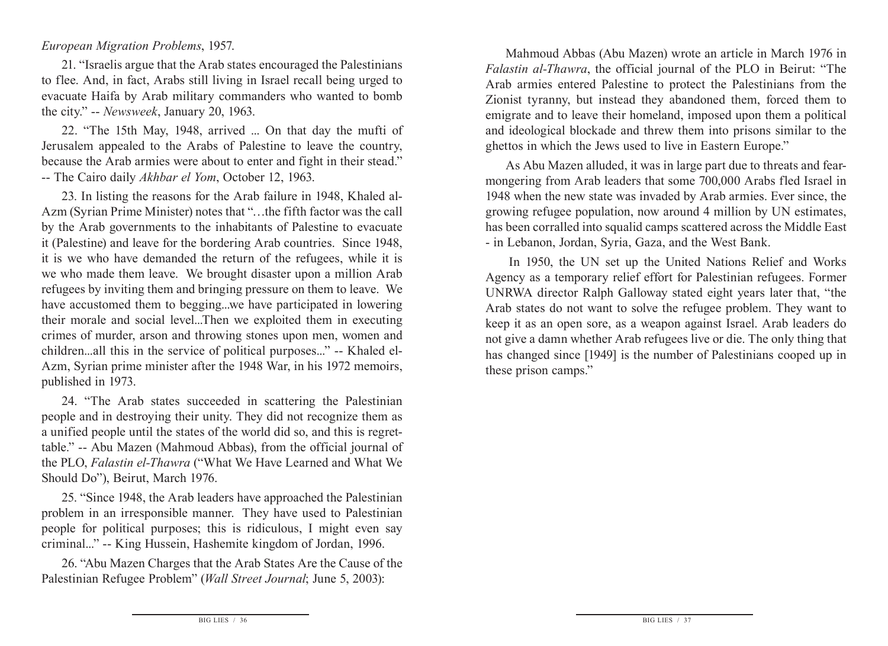*European Migration Problems*, 1957.

21. "Israelis argue that the Arab states encouraged the Palestinians to flee. And, in fact, Arabs still living in Israel recall being urged to evacuate Haifa by Arab military commanders who wanted to bomb the city." -- *Newsweek*, January 20, 1963.

22. "The 15th May, 1948, arrived ... On that day the mufti of Jerusalem appealed to the Arabs of Palestine to leave the country, because the Arab armies were about to enter and fight in their stead." -- The Cairo daily *Akhbar el Yom*, October 12, 1963.

23. In listing the reasons for the Arab failure in 1948, Khaled al-Azm (Syrian Prime Minister) notes that "…the fifth factor was the call by the Arab governments to the inhabitants of Palestine to evacuate it (Palestine) and leave for the bordering Arab countries. Since 1948, it is we who have demanded the return of the refugees, while it is we who made them leave. We brought disaster upon a million Arab refugees by inviting them and bringing pressure on them to leave. We have accustomed them to begging...we have participated in lowering their morale and social level...Then we exploited them in executing crimes of murder, arson and throwing stones upon men, women and children...all this in the service of political purposes..." -- Khaled el-Azm, Syrian prime minister after the 1948 War, in his 1972 memoirs, published in 1973.

24. "The Arab states succeeded in scattering the Palestinian people and in destroying their unity. They did not recognize them as a unified people until the states of the world did so, and this is regrettable." -- Abu Mazen (Mahmoud Abbas), from the official journal of the PLO, *Falastin el-Thawra* ("What We Have Learned and What We Should Do"), Beirut, March 1976.

25. "Since 1948, the Arab leaders have approached the Palestinian problem in an irresponsible manner. They have used to Palestinian people for political purposes; this is ridiculous, I might even say criminal..." -- King Hussein, Hashemite kingdom of Jordan, 1996.

26. "Abu Mazen Charges that the Arab States Are the Cause of the Palestinian Refugee Problem" (*Wall Street Journal*; June 5, 2003):

Mahmoud Abbas (Abu Mazen) wrote an article in March 1976 in *Falastin al-Thawra*, the official journal of the PLO in Beirut: "The Arab armies entered Palestine to protect the Palestinians from the Zionist tyranny, but instead they abandoned them, forced them to emigrate and to leave their homeland, imposed upon them a political and ideological blockade and threw them into prisons similar to the ghettos in which the Jews used to live in Eastern Europe."

As Abu Mazen alluded, it was in large part due to threats and fear-mongering from Arab leaders that some 700,000 Arabs fled Israel in 1948 when the new state was invaded by Arab armies. Ever since, the growing refugee population, now around 4 million by UN estimates, has been corralled into squalid camps scattered across the Middle East - in Lebanon, Jordan, Syria, Gaza, and the West Bank.

In 1950, the UN set up the United Nations Relief and Works Agency as a temporary relief effort for Palestinian refugees. Former UNRWA director Ralph Galloway stated eight years later that, "the Arab states do not want to solve the refugee problem. They want to keep it as an open sore, as a weapon against Israel. Arab leaders do not give a damn whether Arab refugees live or die. The only thing that has changed since [1949] is the number of Palestinians cooped up in these prison camps."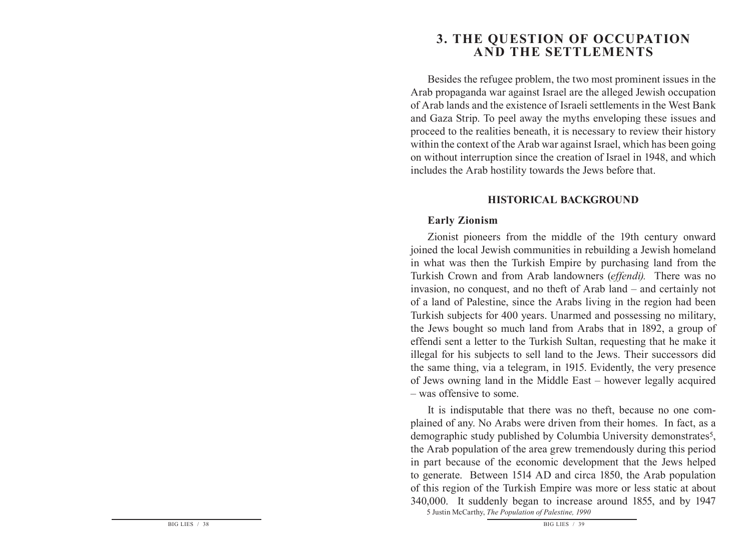# 3. THE QUESTION OF OCCUPATION AND THE SETTLEMENTS

Besides the refugee problem, the two most prominent issues in the Arab propaganda war against Israel are the alleged Jewish occupation of Arab lands and the existence of Israeli settlements in the West Bank and Gaza Strip. To peel away the myths enveloping these issues and proceed to the realities beneath, it is necessary to review their history within the context of the Arab war against Israel, which has been going on without interruption since the creation of Israel in 1948, and which includes the Arab hostility towards the Jews before that.

## HISTORICAL BACKGROUND

### Early Zionism

Zionist pioneers from the middle of the 19th century onward joined the local Jewish communities in rebuilding a Jewish homeland in what was then the Turkish Empire by purchasing land from the Turkish Crown and from Arab landowners (*effendi).* There was no invasion, no conquest, and no theft of Arab land – and certainly not of a land of Palestine, since the Arabs living in the region had been Turkish subjects for 400 years. Unarmed and possessing no military, the Jews bought so much land from Arabs that in 1892, a group of effendi sent a letter to the Turkish Sultan, requesting that he make it illegal for his subjects to sell land to the Jews. Their successors did the same thing, via a telegram, in 1915. Evidently, the very presence of Jews owning land in the Middle East – however legally acquired – was offensive to some.

It is indisputable that there was no theft, because no one complained of any. No Arabs were driven from their homes. In fact, as a demographic study published by Columbia University demonstrates[5], the Arab population of the area grew tremendously during this period in part because of the economic development that the Jews helped to generate. Between 1514 AD and circa 1850, the Arab population of this region of the Turkish Empire was more or less static at about 340,000. It suddenly began to increase around 1855, and by 1947

5 Justin McCarthy, *The Population of Palestine, 1990*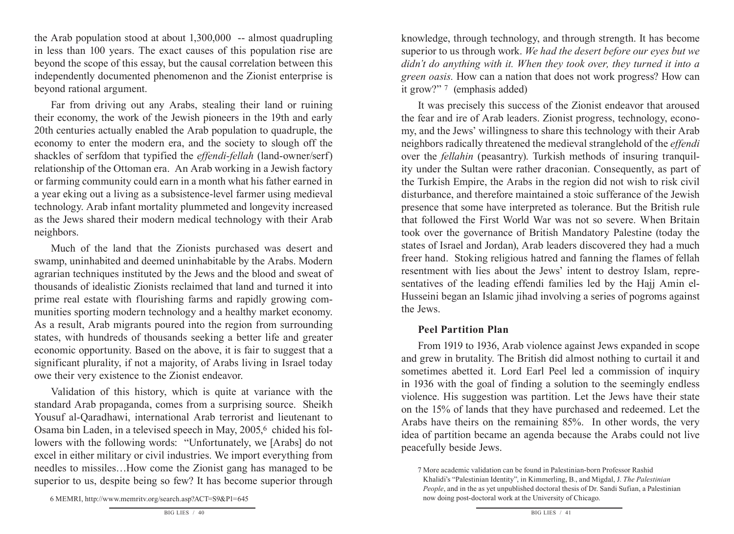the Arab population stood at about 1,300,000 -- almost quadrupling in less than 100 years. The exact causes of this population rise are beyond the scope of this essay, but the causal correlation between this independently documented phenomenon and the Zionist enterprise is beyond rational argument.

Far from driving out any Arabs, stealing their land or ruining their economy, the work of the Jewish pioneers in the 19th and early 20th centuries actually enabled the Arab population to quadruple, the economy to enter the modern era, and the society to slough off the shackles of serfdom that typified the *effendi-fellah* (land-owner/serf) relationship of the Ottoman era. An Arab working in a Jewish factory or farming community could earn in a month what his father earned in a year eking out a living as a subsistence-level farmer using medieval technology. Arab infant mortality plummeted and longevity increased as the Jews shared their modern medical technology with their Arab neighbors.

Much of the land that the Zionists purchased was desert and swamp, uninhabited and deemed uninhabitable by the Arabs. Modern agrarian techniques instituted by the Jews and the blood and sweat of thousands of idealistic Zionists reclaimed that land and turned it into prime real estate with flourishing farms and rapidly growing communities sporting modern technology and a healthy market economy. As a result, Arab migrants poured into the region from surrounding states, with hundreds of thousands seeking a better life and greater economic opportunity. Based on the above, it is fair to suggest that a significant plurality, if not a majority, of Arabs living in Israel today owe their very existence to the Zionist endeavor.

Validation of this history, which is quite at variance with the standard Arab propaganda, comes from a surprising source. Sheikh Yousuf al-Qaradhawi, international Arab terrorist and lieutenant to Osama bin Laden, in a televised speech in May, 2005,[6] chided his followers with the following words: "Unfortunately, we [Arabs] do not excel in either military or civil industries. We import everything from needles to missiles…How come the Zionist gang has managed to be superior to us, despite being so few? It has become superior through knowledge, through technology, and through strength. It has become superior to us through work. *We had the desert before our eyes but we didn't do anything with it. When they took over, they turned it into a green oasis.* How can a nation that does not work progress? How can it grow?" [7] (emphasis added)

It was precisely this success of the Zionist endeavor that aroused the fear and ire of Arab leaders. Zionist progress, technology, economy, and the Jews' willingness to share this technology with their Arab neighbors radically threatened the medieval stranglehold of the *effendi* over the *fellahin* (peasantry). Turkish methods of insuring tranquility under the Sultan were rather draconian. Consequently, as part of the Turkish Empire, the Arabs in the region did not wish to risk civil disturbance, and therefore maintained a stoic sufferance of the Jewish presence that some have interpreted as tolerance. But the British rule that followed the First World War was not so severe. When Britain took over the governance of British Mandatory Palestine (today the states of Israel and Jordan), Arab leaders discovered they had a much freer hand. Stoking religious hatred and fanning the flames of fellah resentment with lies about the Jews' intent to destroy Islam, representatives of the leading effendi families led by the Hajj Amin el-Husseini began an Islamic jihad involving a series of pogroms against the Jews.

### Peel Partition Plan

From 1919 to 1936, Arab violence against Jews expanded in scope and grew in brutality. The British did almost nothing to curtail it and sometimes abetted it. Lord Earl Peel led a commission of inquiry in 1936 with the goal of finding a solution to the seemingly endless violence. His suggestion was partition. Let the Jews have their state on the 15% of lands that they have purchased and redeemed. Let the Arabs have theirs on the remaining 85%. In other words, the very idea of partition became an agenda because the Arabs could not live peacefully beside Jews.

6 MEMRI, http://www.memritv.org/search.asp?ACT=S9&P1=645

7 More academic validation can be found in Palestinian-born Professor Rashid Khalidi's "Palestinian Identity", in Kimmerling, B., and Migdal, J. *The Palestinian People*, and in the as yet unpublished doctoral thesis of Dr. Sandi Sufian, a Palestinian now doing post-doctoral work at the University of Chicago.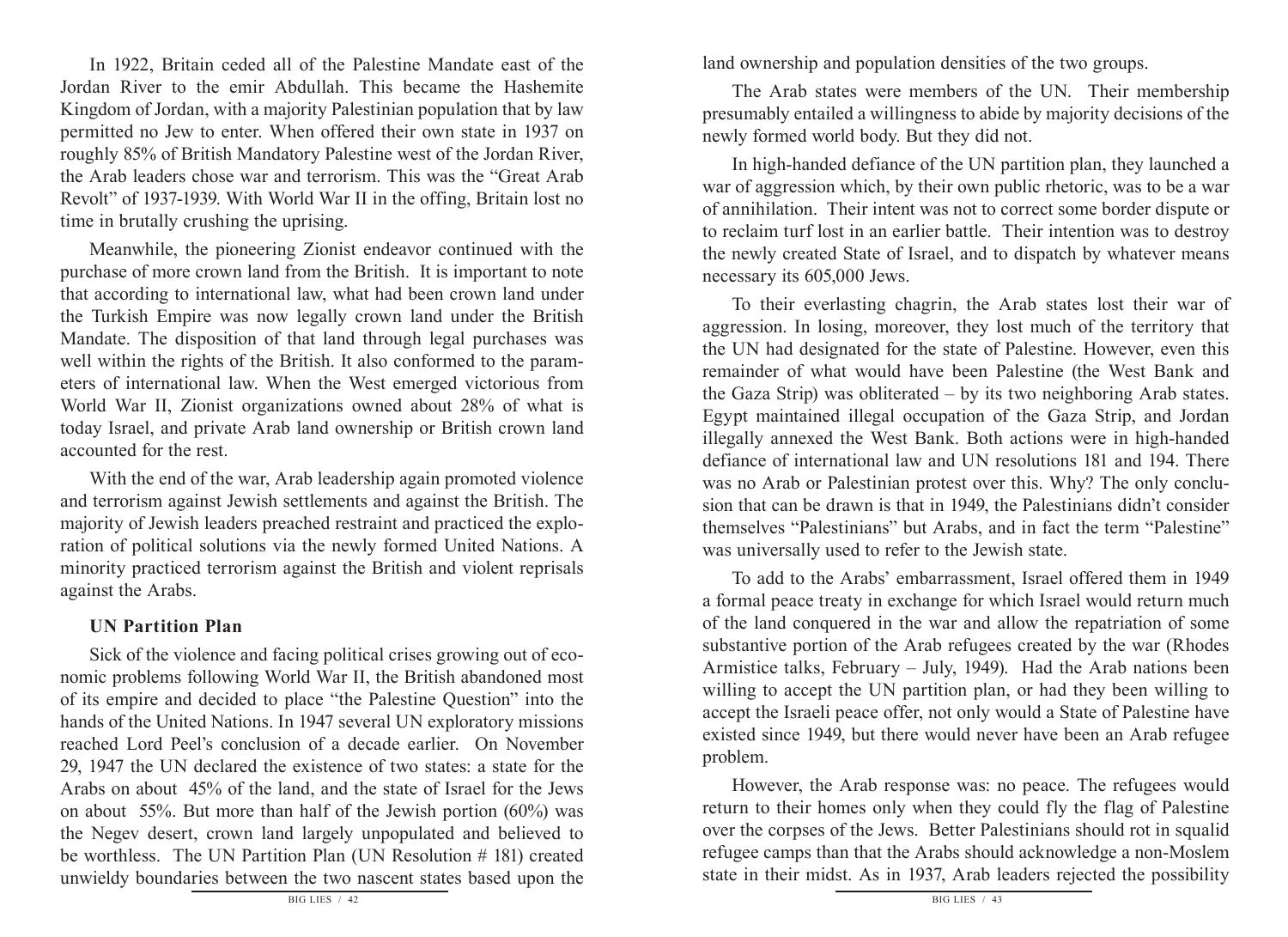In 1922, Britain ceded all of the Palestine Mandate east of the Jordan River to the emir Abdullah. This became the Hashemite Kingdom of Jordan, with a majority Palestinian population that by law permitted no Jew to enter. When offered their own state in 1937 on roughly 85% of British Mandatory Palestine west of the Jordan River, the Arab leaders chose war and terrorism. This was the "Great Arab Revolt" of 1937-1939. With World War II in the offing, Britain lost no time in brutally crushing the uprising.

Meanwhile, the pioneering Zionist endeavor continued with the purchase of more crown land from the British. It is important to note that according to international law, what had been crown land under the Turkish Empire was now legally crown land under the British Mandate. The disposition of that land through legal purchases was well within the rights of the British. It also conformed to the parameters of international law. When the West emerged victorious from World War II, Zionist organizations owned about 28% of what is today Israel, and private Arab land ownership or British crown land accounted for the rest.

With the end of the war, Arab leadership again promoted violence and terrorism against Jewish settlements and against the British. The majority of Jewish leaders preached restraint and practiced the exploration of political solutions via the newly formed United Nations. A minority practiced terrorism against the British and violent reprisals against the Arabs.

### UN Partition Plan

Sick of the violence and facing political crises growing out of economic problems following World War II, the British abandoned most of its empire and decided to place "the Palestine Question" into the hands of the United Nations. In 1947 several UN exploratory missions reached Lord Peel's conclusion of a decade earlier. On November 29, 1947 the UN declared the existence of two states: a state for the Arabs on about 45% of the land, and the state of Israel for the Jews on about 55%. But more than half of the Jewish portion (60%) was the Negev desert, crown land largely unpopulated and believed to be worthless. The UN Partition Plan (UN Resolution # 181) created unwieldy boundaries between the two nascent states based upon the land ownership and population densities of the two groups.

The Arab states were members of the UN. Their membership presumably entailed a willingness to abide by majority decisions of the newly formed world body. But they did not.

In high-handed defiance of the UN partition plan, they launched a war of aggression which, by their own public rhetoric, was to be a war of annihilation. Their intent was not to correct some border dispute or to reclaim turf lost in an earlier battle. Their intention was to destroy the newly created State of Israel, and to dispatch by whatever means necessary its 605,000 Jews.

To their everlasting chagrin, the Arab states lost their war of aggression. In losing, moreover, they lost much of the territory that the UN had designated for the state of Palestine. However, even this remainder of what would have been Palestine (the West Bank and the Gaza Strip) was obliterated – by its two neighboring Arab states. Egypt maintained illegal occupation of the Gaza Strip, and Jordan illegally annexed the West Bank. Both actions were in high-handed defiance of international law and UN resolutions 181 and 194. There was no Arab or Palestinian protest over this. Why? The only conclusion that can be drawn is that in 1949, the Palestinians didn't consider themselves "Palestinians" but Arabs, and in fact the term "Palestine" was universally used to refer to the Jewish state.

To add to the Arabs' embarrassment, Israel offered them in 1949 a formal peace treaty in exchange for which Israel would return much of the land conquered in the war and allow the repatriation of some substantive portion of the Arab refugees created by the war (Rhodes Armistice talks, February – July, 1949). Had the Arab nations been willing to accept the UN partition plan, or had they been willing to accept the Israeli peace offer, not only would a State of Palestine have existed since 1949, but there would never have been an Arab refugee problem.

However, the Arab response was: no peace. The refugees would return to their homes only when they could fly the flag of Palestine over the corpses of the Jews. Better Palestinians should rot in squalid refugee camps than that the Arabs should acknowledge a non-Moslem state in their midst. As in 1937, Arab leaders rejected the possibility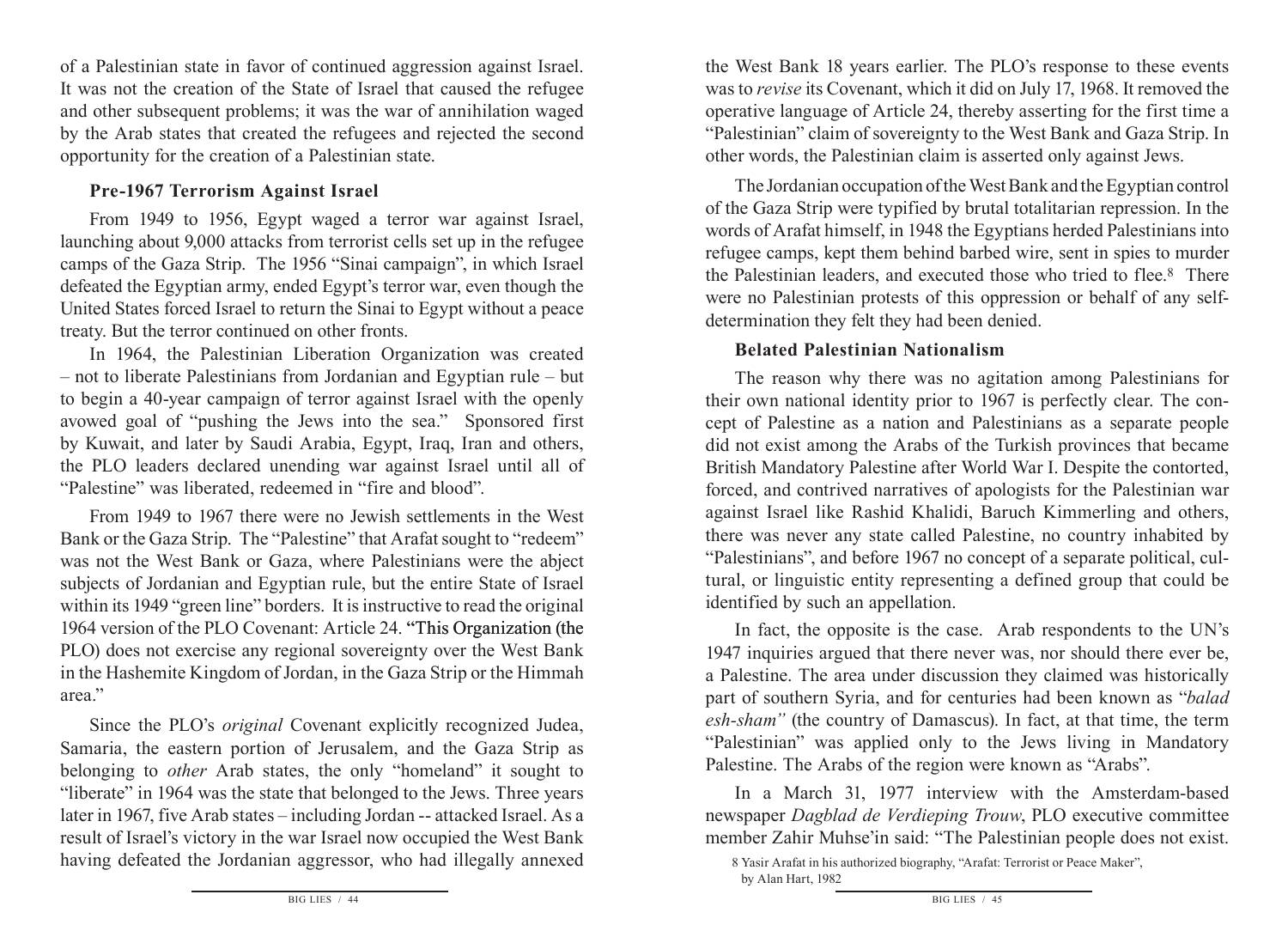of a Palestinian state in favor of continued aggression against Israel. It was not the creation of the State of Israel that caused the refugee and other subsequent problems; it was the war of annihilation waged by the Arab states that created the refugees and rejected the second opportunity for the creation of a Palestinian state.

### Pre-1967 Terrorism Against Israel

From 1949 to 1956, Egypt waged a terror war against Israel, launching about 9,000 attacks from terrorist cells set up in the refugee camps of the Gaza Strip. The 1956 "Sinai campaign", in which Israel defeated the Egyptian army, ended Egypt's terror war, even though the United States forced Israel to return the Sinai to Egypt without a peace treaty. But the terror continued on other fronts.

In 1964, the Palestinian Liberation Organization was created – not to liberate Palestinians from Jordanian and Egyptian rule – but to begin a 40-year campaign of terror against Israel with the openly avowed goal of "pushing the Jews into the sea." Sponsored first by Kuwait, and later by Saudi Arabia, Egypt, Iraq, Iran and others, the PLO leaders declared unending war against Israel until all of "Palestine" was liberated, redeemed in "fire and blood".

From 1949 to 1967 there were no Jewish settlements in the West Bank or the Gaza Strip. The "Palestine" that Arafat sought to "redeem" was not the West Bank or Gaza, where Palestinians were the abject subjects of Jordanian and Egyptian rule, but the entire State of Israel within its 1949 "green line" borders. It is instructive to read the original 1964 version of the PLO Covenant: Article 24. "This Organization (the PLO) does not exercise any regional sovereignty over the West Bank in the Hashemite Kingdom of Jordan, in the Gaza Strip or the Himmah area."

Since the PLO's *original* Covenant explicitly recognized Judea, Samaria, the eastern portion of Jerusalem, and the Gaza Strip as belonging to *other* Arab states, the only "homeland" it sought to "liberate" in 1964 was the state that belonged to the Jews. Three years later in 1967, five Arab states – including Jordan -- attacked Israel. As a result of Israel's victory in the war Israel now occupied the West Bank having defeated the Jordanian aggressor, who had illegally annexed the West Bank 18 years earlier. The PLO's response to these events was to *revise* its Covenant, which it did on July 17, 1968. It removed the operative language of Article 24, thereby asserting for the first time a "Palestinian" claim of sovereignty to the West Bank and Gaza Strip. In other words, the Palestinian claim is asserted only against Jews.

The Jordanian occupation of the West Bank and the Egyptian control of the Gaza Strip were typified by brutal totalitarian repression. In the words of Arafat himself, in 1948 the Egyptians herded Palestinians into refugee camps, kept them behind barbed wire, sent in spies to murder the Palestinian leaders, and executed those who tried to flee.[8] There were no Palestinian protests of this oppression or behalf of any self-determination they felt they had been denied.

### Belated Palestinian Nationalism

The reason why there was no agitation among Palestinians for their own national identity prior to 1967 is perfectly clear. The concept of Palestine as a nation and Palestinians as a separate people did not exist among the Arabs of the Turkish provinces that became British Mandatory Palestine after World War I. Despite the contorted, forced, and contrived narratives of apologists for the Palestinian war against Israel like Rashid Khalidi, Baruch Kimmerling and others, there was never any state called Palestine, no country inhabited by "Palestinians", and before 1967 no concept of a separate political, cultural, or linguistic entity representing a defined group that could be identified by such an appellation.

In fact, the opposite is the case. Arab respondents to the UN's 1947 inquiries argued that there never was, nor should there ever be, a Palestine. The area under discussion they claimed was historically part of southern Syria, and for centuries had been known as "*balad esh-sham"* (the country of Damascus). In fact, at that time, the term "Palestinian" was applied only to the Jews living in Mandatory Palestine. The Arabs of the region were known as "Arabs".

In a March 31, 1977 interview with the Amsterdam-based newspaper *Dagblad de Verdieping Trouw*, PLO executive committee member Zahir Muhse'in said: "The Palestinian people does not exist.

8 Yasir Arafat in his authorized biography, "Arafat: Terrorist or Peace Maker", by Alan Hart, 1982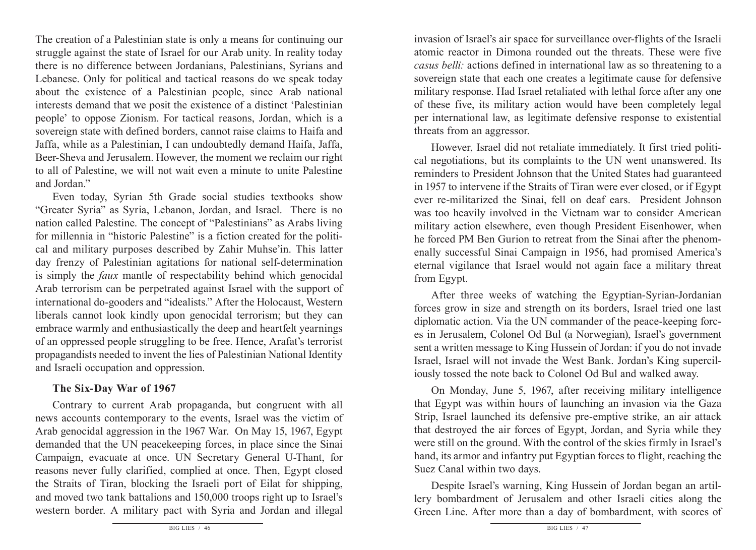The creation of a Palestinian state is only a means for continuing our struggle against the state of Israel for our Arab unity. In reality today there is no difference between Jordanians, Palestinians, Syrians and Lebanese. Only for political and tactical reasons do we speak today about the existence of a Palestinian people, since Arab national interests demand that we posit the existence of a distinct 'Palestinian people' to oppose Zionism. For tactical reasons, Jordan, which is a sovereign state with defined borders, cannot raise claims to Haifa and Jaffa, while as a Palestinian, I can undoubtedly demand Haifa, Jaffa, Beer-Sheva and Jerusalem. However, the moment we reclaim our right to all of Palestine, we will not wait even a minute to unite Palestine and Jordan."

Even today, Syrian 5th Grade social studies textbooks show "Greater Syria" as Syria, Lebanon, Jordan, and Israel. There is no nation called Palestine. The concept of "Palestinians" as Arabs living for millennia in "historic Palestine" is a fiction created for the political and military purposes described by Zahir Muhse'in. This latter day frenzy of Palestinian agitations for national self-determination is simply the *faux* mantle of respectability behind which genocidal Arab terrorism can be perpetrated against Israel with the support of international do-gooders and "idealists." After the Holocaust, Western liberals cannot look kindly upon genocidal terrorism; but they can embrace warmly and enthusiastically the deep and heartfelt yearnings of an oppressed people struggling to be free. Hence, Arafat's terrorist propagandists needed to invent the lies of Palestinian National Identity and Israeli occupation and oppression.

### The Six-Day War of 1967

Contrary to current Arab propaganda, but congruent with all news accounts contemporary to the events, Israel was the victim of Arab genocidal aggression in the 1967 War. On May 15, 1967, Egypt demanded that the UN peacekeeping forces, in place since the Sinai Campaign, evacuate at once. UN Secretary General U-Thant, for reasons never fully clarified, complied at once. Then, Egypt closed the Straits of Tiran, blocking the Israeli port of Eilat for shipping, and moved two tank battalions and 150,000 troops right up to Israel's western border. A military pact with Syria and Jordan and illegal invasion of Israel's air space for surveillance over-flights of the Israeli atomic reactor in Dimona rounded out the threats. These were five *casus belli:* actions defined in international law as so threatening to a sovereign state that each one creates a legitimate cause for defensive military response. Had Israel retaliated with lethal force after any one of these five, its military action would have been completely legal per international law, as legitimate defensive response to existential threats from an aggressor.

However, Israel did not retaliate immediately. It first tried political negotiations, but its complaints to the UN went unanswered. Its reminders to President Johnson that the United States had guaranteed in 1957 to intervene if the Straits of Tiran were ever closed, or if Egypt ever re-militarized the Sinai, fell on deaf ears. President Johnson was too heavily involved in the Vietnam war to consider American military action elsewhere, even though President Eisenhower, when he forced PM Ben Gurion to retreat from the Sinai after the phenomenally successful Sinai Campaign in 1956, had promised America's eternal vigilance that Israel would not again face a military threat from Egypt.

After three weeks of watching the Egyptian-Syrian-Jordanian forces grow in size and strength on its borders, Israel tried one last diplomatic action. Via the UN commander of the peace-keeping forces in Jerusalem, Colonel Od Bul (a Norwegian), Israel's government sent a written message to King Hussein of Jordan: if you do not invade Israel, Israel will not invade the West Bank. Jordan's King superciliously tossed the note back to Colonel Od Bul and walked away.

On Monday, June 5, 1967, after receiving military intelligence that Egypt was within hours of launching an invasion via the Gaza Strip, Israel launched its defensive pre-emptive strike, an air attack that destroyed the air forces of Egypt, Jordan, and Syria while they were still on the ground. With the control of the skies firmly in Israel's hand, its armor and infantry put Egyptian forces to flight, reaching the Suez Canal within two days.

Despite Israel's warning, King Hussein of Jordan began an artillery bombardment of Jerusalem and other Israeli cities along the Green Line. After more than a day of bombardment, with scores of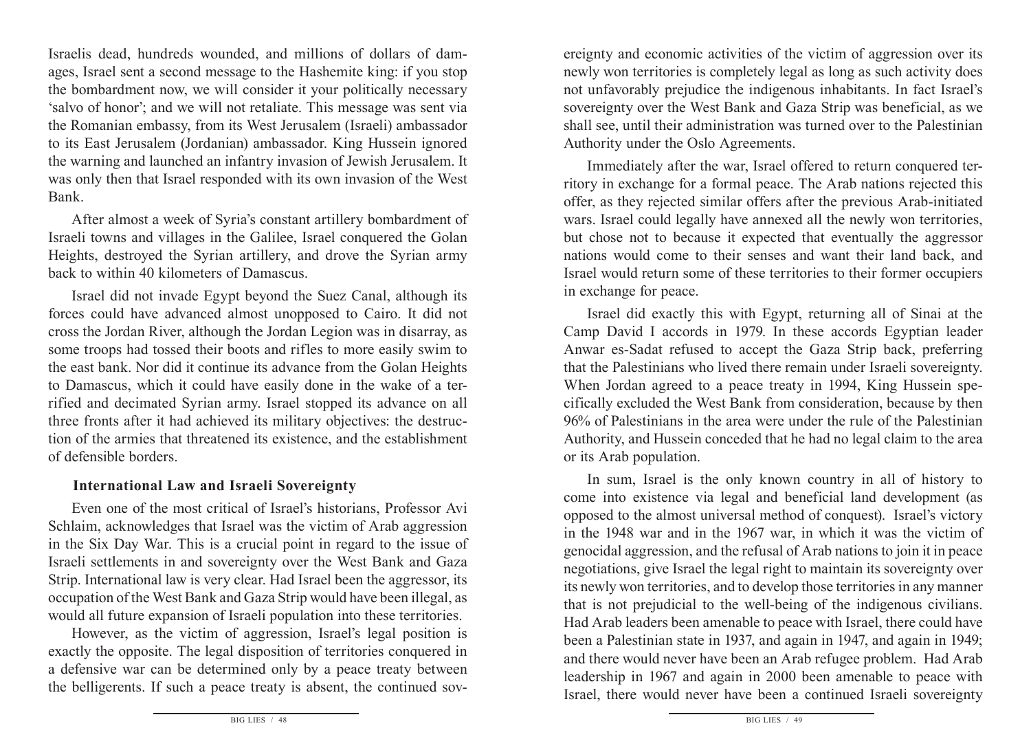Israelis dead, hundreds wounded, and millions of dollars of damages, Israel sent a second message to the Hashemite king: if you stop the bombardment now, we will consider it your politically necessary 'salvo of honor'; and we will not retaliate. This message was sent via the Romanian embassy, from its West Jerusalem (Israeli) ambassador to its East Jerusalem (Jordanian) ambassador. King Hussein ignored the warning and launched an infantry invasion of Jewish Jerusalem. It was only then that Israel responded with its own invasion of the West Bank.

After almost a week of Syria's constant artillery bombardment of Israeli towns and villages in the Galilee, Israel conquered the Golan Heights, destroyed the Syrian artillery, and drove the Syrian army back to within 40 kilometers of Damascus.

Israel did not invade Egypt beyond the Suez Canal, although its forces could have advanced almost unopposed to Cairo. It did not cross the Jordan River, although the Jordan Legion was in disarray, as some troops had tossed their boots and rifles to more easily swim to the east bank. Nor did it continue its advance from the Golan Heights to Damascus, which it could have easily done in the wake of a terrified and decimated Syrian army. Israel stopped its advance on all three fronts after it had achieved its military objectives: the destruction of the armies that threatened its existence, and the establishment of defensible borders.

### International Law and Israeli Sovereignty

Even one of the most critical of Israel's historians, Professor Avi Schlaim, acknowledges that Israel was the victim of Arab aggression in the Six Day War. This is a crucial point in regard to the issue of Israeli settlements in and sovereignty over the West Bank and Gaza Strip. International law is very clear. Had Israel been the aggressor, its occupation of the West Bank and Gaza Strip would have been illegal, as would all future expansion of Israeli population into these territories.

However, as the victim of aggression, Israel's legal position is exactly the opposite. The legal disposition of territories conquered in a defensive war can be determined only by a peace treaty between the belligerents. If such a peace treaty is absent, the continued sovereignty and economic activities of the victim of aggression over its newly won territories is completely legal as long as such activity does not unfavorably prejudice the indigenous inhabitants. In fact Israel's sovereignty over the West Bank and Gaza Strip was beneficial, as we shall see, until their administration was turned over to the Palestinian Authority under the Oslo Agreements.

Immediately after the war, Israel offered to return conquered territory in exchange for a formal peace. The Arab nations rejected this offer, as they rejected similar offers after the previous Arab-initiated wars. Israel could legally have annexed all the newly won territories, but chose not to because it expected that eventually the aggressor nations would come to their senses and want their land back, and Israel would return some of these territories to their former occupiers in exchange for peace.

Israel did exactly this with Egypt, returning all of Sinai at the Camp David I accords in 1979. In these accords Egyptian leader Anwar es-Sadat refused to accept the Gaza Strip back, preferring that the Palestinians who lived there remain under Israeli sovereignty. When Jordan agreed to a peace treaty in 1994, King Hussein specifically excluded the West Bank from consideration, because by then 96% of Palestinians in the area were under the rule of the Palestinian Authority, and Hussein conceded that he had no legal claim to the area or its Arab population.

In sum, Israel is the only known country in all of history to come into existence via legal and beneficial land development (as opposed to the almost universal method of conquest). Israel's victory in the 1948 war and in the 1967 war, in which it was the victim of genocidal aggression, and the refusal of Arab nations to join it in peace negotiations, give Israel the legal right to maintain its sovereignty over its newly won territories, and to develop those territories in any manner that is not prejudicial to the well-being of the indigenous civilians. Had Arab leaders been amenable to peace with Israel, there could have been a Palestinian state in 1937, and again in 1947, and again in 1949; and there would never have been an Arab refugee problem. Had Arab leadership in 1967 and again in 2000 been amenable to peace with Israel, there would never have been a continued Israeli sovereignty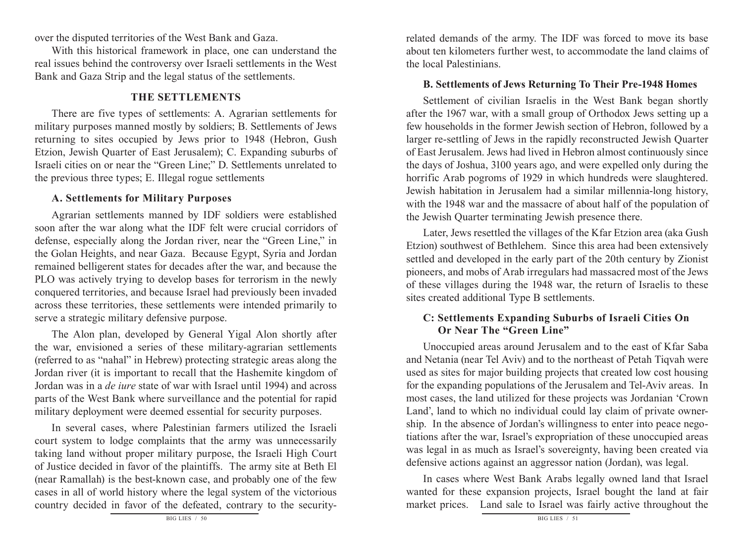over the disputed territories of the West Bank and Gaza.

With this historical framework in place, one can understand the real issues behind the controversy over Israeli settlements in the West Bank and Gaza Strip and the legal status of the settlements.

## THE SETTLEMENTS

There are five types of settlements: A. Agrarian settlements for military purposes manned mostly by soldiers; B. Settlements of Jews returning to sites occupied by Jews prior to 1948 (Hebron, Gush Etzion, Jewish Quarter of East Jerusalem); C. Expanding suburbs of Israeli cities on or near the "Green Line;" D. Settlements unrelated to the previous three types; E. Illegal rogue settlements

### A. Settlements for Military Purposes

Agrarian settlements manned by IDF soldiers were established soon after the war along what the IDF felt were crucial corridors of defense, especially along the Jordan river, near the "Green Line," in the Golan Heights, and near Gaza. Because Egypt, Syria and Jordan remained belligerent states for decades after the war, and because the PLO was actively trying to develop bases for terrorism in the newly conquered territories, and because Israel had previously been invaded across these territories, these settlements were intended primarily to serve a strategic military defensive purpose.

The Alon plan, developed by General Yigal Alon shortly after the war, envisioned a series of these military-agrarian settlements (referred to as "nahal" in Hebrew) protecting strategic areas along the Jordan river (it is important to recall that the Hashemite kingdom of Jordan was in a *de iure* state of war with Israel until 1994) and across parts of the West Bank where surveillance and the potential for rapid military deployment were deemed essential for security purposes.

In several cases, where Palestinian farmers utilized the Israeli court system to lodge complaints that the army was unnecessarily taking land without proper military purpose, the Israeli High Court of Justice decided in favor of the plaintiffs. The army site at Beth El (near Ramallah) is the best-known case, and probably one of the few cases in all of world history where the legal system of the victorious country decided in favor of the defeated, contrary to the security-related demands of the army. The IDF was forced to move its base about ten kilometers further west, to accommodate the land claims of the local Palestinians.

### B. Settlements of Jews Returning To Their Pre-1948 Homes

Settlement of civilian Israelis in the West Bank began shortly after the 1967 war, with a small group of Orthodox Jews setting up a few households in the former Jewish section of Hebron, followed by a larger re-settling of Jews in the rapidly reconstructed Jewish Quarter of East Jerusalem. Jews had lived in Hebron almost continuously since the days of Joshua, 3100 years ago, and were expelled only during the horrific Arab pogroms of 1929 in which hundreds were slaughtered. Jewish habitation in Jerusalem had a similar millennia-long history, with the 1948 war and the massacre of about half of the population of the Jewish Quarter terminating Jewish presence there.

Later, Jews resettled the villages of the Kfar Etzion area (aka Gush Etzion) southwest of Bethlehem. Since this area had been extensively settled and developed in the early part of the 20th century by Zionist pioneers, and mobs of Arab irregulars had massacred most of the Jews of these villages during the 1948 war, the return of Israelis to these sites created additional Type B settlements.

### C: Settlements Expanding Suburbs of Israeli Cities On Or Near The "Green Line"

Unoccupied areas around Jerusalem and to the east of Kfar Saba and Netania (near Tel Aviv) and to the northeast of Petah Tiqvah were used as sites for major building projects that created low cost housing for the expanding populations of the Jerusalem and Tel-Aviv areas. In most cases, the land utilized for these projects was Jordanian 'Crown Land', land to which no individual could lay claim of private ownership. In the absence of Jordan's willingness to enter into peace negotiations after the war, Israel's expropriation of these unoccupied areas was legal in as much as Israel's sovereignty, having been created via defensive actions against an aggressor nation (Jordan), was legal.

In cases where West Bank Arabs legally owned land that Israel wanted for these expansion projects, Israel bought the land at fair market prices. Land sale to Israel was fairly active throughout the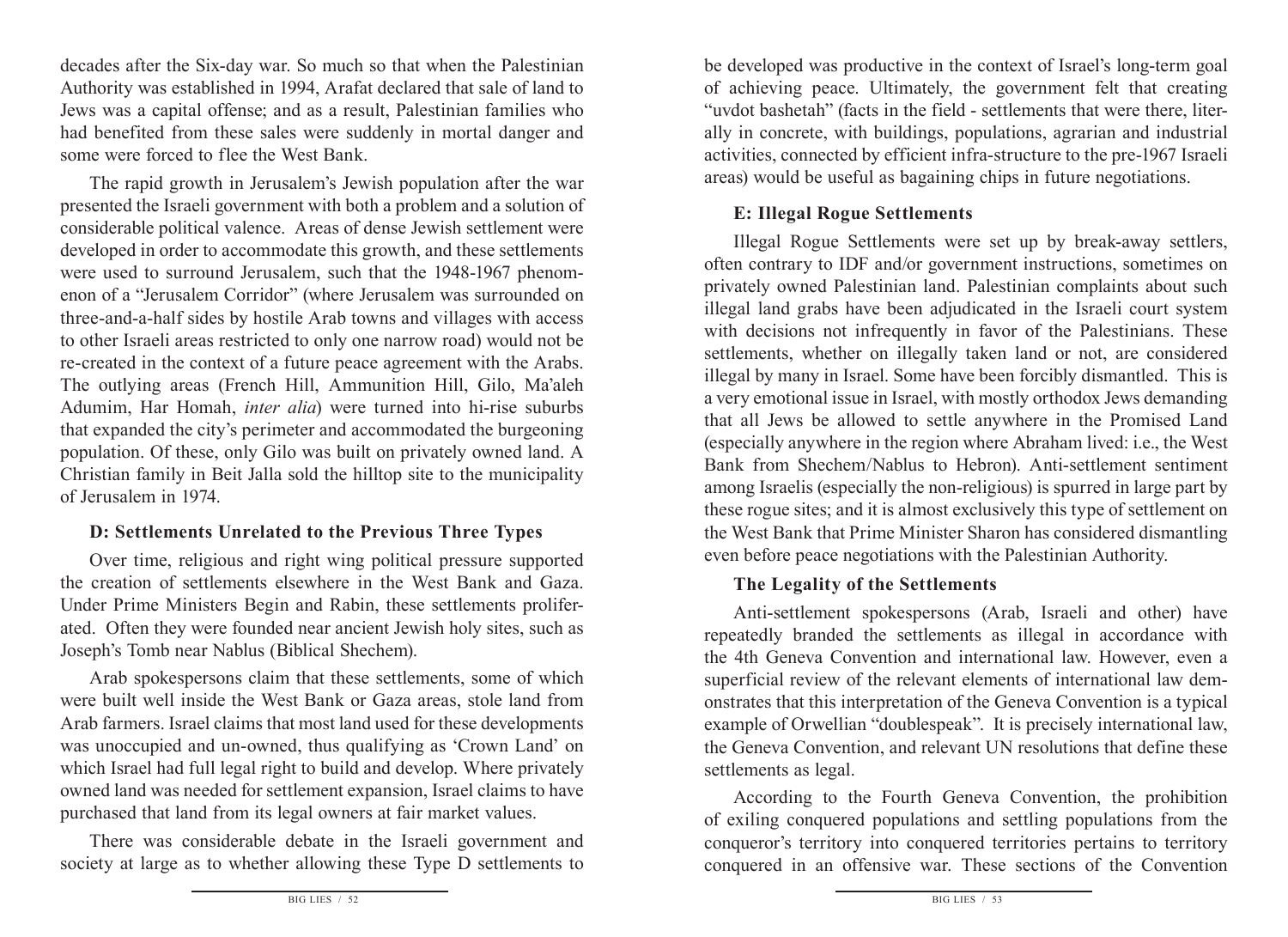decades after the Six-day war. So much so that when the Palestinian Authority was established in 1994, Arafat declared that sale of land to Jews was a capital offense; and as a result, Palestinian families who had benefited from these sales were suddenly in mortal danger and some were forced to flee the West Bank.

The rapid growth in Jerusalem's Jewish population after the war presented the Israeli government with both a problem and a solution of considerable political valence. Areas of dense Jewish settlement were developed in order to accommodate this growth, and these settlements were used to surround Jerusalem, such that the 1948-1967 phenomenon of a "Jerusalem Corridor" (where Jerusalem was surrounded on three-and-a-half sides by hostile Arab towns and villages with access to other Israeli areas restricted to only one narrow road) would not be re-created in the context of a future peace agreement with the Arabs. The outlying areas (French Hill, Ammunition Hill, Gilo, Ma'aleh Adumim, Har Homah, *inter alia*) were turned into hi-rise suburbs that expanded the city's perimeter and accommodated the burgeoning population. Of these, only Gilo was built on privately owned land. A Christian family in Beit Jalla sold the hilltop site to the municipality of Jerusalem in 1974.

### D: Settlements Unrelated to the Previous Three Types

Over time, religious and right wing political pressure supported the creation of settlements elsewhere in the West Bank and Gaza. Under Prime Ministers Begin and Rabin, these settlements proliferated. Often they were founded near ancient Jewish holy sites, such as Joseph's Tomb near Nablus (Biblical Shechem).

Arab spokespersons claim that these settlements, some of which were built well inside the West Bank or Gaza areas, stole land from Arab farmers. Israel claims that most land used for these developments was unoccupied and un-owned, thus qualifying as 'Crown Land' on which Israel had full legal right to build and develop. Where privately owned land was needed for settlement expansion, Israel claims to have purchased that land from its legal owners at fair market values.

There was considerable debate in the Israeli government and society at large as to whether allowing these Type D settlements to be developed was productive in the context of Israel's long-term goal of achieving peace. Ultimately, the government felt that creating "uvdot bashetah" (facts in the field - settlements that were there, literally in concrete, with buildings, populations, agrarian and industrial activities, connected by efficient infra-structure to the pre-1967 Israeli areas) would be useful as bagaining chips in future negotiations.

### E: Illegal Rogue Settlements

Illegal Rogue Settlements were set up by break-away settlers, often contrary to IDF and/or government instructions, sometimes on privately owned Palestinian land. Palestinian complaints about such illegal land grabs have been adjudicated in the Israeli court system with decisions not infrequently in favor of the Palestinians. These settlements, whether on illegally taken land or not, are considered illegal by many in Israel. Some have been forcibly dismantled. This is a very emotional issue in Israel, with mostly orthodox Jews demanding that all Jews be allowed to settle anywhere in the Promised Land (especially anywhere in the region where Abraham lived: i.e., the West Bank from Shechem/Nablus to Hebron). Anti-settlement sentiment among Israelis (especially the non-religious) is spurred in large part by these rogue sites; and it is almost exclusively this type of settlement on the West Bank that Prime Minister Sharon has considered dismantling even before peace negotiations with the Palestinian Authority.

### The Legality of the Settlements

Anti-settlement spokespersons (Arab, Israeli and other) have repeatedly branded the settlements as illegal in accordance with the 4th Geneva Convention and international law. However, even a superficial review of the relevant elements of international law demonstrates that this interpretation of the Geneva Convention is a typical example of Orwellian "doublespeak". It is precisely international law, the Geneva Convention, and relevant UN resolutions that define these settlements as legal.

According to the Fourth Geneva Convention, the prohibition of exiling conquered populations and settling populations from the conqueror's territory into conquered territories pertains to territory conquered in an offensive war. These sections of the Convention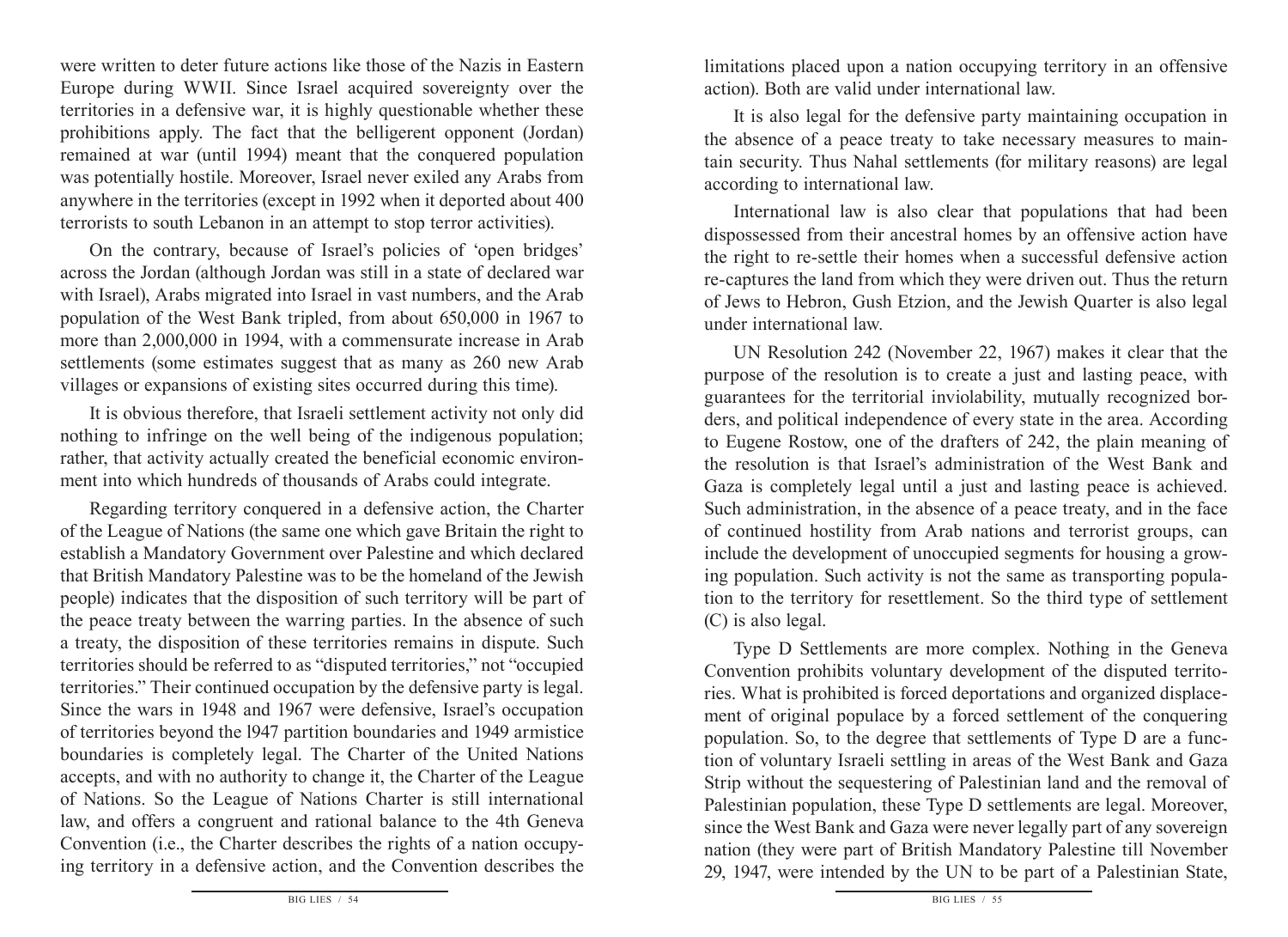were written to deter future actions like those of the Nazis in Eastern Europe during WWII. Since Israel acquired sovereignty over the territories in a defensive war, it is highly questionable whether these prohibitions apply. The fact that the belligerent opponent (Jordan) remained at war (until 1994) meant that the conquered population was potentially hostile. Moreover, Israel never exiled any Arabs from anywhere in the territories (except in 1992 when it deported about 400 terrorists to south Lebanon in an attempt to stop terror activities).

On the contrary, because of Israel's policies of 'open bridges' across the Jordan (although Jordan was still in a state of declared war with Israel), Arabs migrated into Israel in vast numbers, and the Arab population of the West Bank tripled, from about 650,000 in 1967 to more than 2,000,000 in 1994, with a commensurate increase in Arab settlements (some estimates suggest that as many as 260 new Arab villages or expansions of existing sites occurred during this time).

It is obvious therefore, that Israeli settlement activity not only did nothing to infringe on the well being of the indigenous population; rather, that activity actually created the beneficial economic environment into which hundreds of thousands of Arabs could integrate.

Regarding territory conquered in a defensive action, the Charter of the League of Nations (the same one which gave Britain the right to establish a Mandatory Government over Palestine and which declared that British Mandatory Palestine was to be the homeland of the Jewish people) indicates that the disposition of such territory will be part of the peace treaty between the warring parties. In the absence of such a treaty, the disposition of these territories remains in dispute. Such territories should be referred to as "disputed territories," not "occupied territories." Their continued occupation by the defensive party is legal. Since the wars in 1948 and 1967 were defensive, Israel's occupation of territories beyond the 1947 partition boundaries and 1949 armistice boundaries is completely legal. The Charter of the United Nations accepts, and with no authority to change it, the Charter of the League of Nations. So the League of Nations Charter is still international law, and offers a congruent and rational balance to the 4th Geneva Convention (i.e., the Charter describes the rights of a nation occupying territory in a defensive action, and the Convention describes the limitations placed upon a nation occupying territory in an offensive action). Both are valid under international law.

It is also legal for the defensive party maintaining occupation in the absence of a peace treaty to take necessary measures to maintain security. Thus Nahal settlements (for military reasons) are legal according to international law.

International law is also clear that populations that had been dispossessed from their ancestral homes by an offensive action have the right to re-settle their homes when a successful defensive action re-captures the land from which they were driven out. Thus the return of Jews to Hebron, Gush Etzion, and the Jewish Quarter is also legal under international law.

UN Resolution 242 (November 22, 1967) makes it clear that the purpose of the resolution is to create a just and lasting peace, with guarantees for the territorial inviolability, mutually recognized borders, and political independence of every state in the area. According to Eugene Rostow, one of the drafters of 242, the plain meaning of the resolution is that Israel's administration of the West Bank and Gaza is completely legal until a just and lasting peace is achieved. Such administration, in the absence of a peace treaty, and in the face of continued hostility from Arab nations and terrorist groups, can include the development of unoccupied segments for housing a growing population. Such activity is not the same as transporting population to the territory for resettlement. So the third type of settlement (C) is also legal.

Type D Settlements are more complex. Nothing in the Geneva Convention prohibits voluntary development of the disputed territories. What is prohibited is forced deportations and organized displacement of original populace by a forced settlement of the conquering population. So, to the degree that settlements of Type D are a function of voluntary Israeli settling in areas of the West Bank and Gaza Strip without the sequestering of Palestinian land and the removal of Palestinian population, these Type D settlements are legal. Moreover, since the West Bank and Gaza were never legally part of any sovereign nation (they were part of British Mandatory Palestine till November 29, 1947, were intended by the UN to be part of a Palestinian State,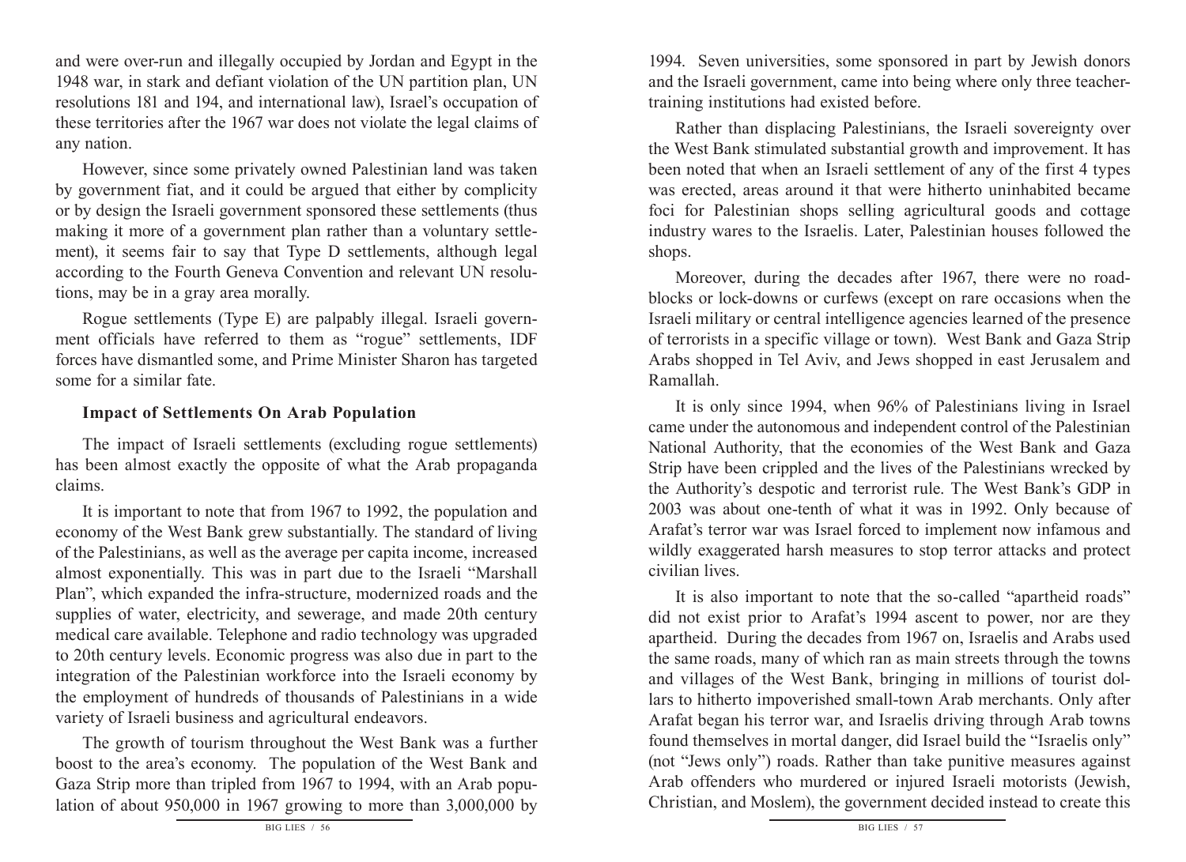and were over-run and illegally occupied by Jordan and Egypt in the 1948 war, in stark and defiant violation of the UN partition plan, UN resolutions 181 and 194, and international law), Israel's occupation of these territories after the 1967 war does not violate the legal claims of any nation.

However, since some privately owned Palestinian land was taken by government fiat, and it could be argued that either by complicity or by design the Israeli government sponsored these settlements (thus making it more of a government plan rather than a voluntary settlement), it seems fair to say that Type D settlements, although legal according to the Fourth Geneva Convention and relevant UN resolutions, may be in a gray area morally.

Rogue settlements (Type E) are palpably illegal. Israeli government officials have referred to them as "rogue" settlements, IDF forces have dismantled some, and Prime Minister Sharon has targeted some for a similar fate.

**Impact of Settlements On Arab Population**

The impact of Israeli settlements (excluding rogue settlements) has been almost exactly the opposite of what the Arab propaganda claims.

It is important to note that from 1967 to 1992, the population and economy of the West Bank grew substantially. The standard of living of the Palestinians, as well as the average per capita income, increased almost exponentially. This was in part due to the Israeli "Marshall Plan", which expanded the infra-structure, modernized roads and the supplies of water, electricity, and sewerage, and made 20th century medical care available. Telephone and radio technology was upgraded to 20th century levels. Economic progress was also due in part to the integration of the Palestinian workforce into the Israeli economy by the employment of hundreds of thousands of Palestinians in a wide variety of Israeli business and agricultural endeavors.

The growth of tourism throughout the West Bank was a further boost to the area's economy. The population of the West Bank and Gaza Strip more than tripled from 1967 to 1994, with an Arab population of about 950,000 in 1967 growing to more than 3,000,000 by 1994. Seven universities, some sponsored in part by Jewish donors and the Israeli government, came into being where only three teacher-training institutions had existed before.

Rather than displacing Palestinians, the Israeli sovereignty over the West Bank stimulated substantial growth and improvement. It has been noted that when an Israeli settlement of any of the first 4 types was erected, areas around it that were hitherto uninhabited became foci for Palestinian shops selling agricultural goods and cottage industry wares to the Israelis. Later, Palestinian houses followed the shops.

Moreover, during the decades after 1967, there were no road-blocks or lock-downs or curfews (except on rare occasions when the Israeli military or central intelligence agencies learned of the presence of terrorists in a specific village or town). West Bank and Gaza Strip Arabs shopped in Tel Aviv, and Jews shopped in east Jerusalem and Ramallah.

It is only since 1994, when 96% of Palestinians living in Israel came under the autonomous and independent control of the Palestinian National Authority, that the economies of the West Bank and Gaza Strip have been crippled and the lives of the Palestinians wrecked by the Authority's despotic and terrorist rule. The West Bank's GDP in 2003 was about one-tenth of what it was in 1992. Only because of Arafat's terror war was Israel forced to implement now infamous and wildly exaggerated harsh measures to stop terror attacks and protect civilian lives.

It is also important to note that the so-called "apartheid roads" did not exist prior to Arafat's 1994 ascent to power, nor are they apartheid. During the decades from 1967 on, Israelis and Arabs used the same roads, many of which ran as main streets through the towns and villages of the West Bank, bringing in millions of tourist dollars to hitherto impoverished small-town Arab merchants. Only after Arafat began his terror war, and Israelis driving through Arab towns found themselves in mortal danger, did Israel build the "Israelis only" (not "Jews only") roads. Rather than take punitive measures against Arab offenders who murdered or injured Israeli motorists (Jewish, Christian, and Moslem), the government decided instead to create this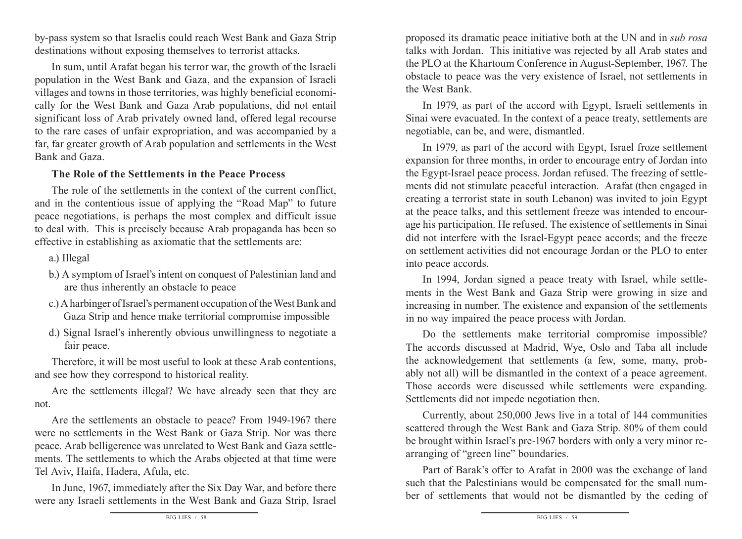by-pass system so that Israelis could reach West Bank and Gaza Strip destinations without exposing themselves to terrorist attacks.

In sum, until Arafat began his terror war, the growth of the Israeli population in the West Bank and Gaza, and the expansion of Israeli villages and towns in those territories, was highly beneficial economically for the West Bank and Gaza Arab populations, did not entail significant loss of Arab privately owned land, offered legal recourse to the rare cases of unfair expropriation, and was accompanied by a far, far greater growth of Arab population and settlements in the West Bank and Gaza.

### The Role of the Settlements in the Peace Process

The role of the settlements in the context of the current conflict, and in the contentious issue of applying the "Road Map" to future peace negotiations, is perhaps the most complex and difficult issue to deal with. This is precisely because Arab propaganda has been so effective in establishing as axiomatic that the settlements are:

a.) Illegal

b.) A symptom of Israel's intent on conquest of Palestinian land and are thus inherently an obstacle to peace

c.) A harbinger of Israel's permanent occupation of the West Bank and Gaza Strip and hence make territorial compromise impossible

d.) Signal Israel's inherently obvious unwillingness to negotiate a fair peace.

Therefore, it will be most useful to look at these Arab contentions, and see how they correspond to historical reality.

Are the settlements illegal? We have already seen that they are not.

Are the settlements an obstacle to peace? From 1949-1967 there were no settlements in the West Bank or Gaza Strip. Nor was there peace. Arab belligerence was unrelated to West Bank and Gaza settlements. The settlements to which the Arabs objected at that time were Tel Aviv, Haifa, Hadera, Afula, etc.

In June, 1967, immediately after the Six Day War, and before there were any Israeli settlements in the West Bank and Gaza Strip, Israel proposed its dramatic peace initiative both at the UN and in *sub rosa* talks with Jordan. This initiative was rejected by all Arab states and the PLO at the Khartoum Conference in August-September, 1967. The obstacle to peace was the very existence of Israel, not settlements in the West Bank.

In 1979, as part of the accord with Egypt, Israeli settlements in Sinai were evacuated. In the context of a peace treaty, settlements are negotiable, can be, and were, dismantled.

In 1979, as part of the accord with Egypt, Israel froze settlement expansion for three months, in order to encourage entry of Jordan into the Egypt-Israel peace process. Jordan refused. The freezing of settlements did not stimulate peaceful interaction. Arafat (then engaged in creating a terrorist state in south Lebanon) was invited to join Egypt at the peace talks, and this settlement freeze was intended to encourage his participation. He refused. The existence of settlements in Sinai did not interfere with the Israel-Egypt peace accords; and the freeze on settlement activities did not encourage Jordan or the PLO to enter into peace accords.

In 1994, Jordan signed a peace treaty with Israel, while settlements in the West Bank and Gaza Strip were growing in size and increasing in number. The existence and expansion of the settlements in no way impaired the peace process with Jordan.

Do the settlements make territorial compromise impossible? The accords discussed at Madrid, Wye, Oslo and Taba all include the acknowledgement that settlements (a few, some, many, probably not all) will be dismantled in the context of a peace agreement. Those accords were discussed while settlements were expanding. Settlements did not impede negotiation then.

Currently, about 250,000 Jews live in a total of 144 communities scattered through the West Bank and Gaza Strip. 80% of them could be brought within Israel's pre-1967 borders with only a very minor rearranging of "green line" boundaries.

Part of Barak's offer to Arafat in 2000 was the exchange of land such that the Palestinians would be compensated for the small number of settlements that would not be dismantled by the ceding of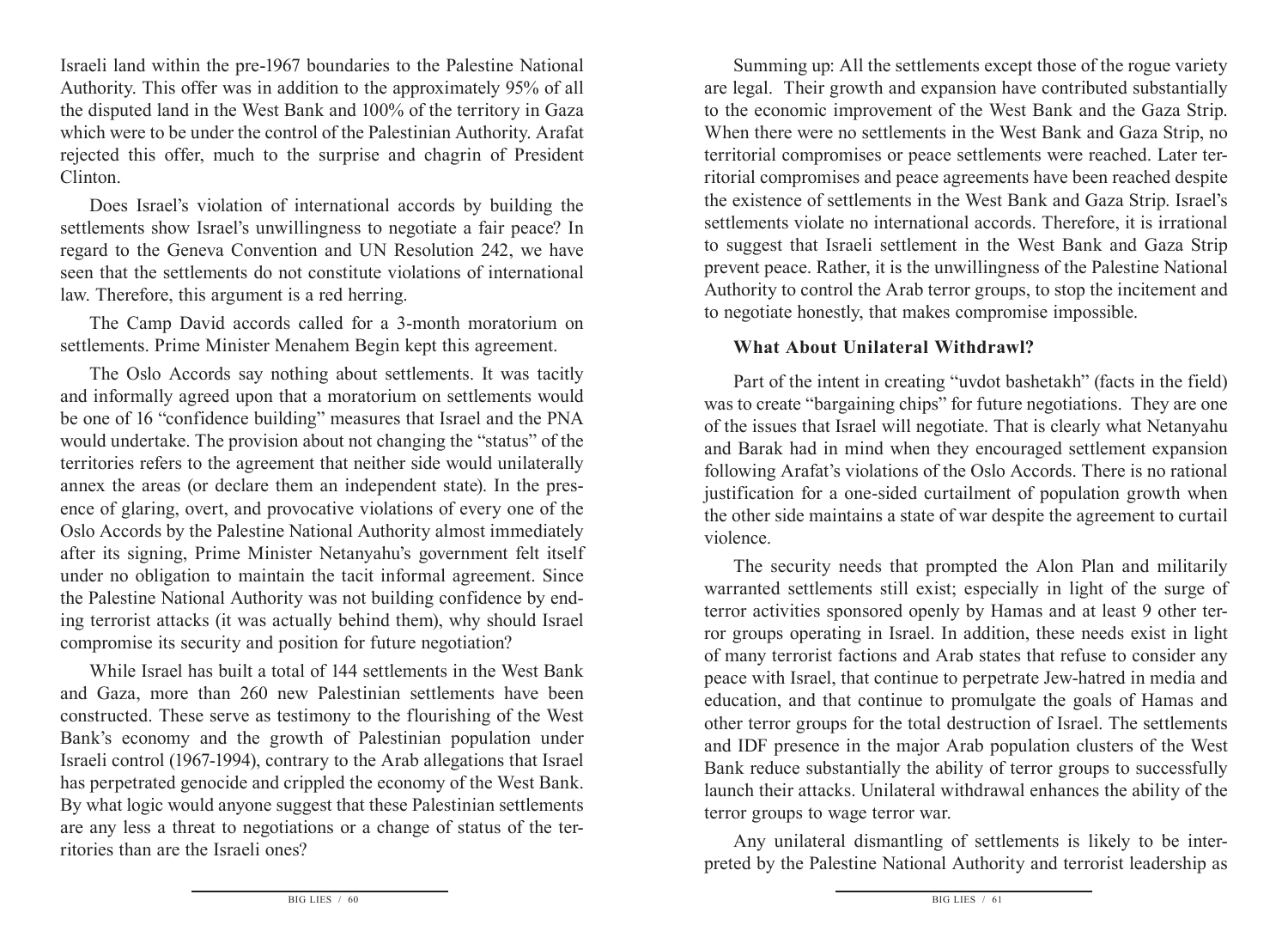Israeli land within the pre-1967 boundaries to the Palestine National Authority. This offer was in addition to the approximately 95% of all the disputed land in the West Bank and 100% of the territory in Gaza which were to be under the control of the Palestinian Authority. Arafat rejected this offer, much to the surprise and chagrin of President Clinton.

Does Israel's violation of international accords by building the settlements show Israel's unwillingness to negotiate a fair peace? In regard to the Geneva Convention and UN Resolution 242, we have seen that the settlements do not constitute violations of international law. Therefore, this argument is a red herring.

The Camp David accords called for a 3-month moratorium on settlements. Prime Minister Menahem Begin kept this agreement.

The Oslo Accords say nothing about settlements. It was tacitly and informally agreed upon that a moratorium on settlements would be one of 16 "confidence building" measures that Israel and the PNA would undertake. The provision about not changing the "status" of the territories refers to the agreement that neither side would unilaterally annex the areas (or declare them an independent state). In the presence of glaring, overt, and provocative violations of every one of the Oslo Accords by the Palestine National Authority almost immediately after its signing, Prime Minister Netanyahu's government felt itself under no obligation to maintain the tacit informal agreement. Since the Palestine National Authority was not building confidence by ending terrorist attacks (it was actually behind them), why should Israel compromise its security and position for future negotiation?

While Israel has built a total of 144 settlements in the West Bank and Gaza, more than 260 new Palestinian settlements have been constructed. These serve as testimony to the flourishing of the West Bank's economy and the growth of Palestinian population under Israeli control (1967-1994), contrary to the Arab allegations that Israel has perpetrated genocide and crippled the economy of the West Bank. By what logic would anyone suggest that these Palestinian settlements are any less a threat to negotiations or a change of status of the territories than are the Israeli ones?

Summing up: All the settlements except those of the rogue variety are legal. Their growth and expansion have contributed substantially to the economic improvement of the West Bank and the Gaza Strip. When there were no settlements in the West Bank and Gaza Strip, no territorial compromises or peace settlements were reached. Later territorial compromises and peace agreements have been reached despite the existence of settlements in the West Bank and Gaza Strip. Israel's settlements violate no international accords. Therefore, it is irrational to suggest that Israeli settlement in the West Bank and Gaza Strip prevent peace. Rather, it is the unwillingness of the Palestine National Authority to control the Arab terror groups, to stop the incitement and to negotiate honestly, that makes compromise impossible.

### What About Unilateral Withdrawl?

Part of the intent in creating "uvdot bashetakh" (facts in the field) was to create "bargaining chips" for future negotiations. They are one of the issues that Israel will negotiate. That is clearly what Netanyahu and Barak had in mind when they encouraged settlement expansion following Arafat's violations of the Oslo Accords. There is no rational justification for a one-sided curtailment of population growth when the other side maintains a state of war despite the agreement to curtail violence.

The security needs that prompted the Alon Plan and militarily warranted settlements still exist; especially in light of the surge of terror activities sponsored openly by Hamas and at least 9 other terror groups operating in Israel. In addition, these needs exist in light of many terrorist factions and Arab states that refuse to consider any peace with Israel, that continue to perpetrate Jew-hatred in media and education, and that continue to promulgate the goals of Hamas and other terror groups for the total destruction of Israel. The settlements and IDF presence in the major Arab population clusters of the West Bank reduce substantially the ability of terror groups to successfully launch their attacks. Unilateral withdrawal enhances the ability of the terror groups to wage terror war.

Any unilateral dismantling of settlements is likely to be interpreted by the Palestine National Authority and terrorist leadership as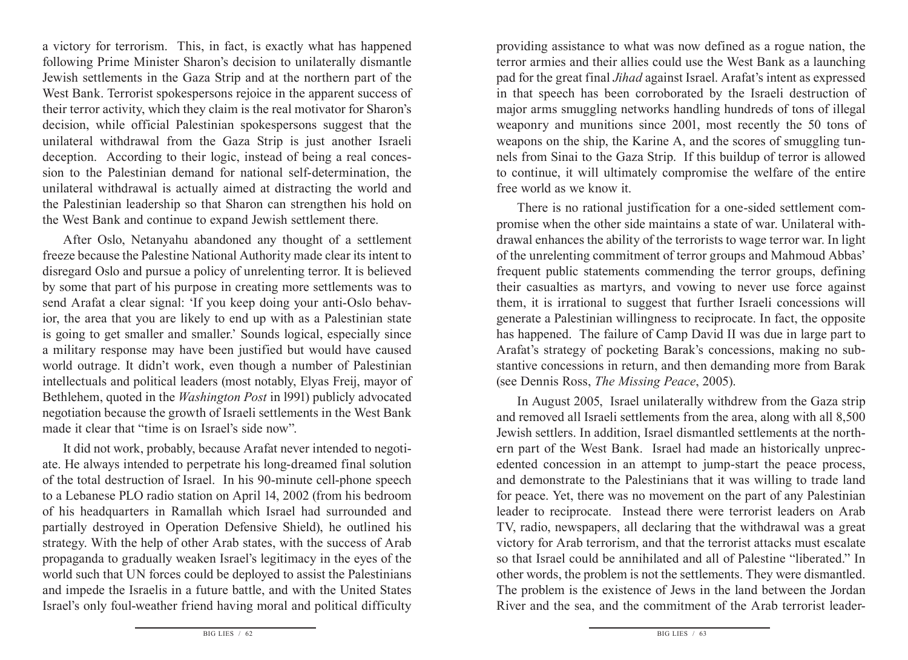a victory for terrorism. This, in fact, is exactly what has happened following Prime Minister Sharon's decision to unilaterally dismantle Jewish settlements in the Gaza Strip and at the northern part of the West Bank. Terrorist spokespersons rejoice in the apparent success of their terror activity, which they claim is the real motivator for Sharon's decision, while official Palestinian spokespersons suggest that the unilateral withdrawal from the Gaza Strip is just another Israeli deception. According to their logic, instead of being a real concession to the Palestinian demand for national self-determination, the unilateral withdrawal is actually aimed at distracting the world and the Palestinian leadership so that Sharon can strengthen his hold on the West Bank and continue to expand Jewish settlement there.

After Oslo, Netanyahu abandoned any thought of a settlement freeze because the Palestine National Authority made clear its intent to disregard Oslo and pursue a policy of unrelenting terror. It is believed by some that part of his purpose in creating more settlements was to send Arafat a clear signal: 'If you keep doing your anti-Oslo behavior, the area that you are likely to end up with as a Palestinian state is going to get smaller and smaller.' Sounds logical, especially since a military response may have been justified but would have caused world outrage. It didn't work, even though a number of Palestinian intellectuals and political leaders (most notably, Elyas Freij, mayor of Bethlehem, quoted in the *Washington Post* in l991) publicly advocated negotiation because the growth of Israeli settlements in the West Bank made it clear that "time is on Israel's side now".

It did not work, probably, because Arafat never intended to negotiate. He always intended to perpetrate his long-dreamed final solution of the total destruction of Israel. In his 90-minute cell-phone speech to a Lebanese PLO radio station on April 14, 2002 (from his bedroom of his headquarters in Ramallah which Israel had surrounded and partially destroyed in Operation Defensive Shield), he outlined his strategy. With the help of other Arab states, with the success of Arab propaganda to gradually weaken Israel's legitimacy in the eyes of the world such that UN forces could be deployed to assist the Palestinians and impede the Israelis in a future battle, and with the United States Israel's only foul-weather friend having moral and political difficulty providing assistance to what was now defined as a rogue nation, the terror armies and their allies could use the West Bank as a launching pad for the great final *Jihad* against Israel. Arafat's intent as expressed in that speech has been corroborated by the Israeli destruction of major arms smuggling networks handling hundreds of tons of illegal weaponry and munitions since 200l, most recently the 50 tons of weapons on the ship, the Karine A, and the scores of smuggling tunnels from Sinai to the Gaza Strip. If this buildup of terror is allowed to continue, it will ultimately compromise the welfare of the entire free world as we know it.

There is no rational justification for a one-sided settlement compromise when the other side maintains a state of war. Unilateral withdrawal enhances the ability of the terrorists to wage terror war. In light of the unrelenting commitment of terror groups and Mahmoud Abbas' frequent public statements commending the terror groups, defining their casualties as martyrs, and vowing to never use force against them, it is irrational to suggest that further Israeli concessions will generate a Palestinian willingness to reciprocate. In fact, the opposite has happened. The failure of Camp David II was due in large part to Arafat's strategy of pocketing Barak's concessions, making no substantive concessions in return, and then demanding more from Barak (see Dennis Ross, *The Missing Peace*, 2005).

In August 2005, Israel unilaterally withdrew from the Gaza strip and removed all Israeli settlements from the area, along with all 8,500 Jewish settlers. In addition, Israel dismantled settlements at the northern part of the West Bank. Israel had made an historically unprecedented concession in an attempt to jump-start the peace process, and demonstrate to the Palestinians that it was willing to trade land for peace. Yet, there was no movement on the part of any Palestinian leader to reciprocate. Instead there were terrorist leaders on Arab TV, radio, newspapers, all declaring that the withdrawal was a great victory for Arab terrorism, and that the terrorist attacks must escalate so that Israel could be annihilated and all of Palestine "liberated." In other words, the problem is not the settlements. They were dismantled. The problem is the existence of Jews in the land between the Jordan River and the sea, and the commitment of the Arab terrorist leader-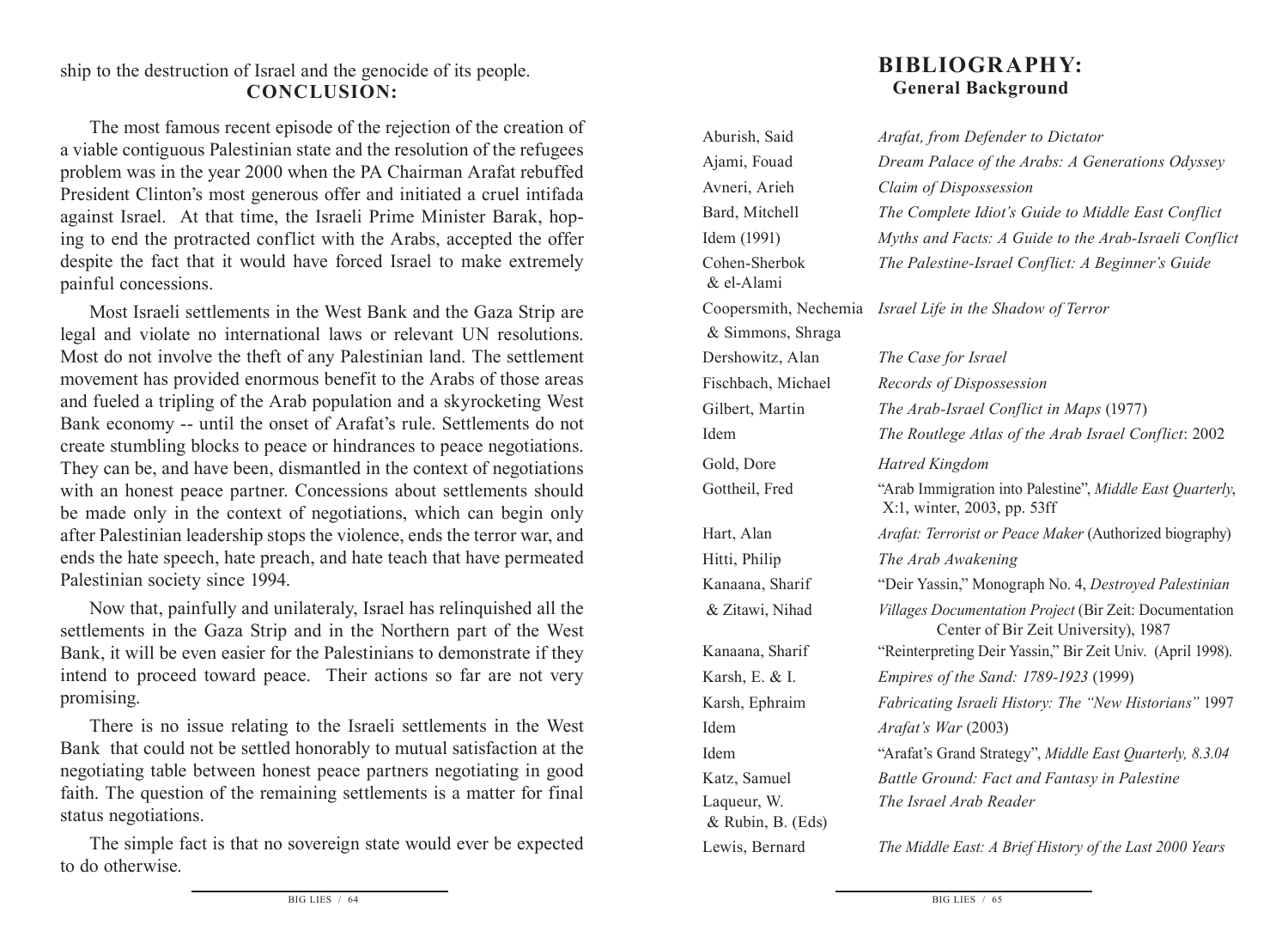ship to the destruction of Israel and the genocide of its people.

## CONCLUSION:

The most famous recent episode of the rejection of the creation of a viable contiguous Palestinian state and the resolution of the refugees problem was in the year 2000 when the PA Chairman Arafat rebuffed President Clinton's most generous offer and initiated a cruel intifada against Israel. At that time, the Israeli Prime Minister Barak, hoping to end the protracted conflict with the Arabs, accepted the offer despite the fact that it would have forced Israel to make extremely painful concessions.

Most Israeli settlements in the West Bank and the Gaza Strip are legal and violate no international laws or relevant UN resolutions. Most do not involve the theft of any Palestinian land. The settlement movement has provided enormous benefit to the Arabs of those areas and fueled a tripling of the Arab population and a skyrocketing West Bank economy -- until the onset of Arafat's rule. Settlements do not create stumbling blocks to peace or hindrances to peace negotiations. They can be, and have been, dismantled in the context of negotiations with an honest peace partner. Concessions about settlements should be made only in the context of negotiations, which can begin only after Palestinian leadership stops the violence, ends the terror war, and ends the hate speech, hate preach, and hate teach that have permeated Palestinian society since 1994.

Now that, painfully and unilateraly, Israel has relinquished all the settlements in the Gaza Strip and in the Northern part of the West Bank, it will be even easier for the Palestinians to demonstrate if they intend to proceed toward peace. Their actions so far are not very promising.

There is no issue relating to the Israeli settlements in the West Bank that could not be settled honorably to mutual satisfaction at the negotiating table between honest peace partners negotiating in good faith. The question of the remaining settlements is a matter for final status negotiations.

The simple fact is that no sovereign state would ever be expected to do otherwise.

# BIBLIOGRAPHY:

## General Background

| | |
|---|---|
| Aburish, Said | *Arafat, from Defender to Dictator* |
| Ajami, Fouad | *Dream Palace of the Arabs: A Generations Odyssey* |
| Avneri, Arieh | *Claim of Dispossession* |
| Bard, Mitchell | *The Complete Idiot's Guide to Middle East Conflict* |
| Idem (1991) | *Myths and Facts: A Guide to the Arab-Israeli Conflict* |
| Cohen-Sherbok & el-Alami | *The Palestine-Israel Conflict: A Beginner's Guide* |
| Coopersmith, Nechemia & Simmons, Shraga | *Israel Life in the Shadow of Terror* |
| Dershowitz, Alan | *The Case for Israel* |
| Fischbach, Michael | *Records of Dispossession* |
| Gilbert, Martin | *The Arab-Israel Conflict in Maps* (1977) |
| Idem | *The Routlege Atlas of the Arab Israel Conflict*: 2002 |
| Gold, Dore | *Hatred Kingdom* |
| Gottheil, Fred | "Arab Immigration into Palestine", *Middle East Quarterly*, X:1, winter, 2003, pp. 53ff |
| Hart, Alan | *Arafat: Terrorist or Peace Maker* (Authorized biography) |
| Hitti, Philip | *The Arab Awakening* |
| Kanaana, Sharif & Zitawi, Nihad | "Deir Yassin," Monograph No. 4, *Destroyed Palestinian Villages Documentation Project* (Bir Zeit: Documentation Center of Bir Zeit University), 1987 |
| Kanaana, Sharif | "Reinterpreting Deir Yassin," Bir Zeit Univ. (April 1998). |
| Karsh, E. & I. | *Empires of the Sand: 1789-1923* (1999) |
| Karsh, Ephraim | *Fabricating Israeli History: The "New Historians"* 1997 |
| Idem | *Arafat's War* (2003) |
| Idem | "Arafat's Grand Strategy", *Middle East Quarterly, 8.3.04* |
| Katz, Samuel | *Battle Ground: Fact and Fantasy in Palestine* |
| Laqueur, W. & Rubin, B. (Eds) | *The Israel Arab Reader* |
| Lewis, Bernard | *The Middle East: A Brief History of the Last 2000 Years* |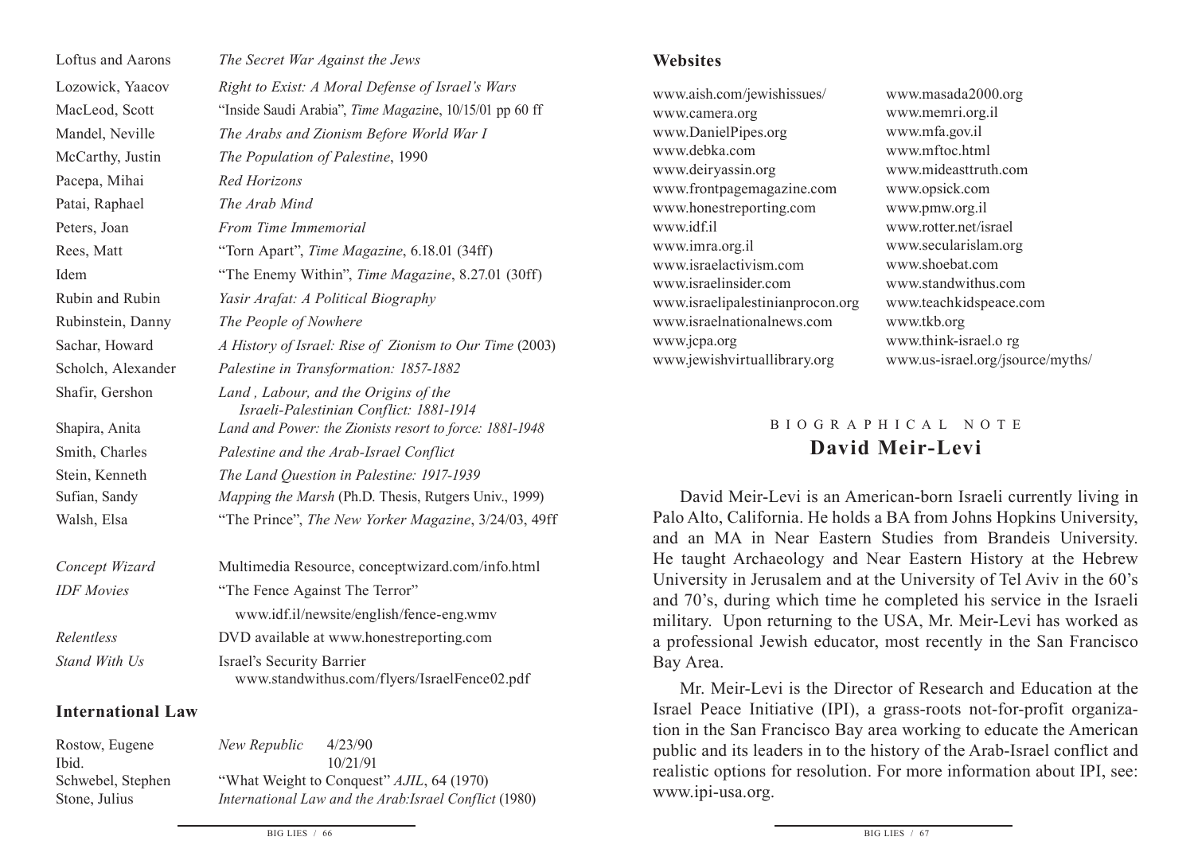| | |
|---|---|
| Loftus and Aarons | *The Secret War Against the Jews* |
| Lozowick, Yaacov | *Right to Exist: A Moral Defense of Israel's Wars* |
| MacLeod, Scott | "Inside Saudi Arabia", *Time Magazin*e, 10/15/01 pp 60 ff |
| Mandel, Neville | *The Arabs and Zionism Before World War I* |
| McCarthy, Justin | *The Population of Palestine*, 1990 |
| Pacepa, Mihai | *Red Horizons* |
| Patai, Raphael | *The Arab Mind* |
| Peters, Joan | *From Time Immemorial* |
| Rees, Matt | "Torn Apart", *Time Magazine*, 6.18.01 (34ff) |
| Idem | "The Enemy Within", *Time Magazine*, 8.27.01 (30ff) |
| Rubin and Rubin | *Yasir Arafat: A Political Biography* |
| Rubinstein, Danny | *The People of Nowhere* |
| Sachar, Howard | *A History of Israel: Rise of Zionism to Our Time* (2003) |
| Scholch, Alexander | *Palestine in Transformation: 1857-1882* |
| Shafir, Gershon | *Land , Labour, and the Origins of the Israeli-Palestinian Conflict: 1881-1914* |
| Shapira, Anita | *Land and Power: the Zionists resort to force: 1881-1948* |
| Smith, Charles | *Palestine and the Arab-Israel Conflict* |
| Stein, Kenneth | *The Land Question in Palestine: 1917-1939* |
| Sufian, Sandy | *Mapping the Marsh* (Ph.D. Thesis, Rutgers Univ., 1999) |
| Walsh, Elsa | "The Prince", *The New Yorker Magazine*, 3/24/03, 49ff |
| *Concept Wizard* | Multimedia Resource, conceptwizard.com/info.html |
| *IDF Movies* | "The Fence Against The Terror" www.idf.il/newsite/english/fence-eng.wmv |
| *Relentless* | DVD available at www.honestreporting.com |
| *Stand With Us* | Israel's Security Barrier www.standwithus.com/flyers/IsraelFence02.pdf |

## International Law

| | |
|---|---|
| Rostow, Eugene | *New Republic* 4/23/90 |
| Ibid. | 10/21/91 |
| Schwebel, Stephen | "What Weight to Conquest" *AJIL*, 64 (1970) |
| Stone, Julius | *International Law and the Arab:Israel Conflict* (1980) |

## Websites

www.aish.com/jewishissues/
www.camera.org
www.DanielPipes.org
www.debka.com
www.deiryassin.org
www.frontpagemagazine.com
www.honestreporting.com
www.idf.il
www.imra.org.il
www.israelactivism.com
www.israelinsider.com
www.israelipalestinianprocon.org
www.israelnationalnews.com
www.jcpa.org
www.jewishvirtuallibrary.org
www.masada2000.org
www.memri.org.il
www.mfa.gov.il
www.mftoc.html
www.mideasttruth.com
www.opsick.com
www.pmw.org.il
www.rotter.net/israel
www.secularislam.org
www.shoebat.com
www.standwithus.com
www.teachkidspeace.com
www.tkb.org
www.think-israel.o rg
www.us-israel.org/jsource/myths/

BIOGRAPHICAL NOTE

## David Meir-Levi

David Meir-Levi is an American-born Israeli currently living in Palo Alto, California. He holds a BA from Johns Hopkins University, and an MA in Near Eastern Studies from Brandeis University. He taught Archaeology and Near Eastern History at the Hebrew University in Jerusalem and at the University of Tel Aviv in the 60's and 70's, during which time he completed his service in the Israeli military. Upon returning to the USA, Mr. Meir-Levi has worked as a professional Jewish educator, most recently in the San Francisco Bay Area.

Mr. Meir-Levi is the Director of Research and Education at the Israel Peace Initiative (IPI), a grass-roots not-for-profit organization in the San Francisco Bay area working to educate the American public and its leaders in to the history of the Arab-Israel conflict and realistic options for resolution. For more information about IPI, see: www.ipi-usa.org.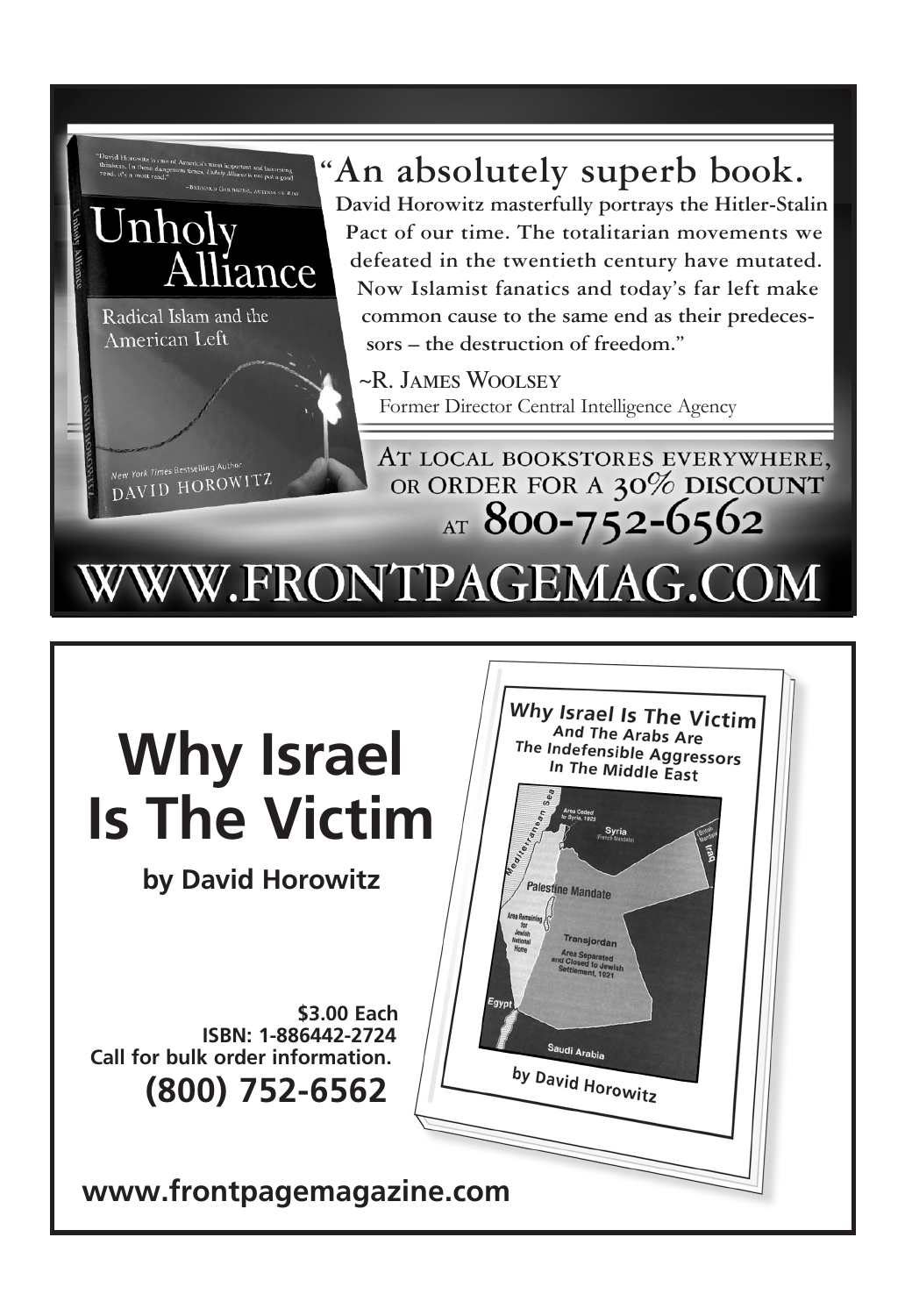"An absolutely superb book.

**David Horowitz masterfully portrays the Hitler-Stalin Pact of our time. The totalitarian movements we defeated in the twentieth century have mutated. Now Islamist fanatics and today's far left make common cause to the same end as their predecessors – the destruction of freedom."**

~R. James Woolsey
Former Director Central Intelligence Agency

Unholy Alliance
Radical Islam and the American Left

New York Times Bestselling Author
DAVID HOROWITZ

AT LOCAL BOOKSTORES EVERYWHERE, OR ORDER FOR A 30% DISCOUNT AT 800-752-6562

# WWW.FRONTPAGEMAG.COM

# Why Israel Is The Victim

**by David Horowitz**

**$3.00 Each**
**ISBN: 1-886442-2724**
**Call for bulk order information.**
**(800) 752-6562**

Why Israel Is The Victim And The Arabs Are The Indefensible Aggressors In The Middle East

by David Horowitz

**www.frontpagemagazine.com**